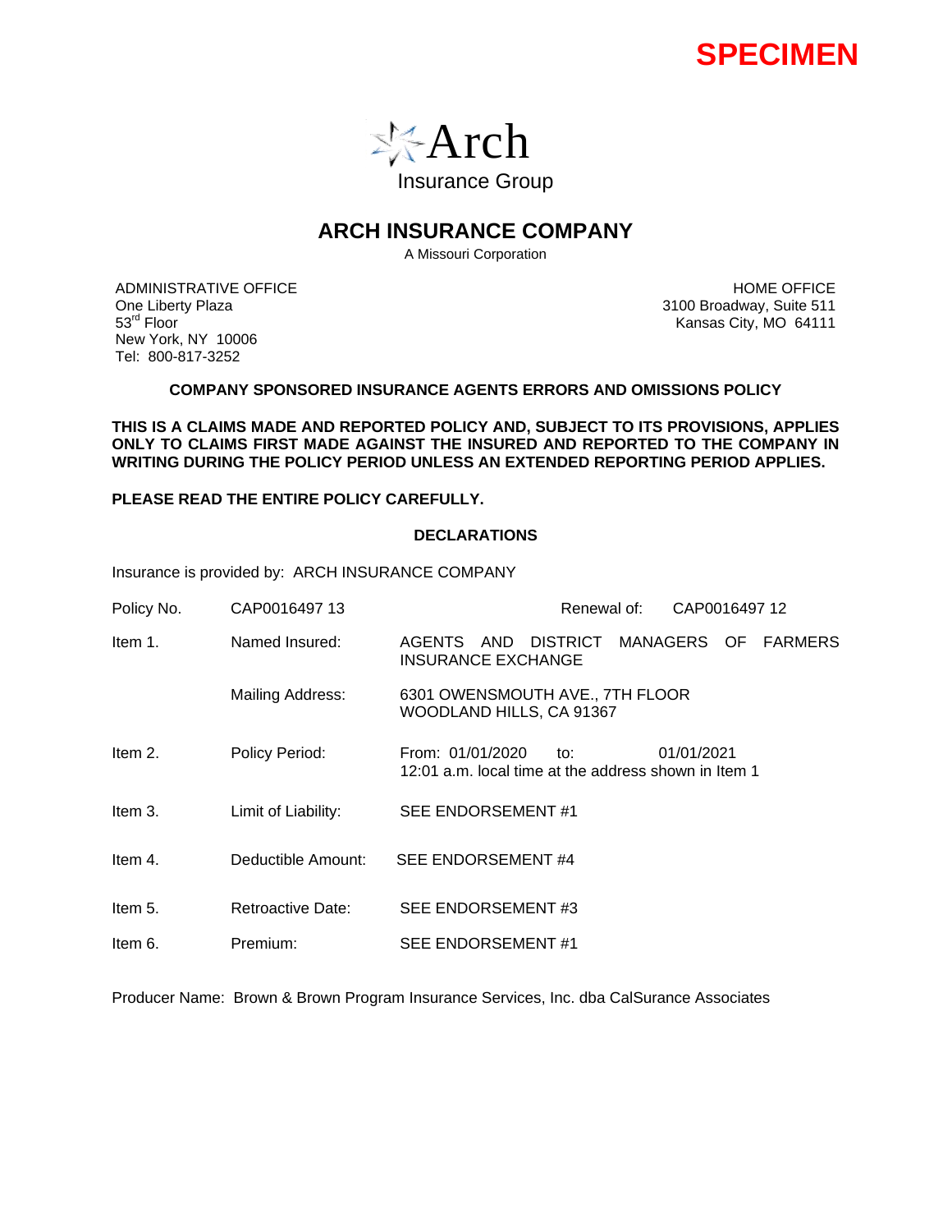**SPECIMEN**

Arch
Insurance Group

# ARCH INSURANCE COMPANY

A Missouri Corporation

ADMINISTRATIVE OFFICE
One Liberty Plaza
53rd Floor
New York, NY 10006
Tel: 800-817-3252

HOME OFFICE
3100 Broadway, Suite 511
Kansas City, MO 64111

**COMPANY SPONSORED INSURANCE AGENTS ERRORS AND OMISSIONS POLICY**

**THIS IS A CLAIMS MADE AND REPORTED POLICY AND, SUBJECT TO ITS PROVISIONS, APPLIES ONLY TO CLAIMS FIRST MADE AGAINST THE INSURED AND REPORTED TO THE COMPANY IN WRITING DURING THE POLICY PERIOD UNLESS AN EXTENDED REPORTING PERIOD APPLIES.**

**PLEASE READ THE ENTIRE POLICY CAREFULLY.**

## DECLARATIONS

Insurance is provided by: ARCH INSURANCE COMPANY

| | | |
|---|---|---|
| Policy No. | CAP0016497 13 | Renewal of: CAP0016497 12 |
| Item 1. | Named Insured: | AGENTS AND DISTRICT MANAGERS OF FARMERS INSURANCE EXCHANGE |
| | Mailing Address: | 6301 OWENSMOUTH AVE., 7TH FLOOR<br>WOODLAND HILLS, CA 91367 |
| Item 2. | Policy Period: | From: 01/01/2020 to: 01/01/2021<br>12:01 a.m. local time at the address shown in Item 1 |
| Item 3. | Limit of Liability: | SEE ENDORSEMENT #1 |
| Item 4. | Deductible Amount: | SEE ENDORSEMENT #4 |
| Item 5. | Retroactive Date: | SEE ENDORSEMENT #3 |
| Item 6. | Premium: | SEE ENDORSEMENT #1 |

Producer Name: Brown & Brown Program Insurance Services, Inc. dba CalSurance Associates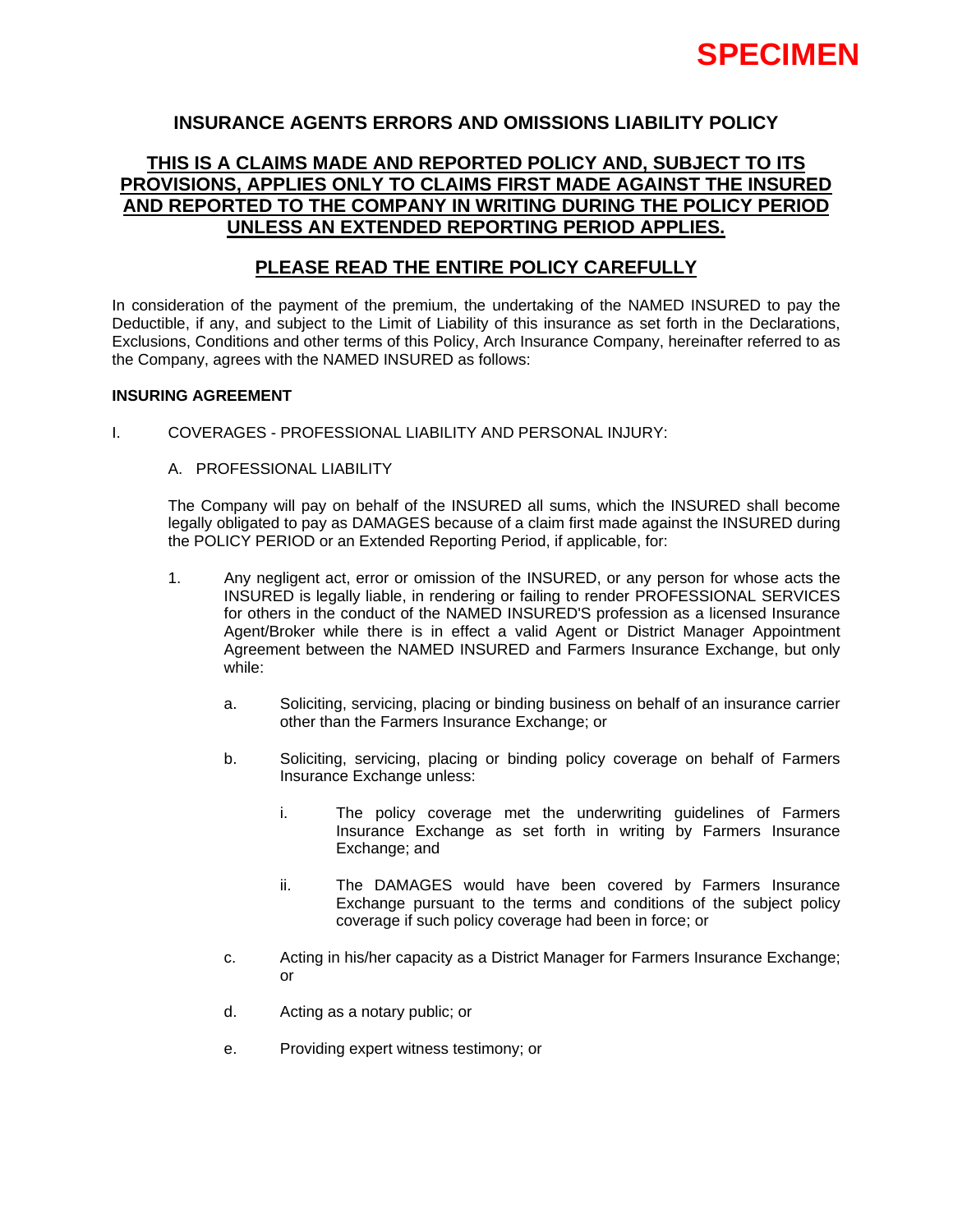**SPECIMEN**

## INSURANCE AGENTS ERRORS AND OMISSIONS LIABILITY POLICY

**THIS IS A CLAIMS MADE AND REPORTED POLICY AND, SUBJECT TO ITS PROVISIONS, APPLIES ONLY TO CLAIMS FIRST MADE AGAINST THE INSURED AND REPORTED TO THE COMPANY IN WRITING DURING THE POLICY PERIOD UNLESS AN EXTENDED REPORTING PERIOD APPLIES.**

**PLEASE READ THE ENTIRE POLICY CAREFULLY**

In consideration of the payment of the premium, the undertaking of the NAMED INSURED to pay the Deductible, if any, and subject to the Limit of Liability of this insurance as set forth in the Declarations, Exclusions, Conditions and other terms of this Policy, Arch Insurance Company, hereinafter referred to as the Company, agrees with the NAMED INSURED as follows:

**INSURING AGREEMENT**

I. COVERAGES - PROFESSIONAL LIABILITY AND PERSONAL INJURY:

A. PROFESSIONAL LIABILITY

The Company will pay on behalf of the INSURED all sums, which the INSURED shall become legally obligated to pay as DAMAGES because of a claim first made against the INSURED during the POLICY PERIOD or an Extended Reporting Period, if applicable, for:

1. Any negligent act, error or omission of the INSURED, or any person for whose acts the INSURED is legally liable, in rendering or failing to render PROFESSIONAL SERVICES for others in the conduct of the NAMED INSURED'S profession as a licensed Insurance Agent/Broker while there is in effect a valid Agent or District Manager Appointment Agreement between the NAMED INSURED and Farmers Insurance Exchange, but only while:

   a. Soliciting, servicing, placing or binding business on behalf of an insurance carrier other than the Farmers Insurance Exchange; or

   b. Soliciting, servicing, placing or binding policy coverage on behalf of Farmers Insurance Exchange unless:

      i. The policy coverage met the underwriting guidelines of Farmers Insurance Exchange as set forth in writing by Farmers Insurance Exchange; and

      ii. The DAMAGES would have been covered by Farmers Insurance Exchange pursuant to the terms and conditions of the subject policy coverage if such policy coverage had been in force; or

   c. Acting in his/her capacity as a District Manager for Farmers Insurance Exchange; or

   d. Acting as a notary public; or

   e. Providing expert witness testimony; or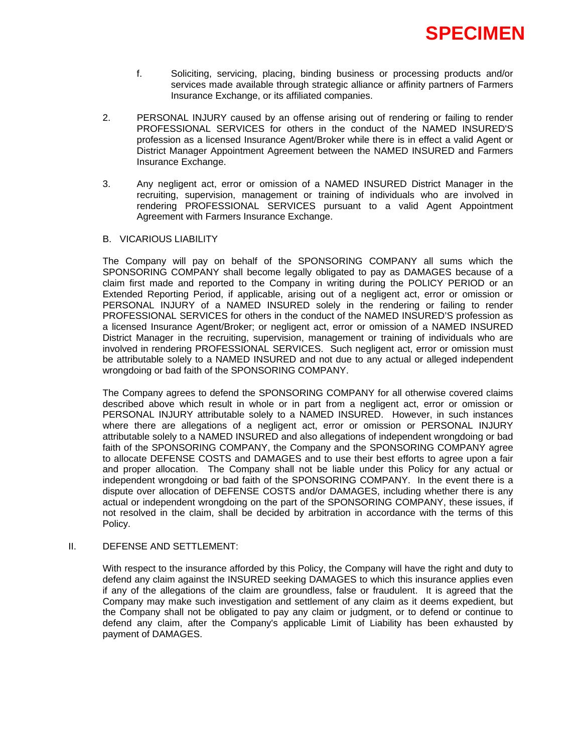**SPECIMEN**

f. Soliciting, servicing, placing, binding business or processing products and/or services made available through strategic alliance or affinity partners of Farmers Insurance Exchange, or its affiliated companies.

2. PERSONAL INJURY caused by an offense arising out of rendering or failing to render PROFESSIONAL SERVICES for others in the conduct of the NAMED INSURED'S profession as a licensed Insurance Agent/Broker while there is in effect a valid Agent or District Manager Appointment Agreement between the NAMED INSURED and Farmers Insurance Exchange.

3. Any negligent act, error or omission of a NAMED INSURED District Manager in the recruiting, supervision, management or training of individuals who are involved in rendering PROFESSIONAL SERVICES pursuant to a valid Agent Appointment Agreement with Farmers Insurance Exchange.

B. VICARIOUS LIABILITY

The Company will pay on behalf of the SPONSORING COMPANY all sums which the SPONSORING COMPANY shall become legally obligated to pay as DAMAGES because of a claim first made and reported to the Company in writing during the POLICY PERIOD or an Extended Reporting Period, if applicable, arising out of a negligent act, error or omission or PERSONAL INJURY of a NAMED INSURED solely in the rendering or failing to render PROFESSIONAL SERVICES for others in the conduct of the NAMED INSURED'S profession as a licensed Insurance Agent/Broker; or negligent act, error or omission of a NAMED INSURED District Manager in the recruiting, supervision, management or training of individuals who are involved in rendering PROFESSIONAL SERVICES. Such negligent act, error or omission must be attributable solely to a NAMED INSURED and not due to any actual or alleged independent wrongdoing or bad faith of the SPONSORING COMPANY.

The Company agrees to defend the SPONSORING COMPANY for all otherwise covered claims described above which result in whole or in part from a negligent act, error or omission or PERSONAL INJURY attributable solely to a NAMED INSURED. However, in such instances where there are allegations of a negligent act, error or omission or PERSONAL INJURY attributable solely to a NAMED INSURED and also allegations of independent wrongdoing or bad faith of the SPONSORING COMPANY, the Company and the SPONSORING COMPANY agree to allocate DEFENSE COSTS and DAMAGES and to use their best efforts to agree upon a fair and proper allocation. The Company shall not be liable under this Policy for any actual or independent wrongdoing or bad faith of the SPONSORING COMPANY. In the event there is a dispute over allocation of DEFENSE COSTS and/or DAMAGES, including whether there is any actual or independent wrongdoing on the part of the SPONSORING COMPANY, these issues, if not resolved in the claim, shall be decided by arbitration in accordance with the terms of this Policy.

II. DEFENSE AND SETTLEMENT:

With respect to the insurance afforded by this Policy, the Company will have the right and duty to defend any claim against the INSURED seeking DAMAGES to which this insurance applies even if any of the allegations of the claim are groundless, false or fraudulent. It is agreed that the Company may make such investigation and settlement of any claim as it deems expedient, but the Company shall not be obligated to pay any claim or judgment, or to defend or continue to defend any claim, after the Company's applicable Limit of Liability has been exhausted by payment of DAMAGES.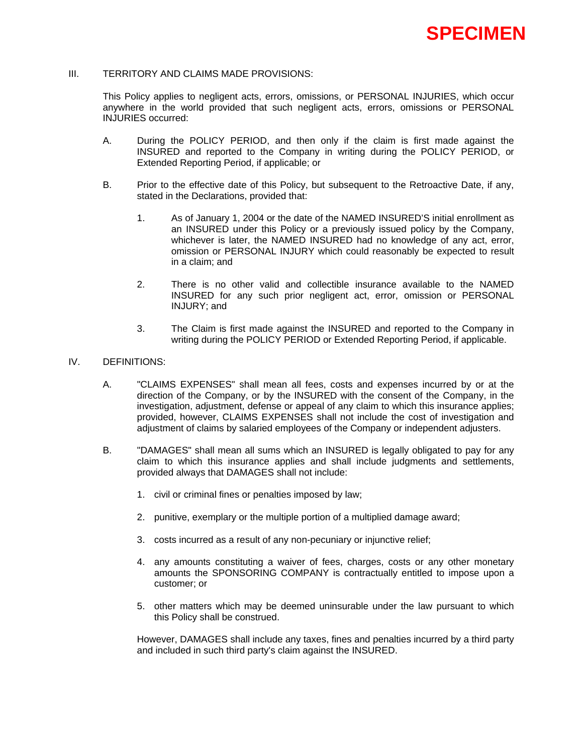**SPECIMEN**

III. TERRITORY AND CLAIMS MADE PROVISIONS:

This Policy applies to negligent acts, errors, omissions, or PERSONAL INJURIES, which occur anywhere in the world provided that such negligent acts, errors, omissions or PERSONAL INJURIES occurred:

A. During the POLICY PERIOD, and then only if the claim is first made against the INSURED and reported to the Company in writing during the POLICY PERIOD, or Extended Reporting Period, if applicable; or

B. Prior to the effective date of this Policy, but subsequent to the Retroactive Date, if any, stated in the Declarations, provided that:

   1. As of January 1, 2004 or the date of the NAMED INSURED'S initial enrollment as an INSURED under this Policy or a previously issued policy by the Company, whichever is later, the NAMED INSURED had no knowledge of any act, error, omission or PERSONAL INJURY which could reasonably be expected to result in a claim; and

   2. There is no other valid and collectible insurance available to the NAMED INSURED for any such prior negligent act, error, omission or PERSONAL INJURY; and

   3. The Claim is first made against the INSURED and reported to the Company in writing during the POLICY PERIOD or Extended Reporting Period, if applicable.

IV. DEFINITIONS:

A. "CLAIMS EXPENSES" shall mean all fees, costs and expenses incurred by or at the direction of the Company, or by the INSURED with the consent of the Company, in the investigation, adjustment, defense or appeal of any claim to which this insurance applies; provided, however, CLAIMS EXPENSES shall not include the cost of investigation and adjustment of claims by salaried employees of the Company or independent adjusters.

B. "DAMAGES" shall mean all sums which an INSURED is legally obligated to pay for any claim to which this insurance applies and shall include judgments and settlements, provided always that DAMAGES shall not include:

   1. civil or criminal fines or penalties imposed by law;

   2. punitive, exemplary or the multiple portion of a multiplied damage award;

   3. costs incurred as a result of any non-pecuniary or injunctive relief;

   4. any amounts constituting a waiver of fees, charges, costs or any other monetary amounts the SPONSORING COMPANY is contractually entitled to impose upon a customer; or

   5. other matters which may be deemed uninsurable under the law pursuant to which this Policy shall be construed.

   However, DAMAGES shall include any taxes, fines and penalties incurred by a third party and included in such third party's claim against the INSURED.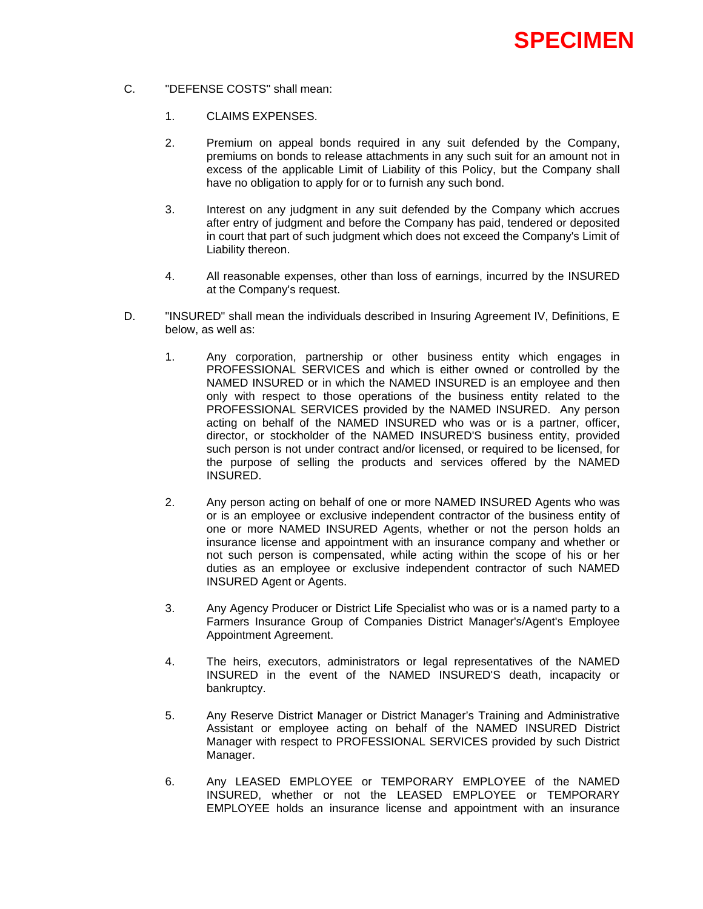**SPECIMEN**

C. "DEFENSE COSTS" shall mean:

   1. CLAIMS EXPENSES.

   2. Premium on appeal bonds required in any suit defended by the Company, premiums on bonds to release attachments in any such suit for an amount not in excess of the applicable Limit of Liability of this Policy, but the Company shall have no obligation to apply for or to furnish any such bond.

   3. Interest on any judgment in any suit defended by the Company which accrues after entry of judgment and before the Company has paid, tendered or deposited in court that part of such judgment which does not exceed the Company's Limit of Liability thereon.

   4. All reasonable expenses, other than loss of earnings, incurred by the INSURED at the Company's request.

D. "INSURED" shall mean the individuals described in Insuring Agreement IV, Definitions, E below, as well as:

   1. Any corporation, partnership or other business entity which engages in PROFESSIONAL SERVICES and which is either owned or controlled by the NAMED INSURED or in which the NAMED INSURED is an employee and then only with respect to those operations of the business entity related to the PROFESSIONAL SERVICES provided by the NAMED INSURED. Any person acting on behalf of the NAMED INSURED who was or is a partner, officer, director, or stockholder of the NAMED INSURED'S business entity, provided such person is not under contract and/or licensed, or required to be licensed, for the purpose of selling the products and services offered by the NAMED INSURED.

   2. Any person acting on behalf of one or more NAMED INSURED Agents who was or is an employee or exclusive independent contractor of the business entity of one or more NAMED INSURED Agents, whether or not the person holds an insurance license and appointment with an insurance company and whether or not such person is compensated, while acting within the scope of his or her duties as an employee or exclusive independent contractor of such NAMED INSURED Agent or Agents.

   3. Any Agency Producer or District Life Specialist who was or is a named party to a Farmers Insurance Group of Companies District Manager's/Agent's Employee Appointment Agreement.

   4. The heirs, executors, administrators or legal representatives of the NAMED INSURED in the event of the NAMED INSURED'S death, incapacity or bankruptcy.

   5. Any Reserve District Manager or District Manager's Training and Administrative Assistant or employee acting on behalf of the NAMED INSURED District Manager with respect to PROFESSIONAL SERVICES provided by such District Manager.

   6. Any LEASED EMPLOYEE or TEMPORARY EMPLOYEE of the NAMED INSURED, whether or not the LEASED EMPLOYEE or TEMPORARY EMPLOYEE holds an insurance license and appointment with an insurance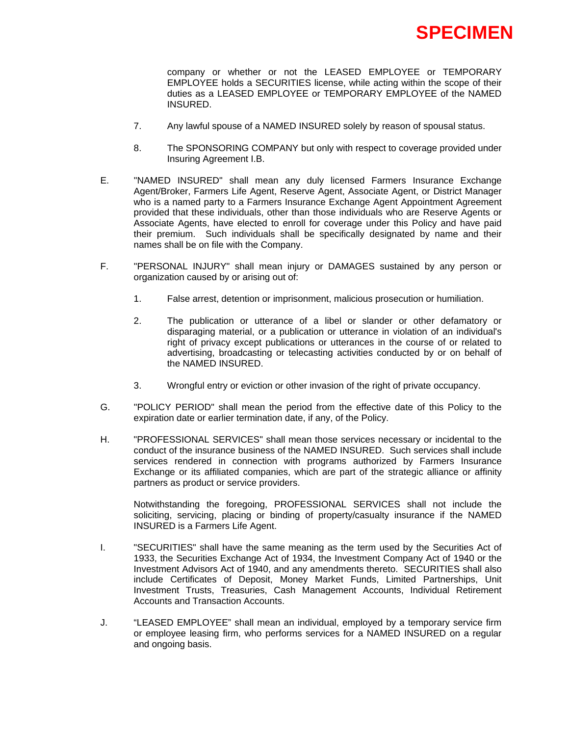company or whether or not the LEASED EMPLOYEE or TEMPORARY EMPLOYEE holds a SECURITIES license, while acting within the scope of their duties as a LEASED EMPLOYEE or TEMPORARY EMPLOYEE of the NAMED INSURED.

7. Any lawful spouse of a NAMED INSURED solely by reason of spousal status.

8. The SPONSORING COMPANY but only with respect to coverage provided under Insuring Agreement I.B.

E. "NAMED INSURED" shall mean any duly licensed Farmers Insurance Exchange Agent/Broker, Farmers Life Agent, Reserve Agent, Associate Agent, or District Manager who is a named party to a Farmers Insurance Exchange Agent Appointment Agreement provided that these individuals, other than those individuals who are Reserve Agents or Associate Agents, have elected to enroll for coverage under this Policy and have paid their premium. Such individuals shall be specifically designated by name and their names shall be on file with the Company.

F. "PERSONAL INJURY" shall mean injury or DAMAGES sustained by any person or organization caused by or arising out of:

1. False arrest, detention or imprisonment, malicious prosecution or humiliation.

2. The publication or utterance of a libel or slander or other defamatory or disparaging material, or a publication or utterance in violation of an individual's right of privacy except publications or utterances in the course of or related to advertising, broadcasting or telecasting activities conducted by or on behalf of the NAMED INSURED.

3. Wrongful entry or eviction or other invasion of the right of private occupancy.

G. "POLICY PERIOD" shall mean the period from the effective date of this Policy to the expiration date or earlier termination date, if any, of the Policy.

H. "PROFESSIONAL SERVICES" shall mean those services necessary or incidental to the conduct of the insurance business of the NAMED INSURED. Such services shall include services rendered in connection with programs authorized by Farmers Insurance Exchange or its affiliated companies, which are part of the strategic alliance or affinity partners as product or service providers.

Notwithstanding the foregoing, PROFESSIONAL SERVICES shall not include the soliciting, servicing, placing or binding of property/casualty insurance if the NAMED INSURED is a Farmers Life Agent.

I. "SECURITIES" shall have the same meaning as the term used by the Securities Act of 1933, the Securities Exchange Act of 1934, the Investment Company Act of 1940 or the Investment Advisors Act of 1940, and any amendments thereto. SECURITIES shall also include Certificates of Deposit, Money Market Funds, Limited Partnerships, Unit Investment Trusts, Treasuries, Cash Management Accounts, Individual Retirement Accounts and Transaction Accounts.

J. "LEASED EMPLOYEE" shall mean an individual, employed by a temporary service firm or employee leasing firm, who performs services for a NAMED INSURED on a regular and ongoing basis.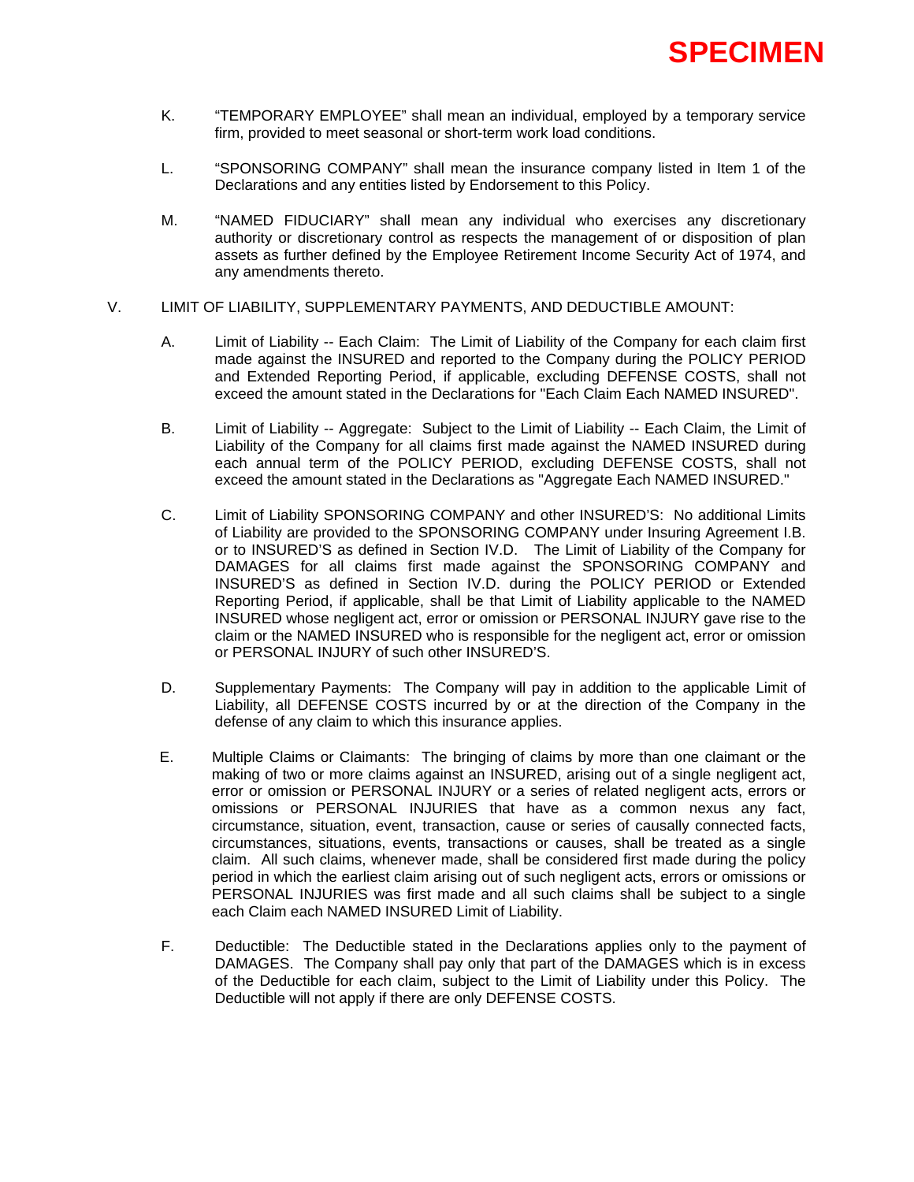**SPECIMEN**

K. "TEMPORARY EMPLOYEE" shall mean an individual, employed by a temporary service firm, provided to meet seasonal or short-term work load conditions.

L. "SPONSORING COMPANY" shall mean the insurance company listed in Item 1 of the Declarations and any entities listed by Endorsement to this Policy.

M. "NAMED FIDUCIARY" shall mean any individual who exercises any discretionary authority or discretionary control as respects the management of or disposition of plan assets as further defined by the Employee Retirement Income Security Act of 1974, and any amendments thereto.

V. LIMIT OF LIABILITY, SUPPLEMENTARY PAYMENTS, AND DEDUCTIBLE AMOUNT:

A. Limit of Liability -- Each Claim: The Limit of Liability of the Company for each claim first made against the INSURED and reported to the Company during the POLICY PERIOD and Extended Reporting Period, if applicable, excluding DEFENSE COSTS, shall not exceed the amount stated in the Declarations for "Each Claim Each NAMED INSURED".

B. Limit of Liability -- Aggregate: Subject to the Limit of Liability -- Each Claim, the Limit of Liability of the Company for all claims first made against the NAMED INSURED during each annual term of the POLICY PERIOD, excluding DEFENSE COSTS, shall not exceed the amount stated in the Declarations as "Aggregate Each NAMED INSURED."

C. Limit of Liability SPONSORING COMPANY and other INSURED'S: No additional Limits of Liability are provided to the SPONSORING COMPANY under Insuring Agreement I.B. or to INSURED'S as defined in Section IV.D. The Limit of Liability of the Company for DAMAGES for all claims first made against the SPONSORING COMPANY and INSURED'S as defined in Section IV.D. during the POLICY PERIOD or Extended Reporting Period, if applicable, shall be that Limit of Liability applicable to the NAMED INSURED whose negligent act, error or omission or PERSONAL INJURY gave rise to the claim or the NAMED INSURED who is responsible for the negligent act, error or omission or PERSONAL INJURY of such other INSURED'S.

D. Supplementary Payments: The Company will pay in addition to the applicable Limit of Liability, all DEFENSE COSTS incurred by or at the direction of the Company in the defense of any claim to which this insurance applies.

E. Multiple Claims or Claimants: The bringing of claims by more than one claimant or the making of two or more claims against an INSURED, arising out of a single negligent act, error or omission or PERSONAL INJURY or a series of related negligent acts, errors or omissions or PERSONAL INJURIES that have as a common nexus any fact, circumstance, situation, event, transaction, cause or series of causally connected facts, circumstances, situations, events, transactions or causes, shall be treated as a single claim. All such claims, whenever made, shall be considered first made during the policy period in which the earliest claim arising out of such negligent acts, errors or omissions or PERSONAL INJURIES was first made and all such claims shall be subject to a single each Claim each NAMED INSURED Limit of Liability.

F. Deductible: The Deductible stated in the Declarations applies only to the payment of DAMAGES. The Company shall pay only that part of the DAMAGES which is in excess of the Deductible for each claim, subject to the Limit of Liability under this Policy. The Deductible will not apply if there are only DEFENSE COSTS.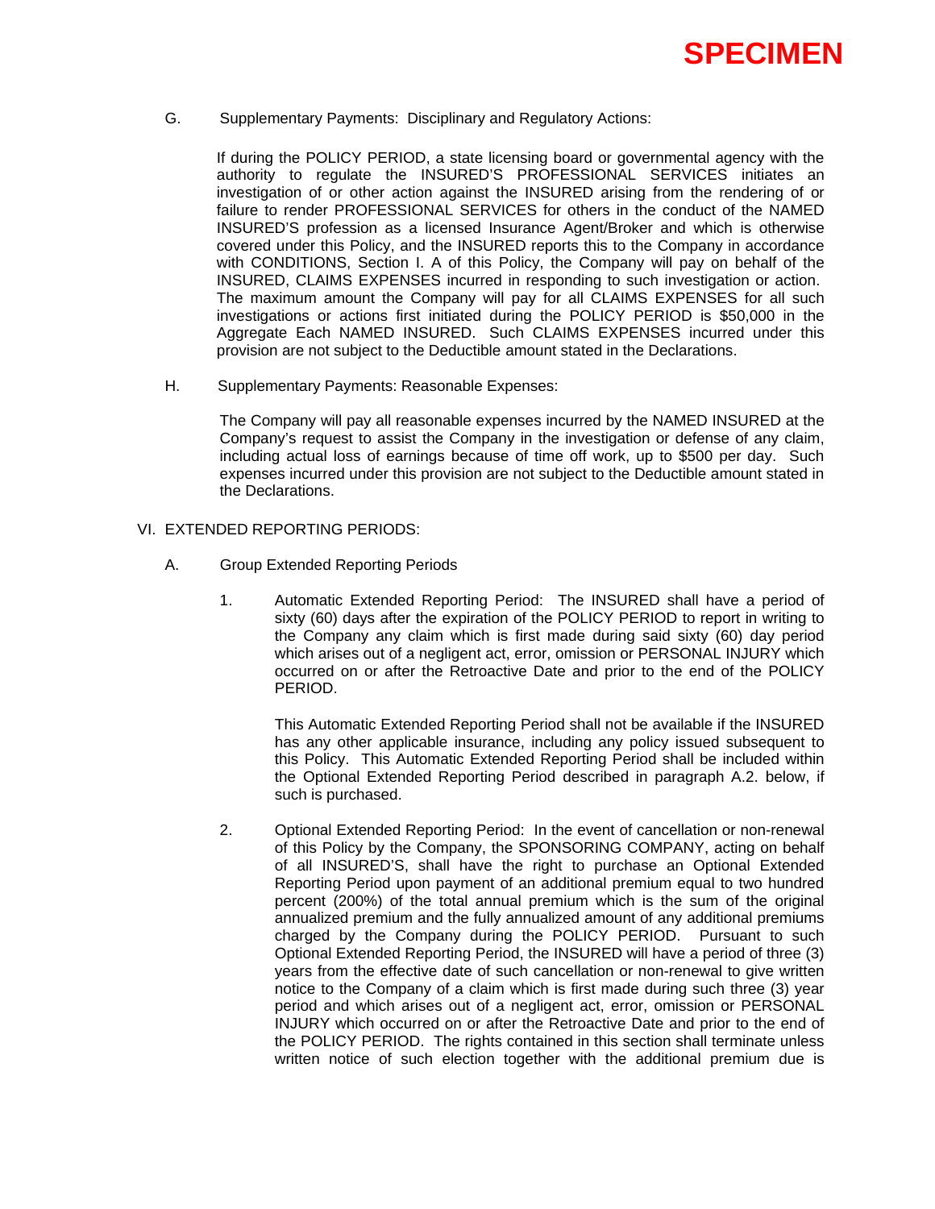**SPECIMEN**

G. Supplementary Payments: Disciplinary and Regulatory Actions:

If during the POLICY PERIOD, a state licensing board or governmental agency with the authority to regulate the INSURED'S PROFESSIONAL SERVICES initiates an investigation of or other action against the INSURED arising from the rendering of or failure to render PROFESSIONAL SERVICES for others in the conduct of the NAMED INSURED'S profession as a licensed Insurance Agent/Broker and which is otherwise covered under this Policy, and the INSURED reports this to the Company in accordance with CONDITIONS, Section I. A of this Policy, the Company will pay on behalf of the INSURED, CLAIMS EXPENSES incurred in responding to such investigation or action. The maximum amount the Company will pay for all CLAIMS EXPENSES for all such investigations or actions first initiated during the POLICY PERIOD is $50,000 in the Aggregate Each NAMED INSURED. Such CLAIMS EXPENSES incurred under this provision are not subject to the Deductible amount stated in the Declarations.

H. Supplementary Payments: Reasonable Expenses:

The Company will pay all reasonable expenses incurred by the NAMED INSURED at the Company's request to assist the Company in the investigation or defense of any claim, including actual loss of earnings because of time off work, up to $500 per day. Such expenses incurred under this provision are not subject to the Deductible amount stated in the Declarations.

VI. EXTENDED REPORTING PERIODS:

A. Group Extended Reporting Periods

1. Automatic Extended Reporting Period: The INSURED shall have a period of sixty (60) days after the expiration of the POLICY PERIOD to report in writing to the Company any claim which is first made during said sixty (60) day period which arises out of a negligent act, error, omission or PERSONAL INJURY which occurred on or after the Retroactive Date and prior to the end of the POLICY PERIOD.

   This Automatic Extended Reporting Period shall not be available if the INSURED has any other applicable insurance, including any policy issued subsequent to this Policy. This Automatic Extended Reporting Period shall be included within the Optional Extended Reporting Period described in paragraph A.2. below, if such is purchased.

2. Optional Extended Reporting Period: In the event of cancellation or non-renewal of this Policy by the Company, the SPONSORING COMPANY, acting on behalf of all INSURED'S, shall have the right to purchase an Optional Extended Reporting Period upon payment of an additional premium equal to two hundred percent (200%) of the total annual premium which is the sum of the original annualized premium and the fully annualized amount of any additional premiums charged by the Company during the POLICY PERIOD. Pursuant to such Optional Extended Reporting Period, the INSURED will have a period of three (3) years from the effective date of such cancellation or non-renewal to give written notice to the Company of a claim which is first made during such three (3) year period and which arises out of a negligent act, error, omission or PERSONAL INJURY which occurred on or after the Retroactive Date and prior to the end of the POLICY PERIOD. The rights contained in this section shall terminate unless written notice of such election together with the additional premium due is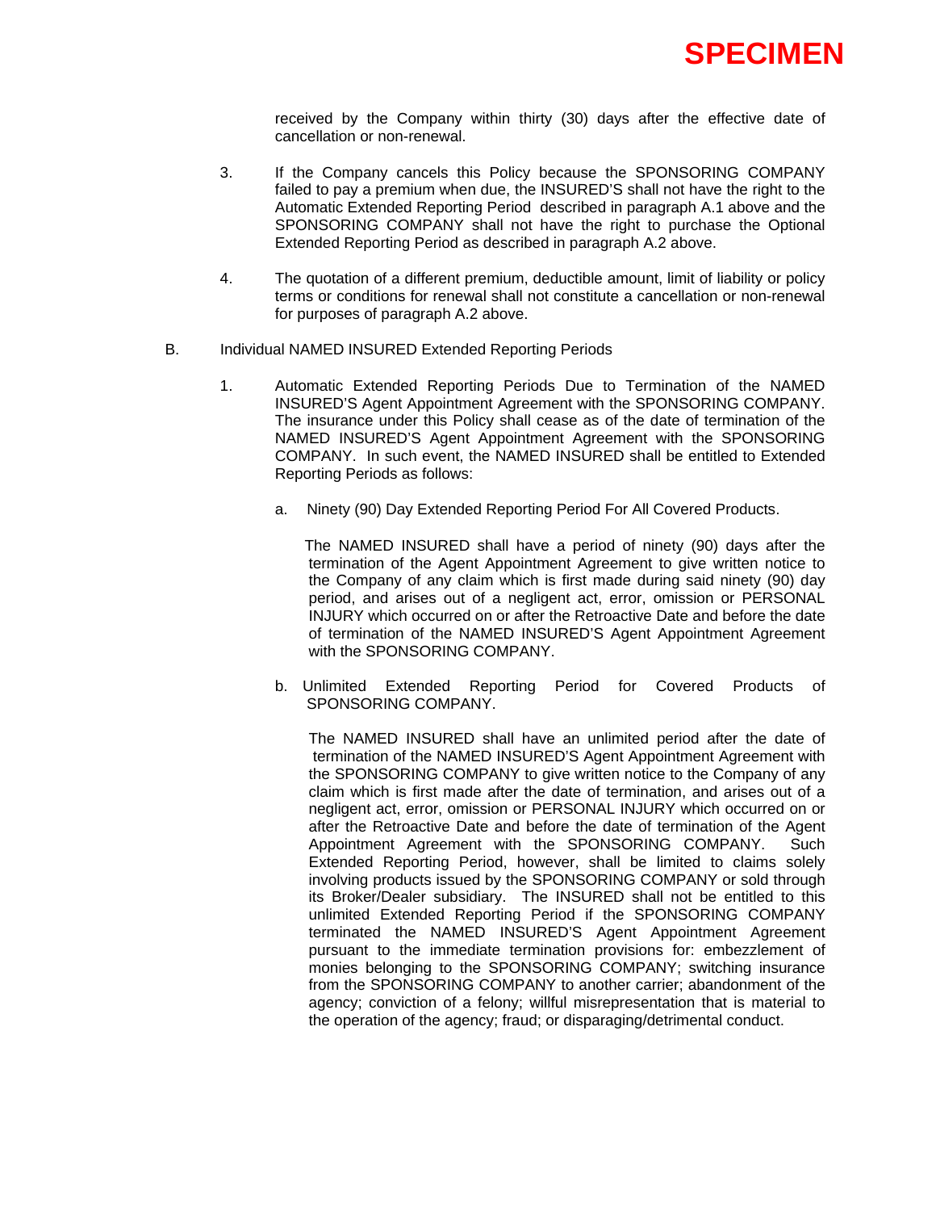received by the Company within thirty (30) days after the effective date of cancellation or non-renewal.

3. If the Company cancels this Policy because the SPONSORING COMPANY failed to pay a premium when due, the INSURED'S shall not have the right to the Automatic Extended Reporting Period described in paragraph A.1 above and the SPONSORING COMPANY shall not have the right to purchase the Optional Extended Reporting Period as described in paragraph A.2 above.

4. The quotation of a different premium, deductible amount, limit of liability or policy terms or conditions for renewal shall not constitute a cancellation or non-renewal for purposes of paragraph A.2 above.

B. Individual NAMED INSURED Extended Reporting Periods

1. Automatic Extended Reporting Periods Due to Termination of the NAMED INSURED'S Agent Appointment Agreement with the SPONSORING COMPANY. The insurance under this Policy shall cease as of the date of termination of the NAMED INSURED'S Agent Appointment Agreement with the SPONSORING COMPANY. In such event, the NAMED INSURED shall be entitled to Extended Reporting Periods as follows:

   a. Ninety (90) Day Extended Reporting Period For All Covered Products.

   The NAMED INSURED shall have a period of ninety (90) days after the termination of the Agent Appointment Agreement to give written notice to the Company of any claim which is first made during said ninety (90) day period, and arises out of a negligent act, error, omission or PERSONAL INJURY which occurred on or after the Retroactive Date and before the date of termination of the NAMED INSURED'S Agent Appointment Agreement with the SPONSORING COMPANY.

   b. Unlimited Extended Reporting Period for Covered Products of SPONSORING COMPANY.

   The NAMED INSURED shall have an unlimited period after the date of termination of the NAMED INSURED'S Agent Appointment Agreement with the SPONSORING COMPANY to give written notice to the Company of any claim which is first made after the date of termination, and arises out of a negligent act, error, omission or PERSONAL INJURY which occurred on or after the Retroactive Date and before the date of termination of the Agent Appointment Agreement with the SPONSORING COMPANY. Such Extended Reporting Period, however, shall be limited to claims solely involving products issued by the SPONSORING COMPANY or sold through its Broker/Dealer subsidiary. The INSURED shall not be entitled to this unlimited Extended Reporting Period if the SPONSORING COMPANY terminated the NAMED INSURED'S Agent Appointment Agreement pursuant to the immediate termination provisions for: embezzlement of monies belonging to the SPONSORING COMPANY; switching insurance from the SPONSORING COMPANY to another carrier; abandonment of the agency; conviction of a felony; willful misrepresentation that is material to the operation of the agency; fraud; or disparaging/detrimental conduct.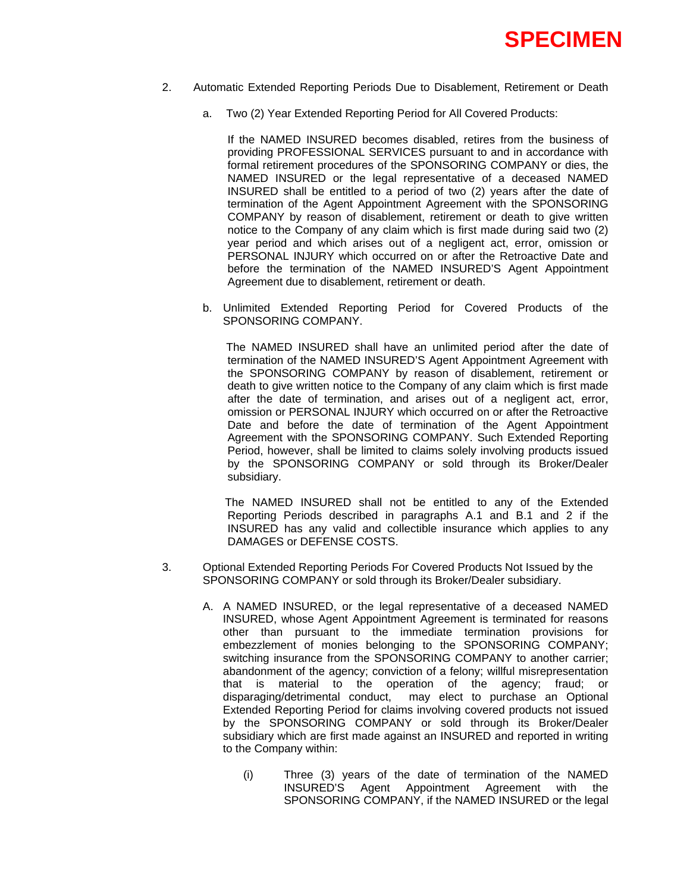SPECIMEN

2. Automatic Extended Reporting Periods Due to Disablement, Retirement or Death

   a. Two (2) Year Extended Reporting Period for All Covered Products:

      If the NAMED INSURED becomes disabled, retires from the business of providing PROFESSIONAL SERVICES pursuant to and in accordance with formal retirement procedures of the SPONSORING COMPANY or dies, the NAMED INSURED or the legal representative of a deceased NAMED INSURED shall be entitled to a period of two (2) years after the date of termination of the Agent Appointment Agreement with the SPONSORING COMPANY by reason of disablement, retirement or death to give written notice to the Company of any claim which is first made during said two (2) year period and which arises out of a negligent act, error, omission or PERSONAL INJURY which occurred on or after the Retroactive Date and before the termination of the NAMED INSURED'S Agent Appointment Agreement due to disablement, retirement or death.

   b. Unlimited Extended Reporting Period for Covered Products of the SPONSORING COMPANY.

      The NAMED INSURED shall have an unlimited period after the date of termination of the NAMED INSURED'S Agent Appointment Agreement with the SPONSORING COMPANY by reason of disablement, retirement or death to give written notice to the Company of any claim which is first made after the date of termination, and arises out of a negligent act, error, omission or PERSONAL INJURY which occurred on or after the Retroactive Date and before the date of termination of the Agent Appointment Agreement with the SPONSORING COMPANY. Such Extended Reporting Period, however, shall be limited to claims solely involving products issued by the SPONSORING COMPANY or sold through its Broker/Dealer subsidiary.

      The NAMED INSURED shall not be entitled to any of the Extended Reporting Periods described in paragraphs A.1 and B.1 and 2 if the INSURED has any valid and collectible insurance which applies to any DAMAGES or DEFENSE COSTS.

3. Optional Extended Reporting Periods For Covered Products Not Issued by the SPONSORING COMPANY or sold through its Broker/Dealer subsidiary.

   A. A NAMED INSURED, or the legal representative of a deceased NAMED INSURED, whose Agent Appointment Agreement is terminated for reasons other than pursuant to the immediate termination provisions for embezzlement of monies belonging to the SPONSORING COMPANY; switching insurance from the SPONSORING COMPANY to another carrier; abandonment of the agency; conviction of a felony; willful misrepresentation that is material to the operation of the agency; fraud; or disparaging/detrimental conduct, may elect to purchase an Optional Extended Reporting Period for claims involving covered products not issued by the SPONSORING COMPANY or sold through its Broker/Dealer subsidiary which are first made against an INSURED and reported in writing to the Company within:

      (i) Three (3) years of the date of termination of the NAMED INSURED'S Agent Appointment Agreement with the SPONSORING COMPANY, if the NAMED INSURED or the legal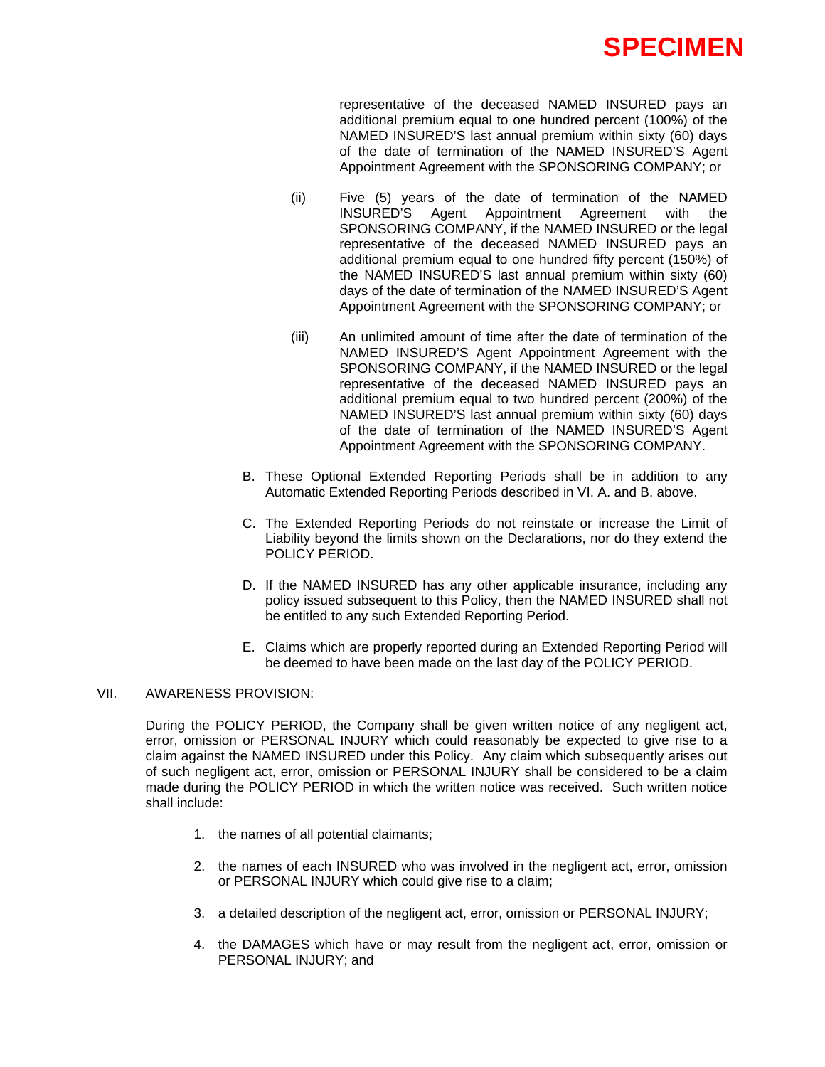**SPECIMEN**

representative of the deceased NAMED INSURED pays an additional premium equal to one hundred percent (100%) of the NAMED INSURED'S last annual premium within sixty (60) days of the date of termination of the NAMED INSURED'S Agent Appointment Agreement with the SPONSORING COMPANY; or

(ii) Five (5) years of the date of termination of the NAMED INSURED'S Agent Appointment Agreement with the SPONSORING COMPANY, if the NAMED INSURED or the legal representative of the deceased NAMED INSURED pays an additional premium equal to one hundred fifty percent (150%) of the NAMED INSURED'S last annual premium within sixty (60) days of the date of termination of the NAMED INSURED'S Agent Appointment Agreement with the SPONSORING COMPANY; or

(iii) An unlimited amount of time after the date of termination of the NAMED INSURED'S Agent Appointment Agreement with the SPONSORING COMPANY, if the NAMED INSURED or the legal representative of the deceased NAMED INSURED pays an additional premium equal to two hundred percent (200%) of the NAMED INSURED'S last annual premium within sixty (60) days of the date of termination of the NAMED INSURED'S Agent Appointment Agreement with the SPONSORING COMPANY.

B. These Optional Extended Reporting Periods shall be in addition to any Automatic Extended Reporting Periods described in VI. A. and B. above.

C. The Extended Reporting Periods do not reinstate or increase the Limit of Liability beyond the limits shown on the Declarations, nor do they extend the POLICY PERIOD.

D. If the NAMED INSURED has any other applicable insurance, including any policy issued subsequent to this Policy, then the NAMED INSURED shall not be entitled to any such Extended Reporting Period.

E. Claims which are properly reported during an Extended Reporting Period will be deemed to have been made on the last day of the POLICY PERIOD.

## VII. AWARENESS PROVISION:

During the POLICY PERIOD, the Company shall be given written notice of any negligent act, error, omission or PERSONAL INJURY which could reasonably be expected to give rise to a claim against the NAMED INSURED under this Policy. Any claim which subsequently arises out of such negligent act, error, omission or PERSONAL INJURY shall be considered to be a claim made during the POLICY PERIOD in which the written notice was received. Such written notice shall include:

1. the names of all potential claimants;
2. the names of each INSURED who was involved in the negligent act, error, omission or PERSONAL INJURY which could give rise to a claim;
3. a detailed description of the negligent act, error, omission or PERSONAL INJURY;
4. the DAMAGES which have or may result from the negligent act, error, omission or PERSONAL INJURY; and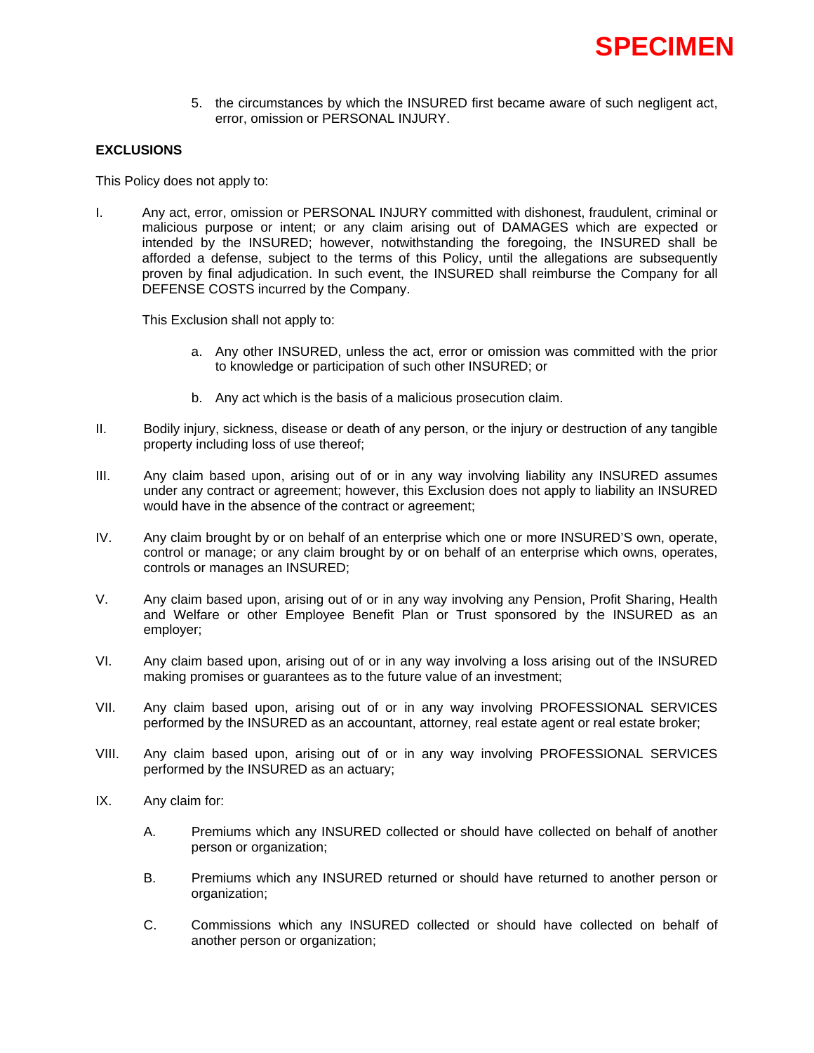**SPECIMEN**

5. the circumstances by which the INSURED first became aware of such negligent act, error, omission or PERSONAL INJURY.

**EXCLUSIONS**

This Policy does not apply to:

I. Any act, error, omission or PERSONAL INJURY committed with dishonest, fraudulent, criminal or malicious purpose or intent; or any claim arising out of DAMAGES which are expected or intended by the INSURED; however, notwithstanding the foregoing, the INSURED shall be afforded a defense, subject to the terms of this Policy, until the allegations are subsequently proven by final adjudication. In such event, the INSURED shall reimburse the Company for all DEFENSE COSTS incurred by the Company.

   This Exclusion shall not apply to:

   a. Any other INSURED, unless the act, error or omission was committed with the prior to knowledge or participation of such other INSURED; or

   b. Any act which is the basis of a malicious prosecution claim.

II. Bodily injury, sickness, disease or death of any person, or the injury or destruction of any tangible property including loss of use thereof;

III. Any claim based upon, arising out of or in any way involving liability any INSURED assumes under any contract or agreement; however, this Exclusion does not apply to liability an INSURED would have in the absence of the contract or agreement;

IV. Any claim brought by or on behalf of an enterprise which one or more INSURED'S own, operate, control or manage; or any claim brought by or on behalf of an enterprise which owns, operates, controls or manages an INSURED;

V. Any claim based upon, arising out of or in any way involving any Pension, Profit Sharing, Health and Welfare or other Employee Benefit Plan or Trust sponsored by the INSURED as an employer;

VI. Any claim based upon, arising out of or in any way involving a loss arising out of the INSURED making promises or guarantees as to the future value of an investment;

VII. Any claim based upon, arising out of or in any way involving PROFESSIONAL SERVICES performed by the INSURED as an accountant, attorney, real estate agent or real estate broker;

VIII. Any claim based upon, arising out of or in any way involving PROFESSIONAL SERVICES performed by the INSURED as an actuary;

IX. Any claim for:

   A. Premiums which any INSURED collected or should have collected on behalf of another person or organization;

   B. Premiums which any INSURED returned or should have returned to another person or organization;

   C. Commissions which any INSURED collected or should have collected on behalf of another person or organization;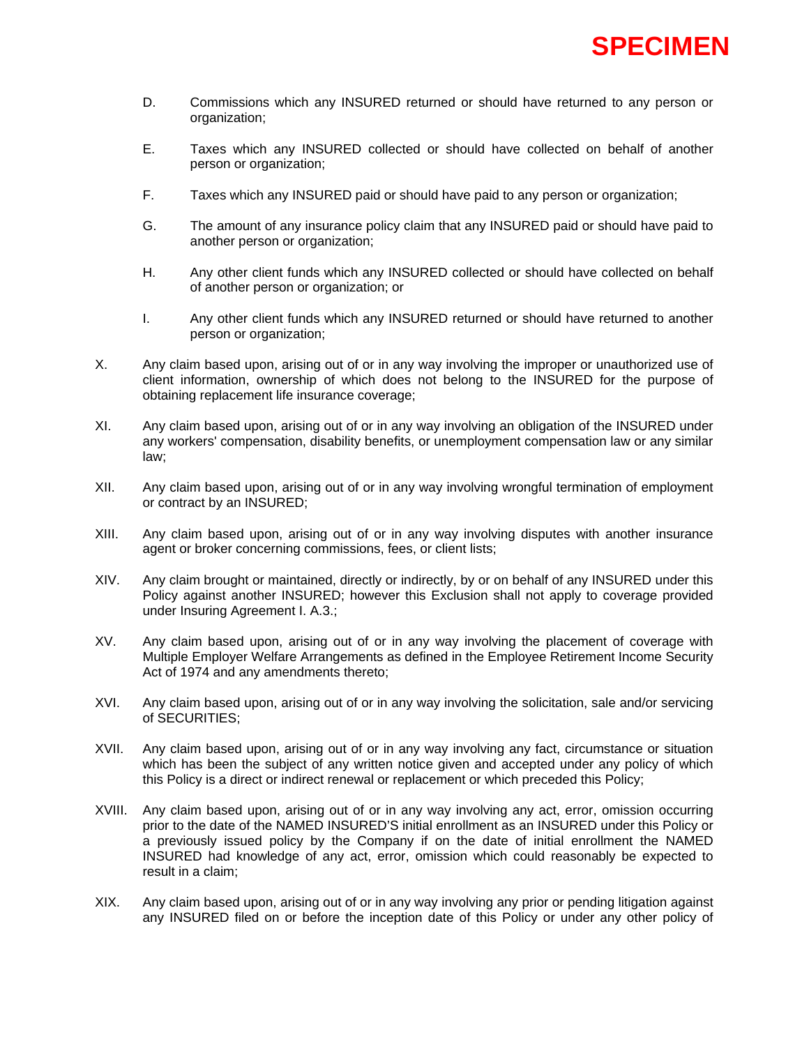**SPECIMEN**

D. Commissions which any INSURED returned or should have returned to any person or organization;

E. Taxes which any INSURED collected or should have collected on behalf of another person or organization;

F. Taxes which any INSURED paid or should have paid to any person or organization;

G. The amount of any insurance policy claim that any INSURED paid or should have paid to another person or organization;

H. Any other client funds which any INSURED collected or should have collected on behalf of another person or organization; or

I. Any other client funds which any INSURED returned or should have returned to another person or organization;

X. Any claim based upon, arising out of or in any way involving the improper or unauthorized use of client information, ownership of which does not belong to the INSURED for the purpose of obtaining replacement life insurance coverage;

XI. Any claim based upon, arising out of or in any way involving an obligation of the INSURED under any workers' compensation, disability benefits, or unemployment compensation law or any similar law;

XII. Any claim based upon, arising out of or in any way involving wrongful termination of employment or contract by an INSURED;

XIII. Any claim based upon, arising out of or in any way involving disputes with another insurance agent or broker concerning commissions, fees, or client lists;

XIV. Any claim brought or maintained, directly or indirectly, by or on behalf of any INSURED under this Policy against another INSURED; however this Exclusion shall not apply to coverage provided under Insuring Agreement I. A.3.;

XV. Any claim based upon, arising out of or in any way involving the placement of coverage with Multiple Employer Welfare Arrangements as defined in the Employee Retirement Income Security Act of 1974 and any amendments thereto;

XVI. Any claim based upon, arising out of or in any way involving the solicitation, sale and/or servicing of SECURITIES;

XVII. Any claim based upon, arising out of or in any way involving any fact, circumstance or situation which has been the subject of any written notice given and accepted under any policy of which this Policy is a direct or indirect renewal or replacement or which preceded this Policy;

XVIII. Any claim based upon, arising out of or in any way involving any act, error, omission occurring prior to the date of the NAMED INSURED'S initial enrollment as an INSURED under this Policy or a previously issued policy by the Company if on the date of initial enrollment the NAMED INSURED had knowledge of any act, error, omission which could reasonably be expected to result in a claim;

XIX. Any claim based upon, arising out of or in any way involving any prior or pending litigation against any INSURED filed on or before the inception date of this Policy or under any other policy of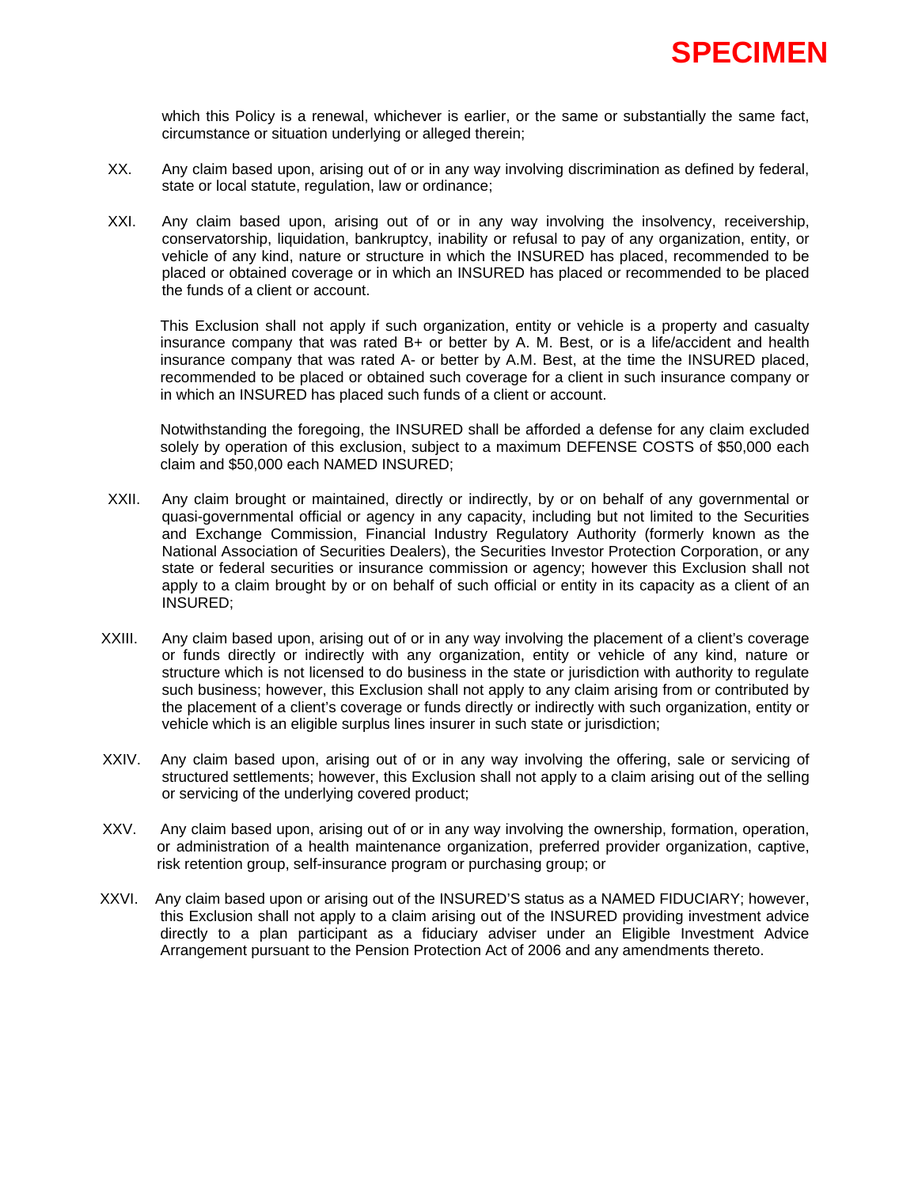**SPECIMEN**

which this Policy is a renewal, whichever is earlier, or the same or substantially the same fact, circumstance or situation underlying or alleged therein;

XX. Any claim based upon, arising out of or in any way involving discrimination as defined by federal, state or local statute, regulation, law or ordinance;

XXI. Any claim based upon, arising out of or in any way involving the insolvency, receivership, conservatorship, liquidation, bankruptcy, inability or refusal to pay of any organization, entity, or vehicle of any kind, nature or structure in which the INSURED has placed, recommended to be placed or obtained coverage or in which an INSURED has placed or recommended to be placed the funds of a client or account.

This Exclusion shall not apply if such organization, entity or vehicle is a property and casualty insurance company that was rated B+ or better by A. M. Best, or is a life/accident and health insurance company that was rated A- or better by A.M. Best, at the time the INSURED placed, recommended to be placed or obtained such coverage for a client in such insurance company or in which an INSURED has placed such funds of a client or account.

Notwithstanding the foregoing, the INSURED shall be afforded a defense for any claim excluded solely by operation of this exclusion, subject to a maximum DEFENSE COSTS of $50,000 each claim and $50,000 each NAMED INSURED;

XXII. Any claim brought or maintained, directly or indirectly, by or on behalf of any governmental or quasi-governmental official or agency in any capacity, including but not limited to the Securities and Exchange Commission, Financial Industry Regulatory Authority (formerly known as the National Association of Securities Dealers), the Securities Investor Protection Corporation, or any state or federal securities or insurance commission or agency; however this Exclusion shall not apply to a claim brought by or on behalf of such official or entity in its capacity as a client of an INSURED;

XXIII. Any claim based upon, arising out of or in any way involving the placement of a client's coverage or funds directly or indirectly with any organization, entity or vehicle of any kind, nature or structure which is not licensed to do business in the state or jurisdiction with authority to regulate such business; however, this Exclusion shall not apply to any claim arising from or contributed by the placement of a client's coverage or funds directly or indirectly with such organization, entity or vehicle which is an eligible surplus lines insurer in such state or jurisdiction;

XXIV. Any claim based upon, arising out of or in any way involving the offering, sale or servicing of structured settlements; however, this Exclusion shall not apply to a claim arising out of the selling or servicing of the underlying covered product;

XXV. Any claim based upon, arising out of or in any way involving the ownership, formation, operation, or administration of a health maintenance organization, preferred provider organization, captive, risk retention group, self-insurance program or purchasing group; or

XXVI. Any claim based upon or arising out of the INSURED'S status as a NAMED FIDUCIARY; however, this Exclusion shall not apply to a claim arising out of the INSURED providing investment advice directly to a plan participant as a fiduciary adviser under an Eligible Investment Advice Arrangement pursuant to the Pension Protection Act of 2006 and any amendments thereto.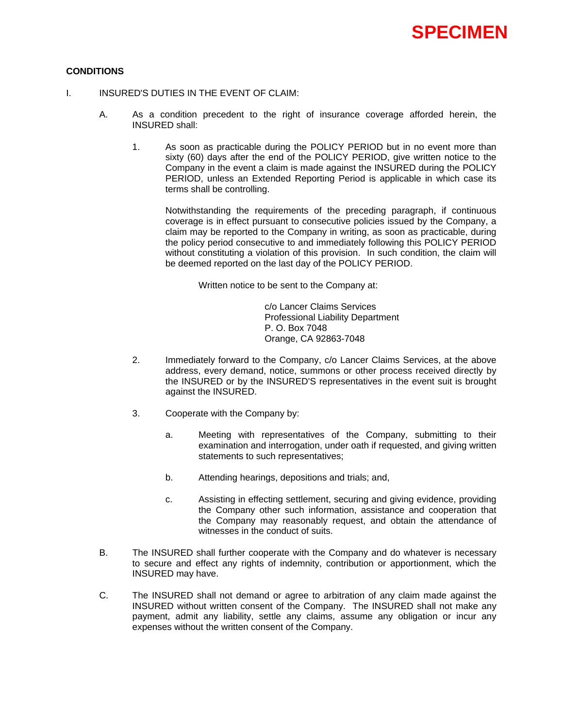SPECIMEN

**CONDITIONS**

I. INSURED'S DUTIES IN THE EVENT OF CLAIM:

A. As a condition precedent to the right of insurance coverage afforded herein, the INSURED shall:

1. As soon as practicable during the POLICY PERIOD but in no event more than sixty (60) days after the end of the POLICY PERIOD, give written notice to the Company in the event a claim is made against the INSURED during the POLICY PERIOD, unless an Extended Reporting Period is applicable in which case its terms shall be controlling.

   Notwithstanding the requirements of the preceding paragraph, if continuous coverage is in effect pursuant to consecutive policies issued by the Company, a claim may be reported to the Company in writing, as soon as practicable, during the policy period consecutive to and immediately following this POLICY PERIOD without constituting a violation of this provision. In such condition, the claim will be deemed reported on the last day of the POLICY PERIOD.

   Written notice to be sent to the Company at:

   c/o Lancer Claims Services
   Professional Liability Department
   P. O. Box 7048
   Orange, CA 92863-7048

2. Immediately forward to the Company, c/o Lancer Claims Services, at the above address, every demand, notice, summons or other process received directly by the INSURED or by the INSURED'S representatives in the event suit is brought against the INSURED.

3. Cooperate with the Company by:

   a. Meeting with representatives of the Company, submitting to their examination and interrogation, under oath if requested, and giving written statements to such representatives;

   b. Attending hearings, depositions and trials; and,

   c. Assisting in effecting settlement, securing and giving evidence, providing the Company other such information, assistance and cooperation that the Company may reasonably request, and obtain the attendance of witnesses in the conduct of suits.

B. The INSURED shall further cooperate with the Company and do whatever is necessary to secure and effect any rights of indemnity, contribution or apportionment, which the INSURED may have.

C. The INSURED shall not demand or agree to arbitration of any claim made against the INSURED without written consent of the Company. The INSURED shall not make any payment, admit any liability, settle any claims, assume any obligation or incur any expenses without the written consent of the Company.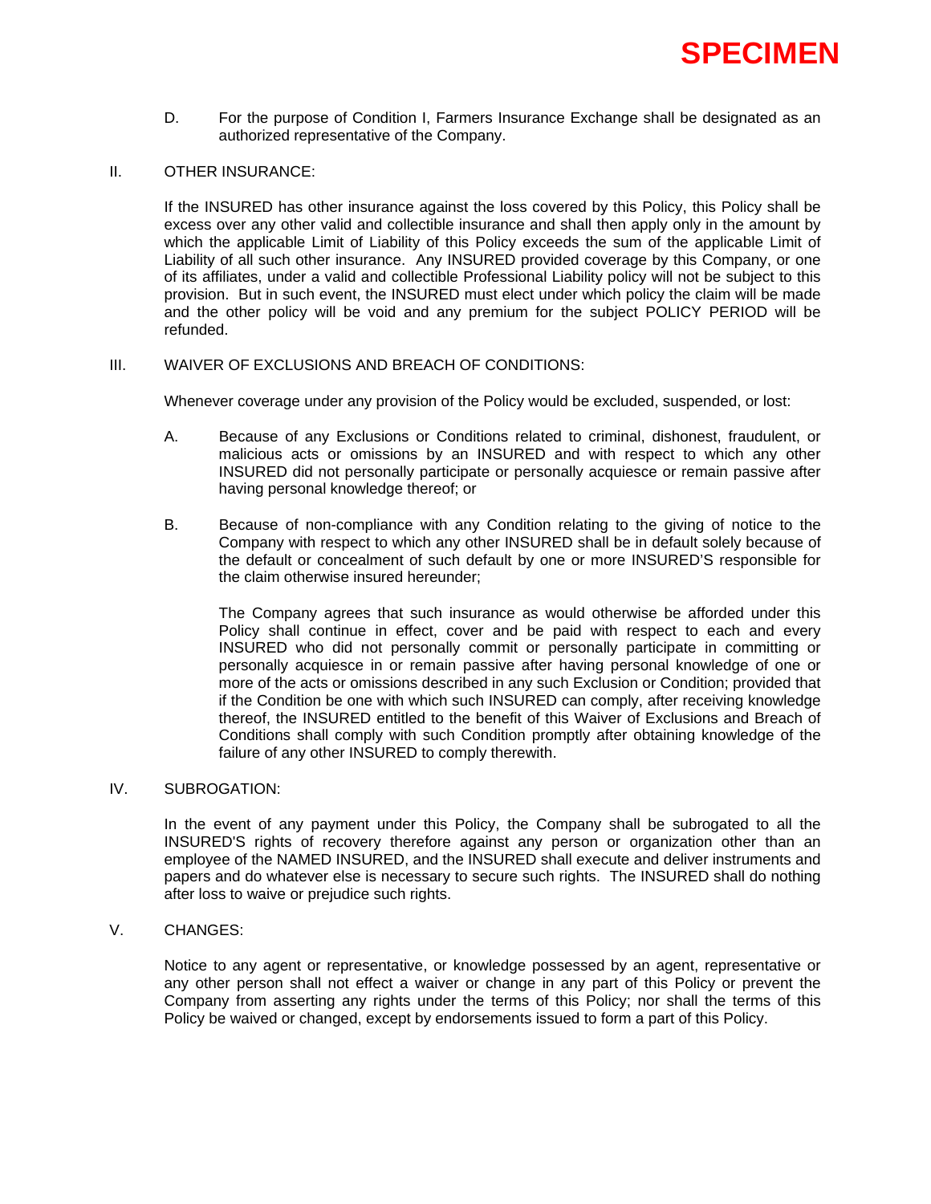**SPECIMEN**

D. For the purpose of Condition I, Farmers Insurance Exchange shall be designated as an authorized representative of the Company.

II. OTHER INSURANCE:

If the INSURED has other insurance against the loss covered by this Policy, this Policy shall be excess over any other valid and collectible insurance and shall then apply only in the amount by which the applicable Limit of Liability of this Policy exceeds the sum of the applicable Limit of Liability of all such other insurance. Any INSURED provided coverage by this Company, or one of its affiliates, under a valid and collectible Professional Liability policy will not be subject to this provision. But in such event, the INSURED must elect under which policy the claim will be made and the other policy will be void and any premium for the subject POLICY PERIOD will be refunded.

III. WAIVER OF EXCLUSIONS AND BREACH OF CONDITIONS:

Whenever coverage under any provision of the Policy would be excluded, suspended, or lost:

A. Because of any Exclusions or Conditions related to criminal, dishonest, fraudulent, or malicious acts or omissions by an INSURED and with respect to which any other INSURED did not personally participate or personally acquiesce or remain passive after having personal knowledge thereof; or

B. Because of non-compliance with any Condition relating to the giving of notice to the Company with respect to which any other INSURED shall be in default solely because of the default or concealment of such default by one or more INSURED'S responsible for the claim otherwise insured hereunder;

The Company agrees that such insurance as would otherwise be afforded under this Policy shall continue in effect, cover and be paid with respect to each and every INSURED who did not personally commit or personally participate in committing or personally acquiesce in or remain passive after having personal knowledge of one or more of the acts or omissions described in any such Exclusion or Condition; provided that if the Condition be one with which such INSURED can comply, after receiving knowledge thereof, the INSURED entitled to the benefit of this Waiver of Exclusions and Breach of Conditions shall comply with such Condition promptly after obtaining knowledge of the failure of any other INSURED to comply therewith.

IV. SUBROGATION:

In the event of any payment under this Policy, the Company shall be subrogated to all the INSURED'S rights of recovery therefore against any person or organization other than an employee of the NAMED INSURED, and the INSURED shall execute and deliver instruments and papers and do whatever else is necessary to secure such rights. The INSURED shall do nothing after loss to waive or prejudice such rights.

V. CHANGES:

Notice to any agent or representative, or knowledge possessed by an agent, representative or any other person shall not effect a waiver or change in any part of this Policy or prevent the Company from asserting any rights under the terms of this Policy; nor shall the terms of this Policy be waived or changed, except by endorsements issued to form a part of this Policy.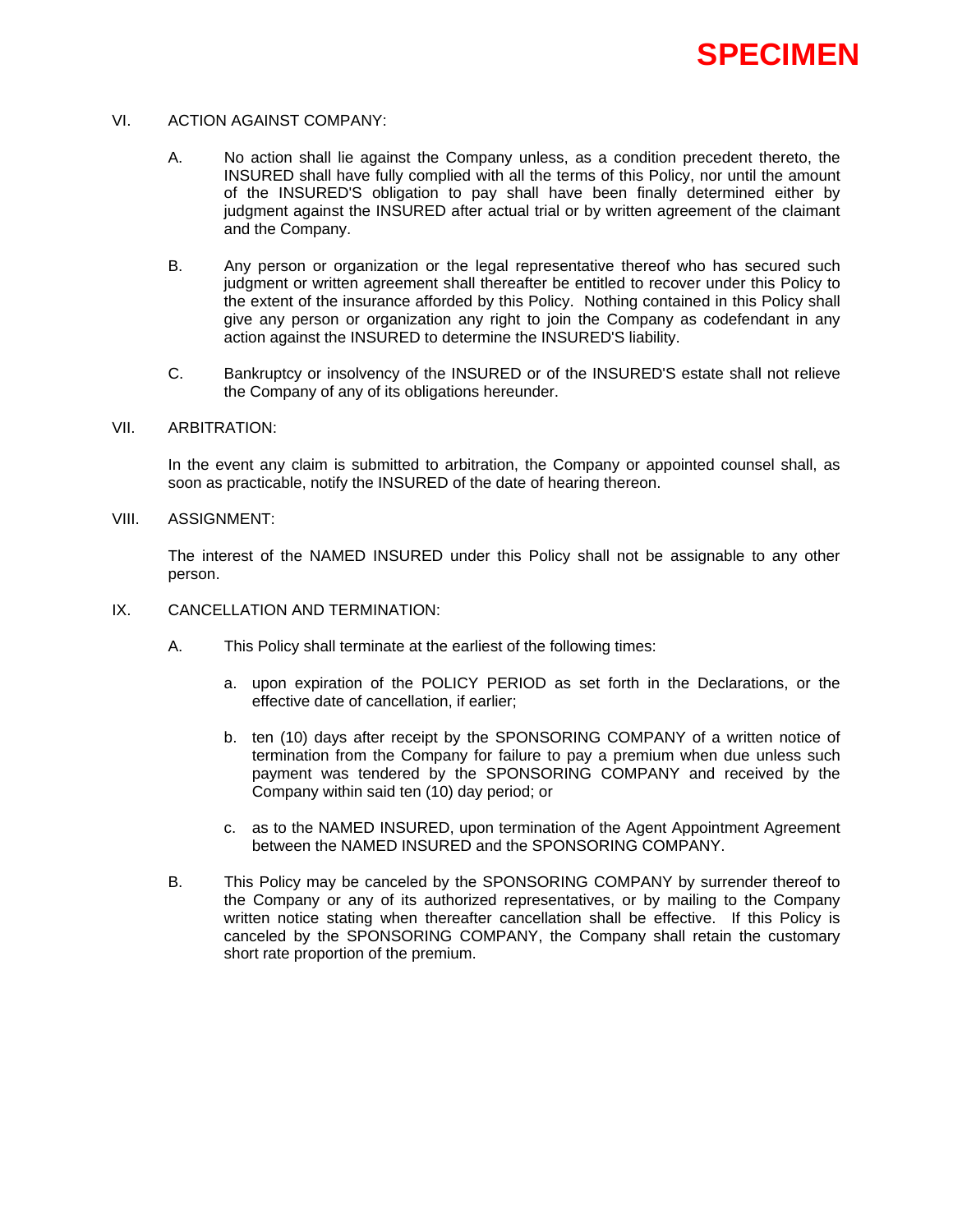**SPECIMEN**

VI. ACTION AGAINST COMPANY:

A. No action shall lie against the Company unless, as a condition precedent thereto, the INSURED shall have fully complied with all the terms of this Policy, nor until the amount of the INSURED'S obligation to pay shall have been finally determined either by judgment against the INSURED after actual trial or by written agreement of the claimant and the Company.

B. Any person or organization or the legal representative thereof who has secured such judgment or written agreement shall thereafter be entitled to recover under this Policy to the extent of the insurance afforded by this Policy. Nothing contained in this Policy shall give any person or organization any right to join the Company as codefendant in any action against the INSURED to determine the INSURED'S liability.

C. Bankruptcy or insolvency of the INSURED or of the INSURED'S estate shall not relieve the Company of any of its obligations hereunder.

VII. ARBITRATION:

In the event any claim is submitted to arbitration, the Company or appointed counsel shall, as soon as practicable, notify the INSURED of the date of hearing thereon.

VIII. ASSIGNMENT:

The interest of the NAMED INSURED under this Policy shall not be assignable to any other person.

IX. CANCELLATION AND TERMINATION:

A. This Policy shall terminate at the earliest of the following times:

a. upon expiration of the POLICY PERIOD as set forth in the Declarations, or the effective date of cancellation, if earlier;

b. ten (10) days after receipt by the SPONSORING COMPANY of a written notice of termination from the Company for failure to pay a premium when due unless such payment was tendered by the SPONSORING COMPANY and received by the Company within said ten (10) day period; or

c. as to the NAMED INSURED, upon termination of the Agent Appointment Agreement between the NAMED INSURED and the SPONSORING COMPANY.

B. This Policy may be canceled by the SPONSORING COMPANY by surrender thereof to the Company or any of its authorized representatives, or by mailing to the Company written notice stating when thereafter cancellation shall be effective. If this Policy is canceled by the SPONSORING COMPANY, the Company shall retain the customary short rate proportion of the premium.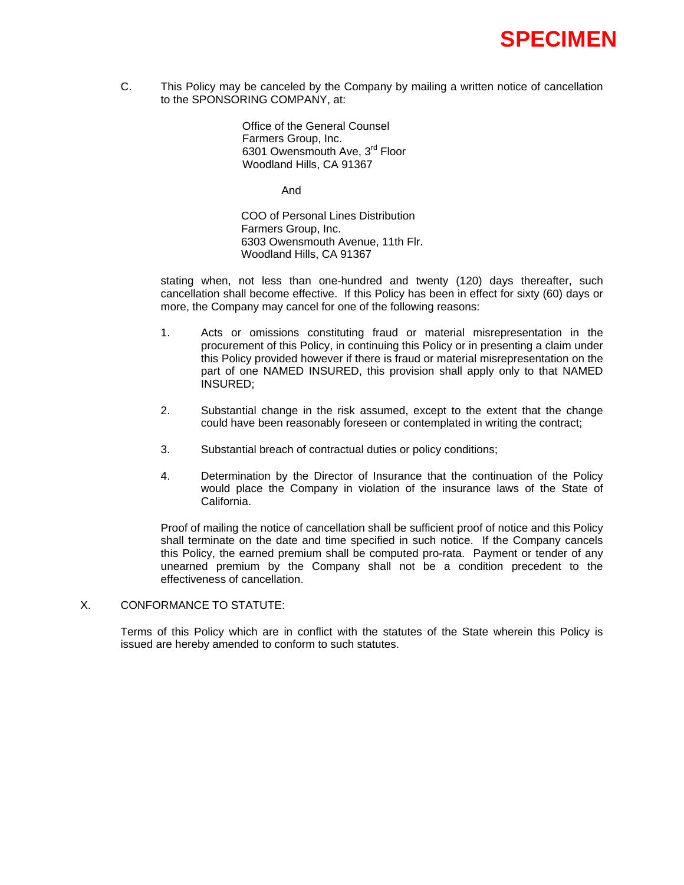**SPECIMEN**

C. This Policy may be canceled by the Company by mailing a written notice of cancellation to the SPONSORING COMPANY, at:

> Office of the General Counsel
> Farmers Group, Inc.
> 6301 Owensmouth Ave, 3rd Floor
> Woodland Hills, CA 91367
>
> And
>
> COO of Personal Lines Distribution
> Farmers Group, Inc.
> 6303 Owensmouth Avenue, 11th Flr.
> Woodland Hills, CA 91367

stating when, not less than one-hundred and twenty (120) days thereafter, such cancellation shall become effective. If this Policy has been in effect for sixty (60) days or more, the Company may cancel for one of the following reasons:

1. Acts or omissions constituting fraud or material misrepresentation in the procurement of this Policy, in continuing this Policy or in presenting a claim under this Policy provided however if there is fraud or material misrepresentation on the part of one NAMED INSURED, this provision shall apply only to that NAMED INSURED;

2. Substantial change in the risk assumed, except to the extent that the change could have been reasonably foreseen or contemplated in writing the contract;

3. Substantial breach of contractual duties or policy conditions;

4. Determination by the Director of Insurance that the continuation of the Policy would place the Company in violation of the insurance laws of the State of California.

Proof of mailing the notice of cancellation shall be sufficient proof of notice and this Policy shall terminate on the date and time specified in such notice. If the Company cancels this Policy, the earned premium shall be computed pro-rata. Payment or tender of any unearned premium by the Company shall not be a condition precedent to the effectiveness of cancellation.

X. CONFORMANCE TO STATUTE:

Terms of this Policy which are in conflict with the statutes of the State wherein this Policy is issued are hereby amended to conform to such statutes.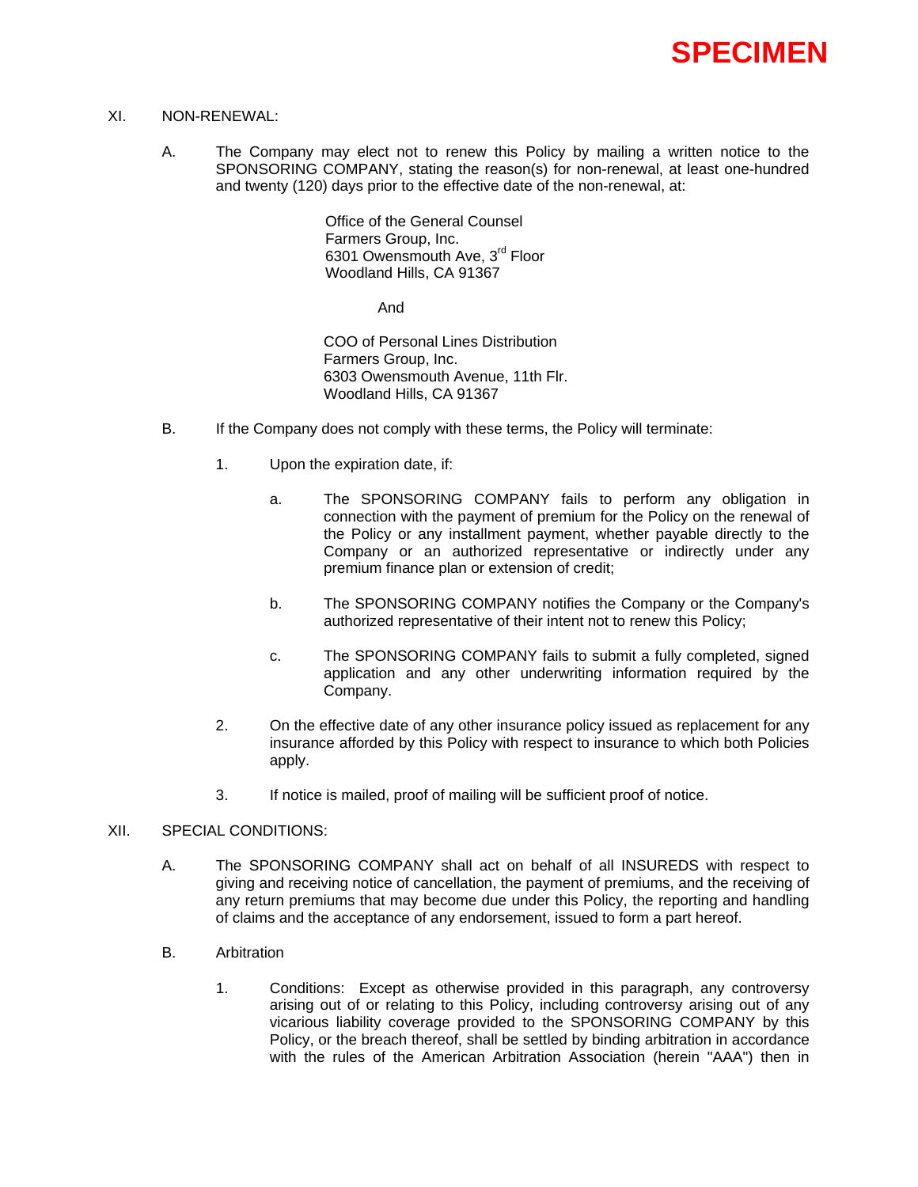**SPECIMEN**

XI. NON-RENEWAL:

A. The Company may elect not to renew this Policy by mailing a written notice to the SPONSORING COMPANY, stating the reason(s) for non-renewal, at least one-hundred and twenty (120) days prior to the effective date of the non-renewal, at:

Office of the General Counsel
Farmers Group, Inc.
6301 Owensmouth Ave, 3rd Floor
Woodland Hills, CA 91367

And

COO of Personal Lines Distribution
Farmers Group, Inc.
6303 Owensmouth Avenue, 11th Flr.
Woodland Hills, CA 91367

B. If the Company does not comply with these terms, the Policy will terminate:

1. Upon the expiration date, if:

a. The SPONSORING COMPANY fails to perform any obligation in connection with the payment of premium for the Policy on the renewal of the Policy or any installment payment, whether payable directly to the Company or an authorized representative or indirectly under any premium finance plan or extension of credit;

b. The SPONSORING COMPANY notifies the Company or the Company's authorized representative of their intent not to renew this Policy;

c. The SPONSORING COMPANY fails to submit a fully completed, signed application and any other underwriting information required by the Company.

2. On the effective date of any other insurance policy issued as replacement for any insurance afforded by this Policy with respect to insurance to which both Policies apply.

3. If notice is mailed, proof of mailing will be sufficient proof of notice.

XII. SPECIAL CONDITIONS:

A. The SPONSORING COMPANY shall act on behalf of all INSUREDS with respect to giving and receiving notice of cancellation, the payment of premiums, and the receiving of any return premiums that may become due under this Policy, the reporting and handling of claims and the acceptance of any endorsement, issued to form a part hereof.

B. Arbitration

1. Conditions: Except as otherwise provided in this paragraph, any controversy arising out of or relating to this Policy, including controversy arising out of any vicarious liability coverage provided to the SPONSORING COMPANY by this Policy, or the breach thereof, shall be settled by binding arbitration in accordance with the rules of the American Arbitration Association (herein "AAA") then in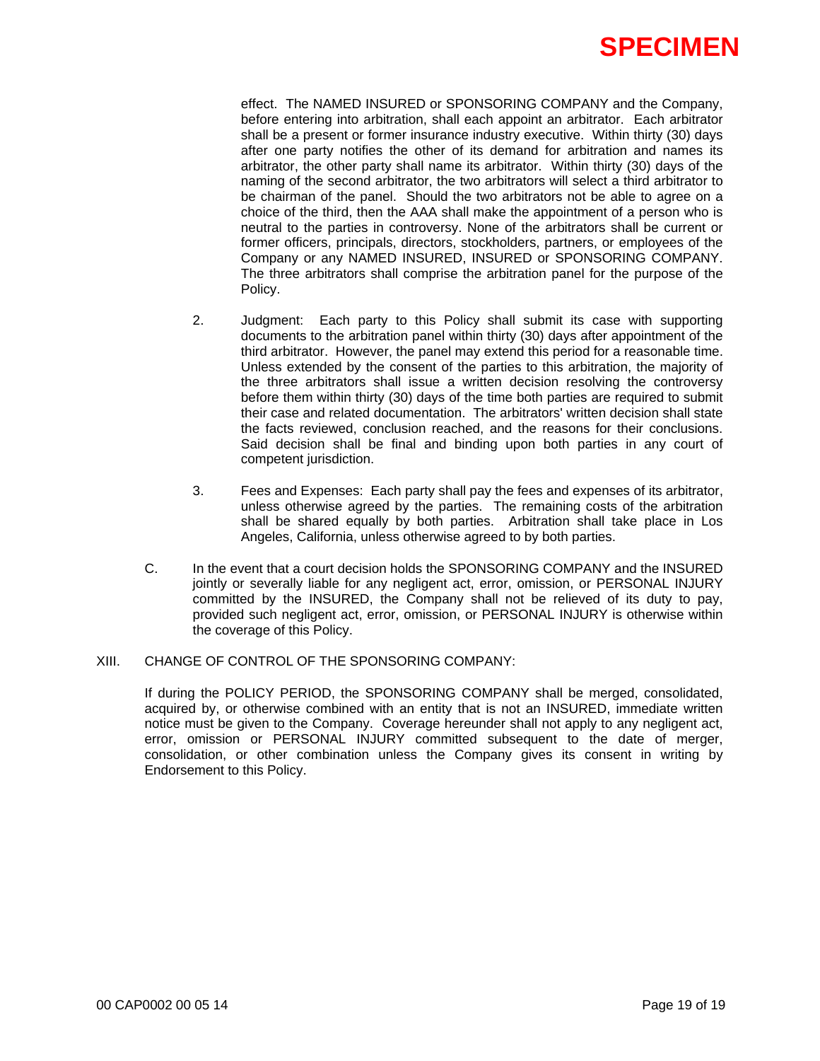**SPECIMEN**

effect. The NAMED INSURED or SPONSORING COMPANY and the Company, before entering into arbitration, shall each appoint an arbitrator. Each arbitrator shall be a present or former insurance industry executive. Within thirty (30) days after one party notifies the other of its demand for arbitration and names its arbitrator, the other party shall name its arbitrator. Within thirty (30) days of the naming of the second arbitrator, the two arbitrators will select a third arbitrator to be chairman of the panel. Should the two arbitrators not be able to agree on a choice of the third, then the AAA shall make the appointment of a person who is neutral to the parties in controversy. None of the arbitrators shall be current or former officers, principals, directors, stockholders, partners, or employees of the Company or any NAMED INSURED, INSURED or SPONSORING COMPANY. The three arbitrators shall comprise the arbitration panel for the purpose of the Policy.

2. Judgment: Each party to this Policy shall submit its case with supporting documents to the arbitration panel within thirty (30) days after appointment of the third arbitrator. However, the panel may extend this period for a reasonable time. Unless extended by the consent of the parties to this arbitration, the majority of the three arbitrators shall issue a written decision resolving the controversy before them within thirty (30) days of the time both parties are required to submit their case and related documentation. The arbitrators' written decision shall state the facts reviewed, conclusion reached, and the reasons for their conclusions. Said decision shall be final and binding upon both parties in any court of competent jurisdiction.

3. Fees and Expenses: Each party shall pay the fees and expenses of its arbitrator, unless otherwise agreed by the parties. The remaining costs of the arbitration shall be shared equally by both parties. Arbitration shall take place in Los Angeles, California, unless otherwise agreed to by both parties.

C. In the event that a court decision holds the SPONSORING COMPANY and the INSURED jointly or severally liable for any negligent act, error, omission, or PERSONAL INJURY committed by the INSURED, the Company shall not be relieved of its duty to pay, provided such negligent act, error, omission, or PERSONAL INJURY is otherwise within the coverage of this Policy.

XIII. CHANGE OF CONTROL OF THE SPONSORING COMPANY:

If during the POLICY PERIOD, the SPONSORING COMPANY shall be merged, consolidated, acquired by, or otherwise combined with an entity that is not an INSURED, immediate written notice must be given to the Company. Coverage hereunder shall not apply to any negligent act, error, omission or PERSONAL INJURY committed subsequent to the date of merger, consolidation, or other combination unless the Company gives its consent in writing by Endorsement to this Policy.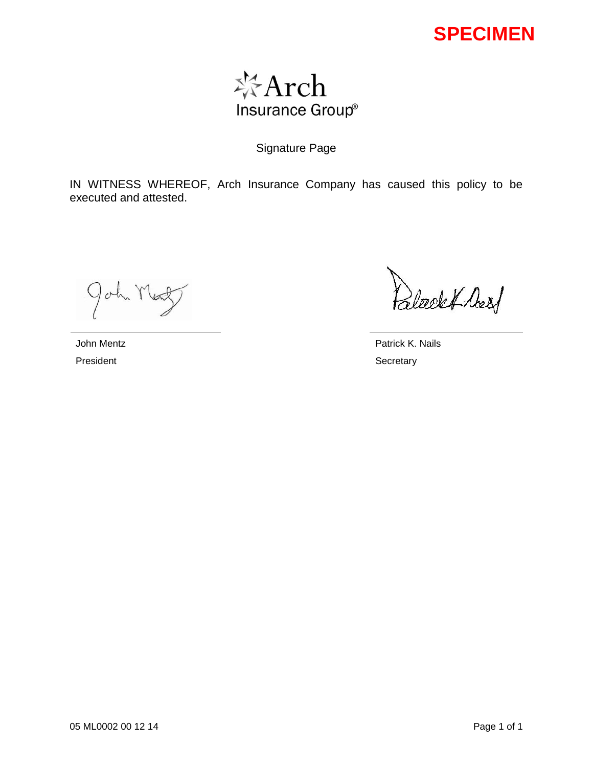**SPECIMEN**

Arch Insurance Group®

Signature Page

IN WITNESS WHEREOF, Arch Insurance Company has caused this policy to be executed and attested.

| | |
|---|---|
| John Mentz | Patrick K. Nails |
| President | Secretary |

05 ML0002 00 12 14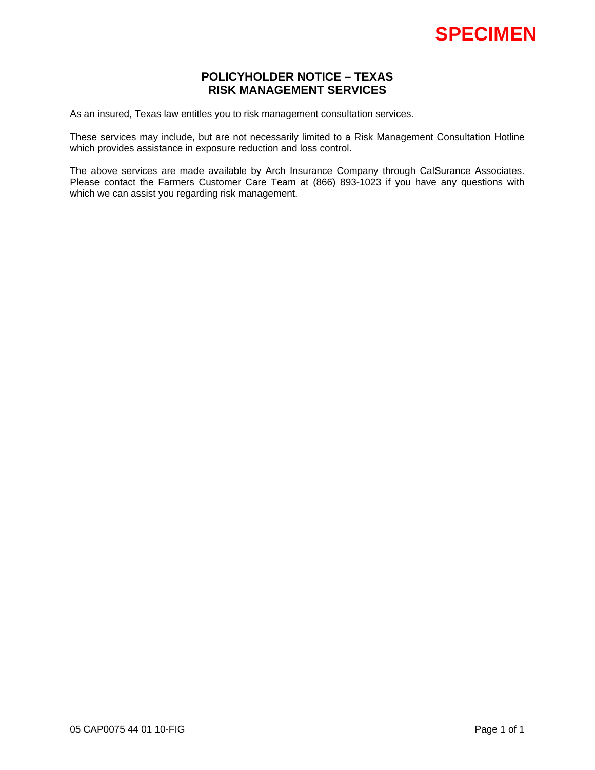SPECIMEN

# POLICYHOLDER NOTICE – TEXAS
# RISK MANAGEMENT SERVICES

As an insured, Texas law entitles you to risk management consultation services.

These services may include, but are not necessarily limited to a Risk Management Consultation Hotline which provides assistance in exposure reduction and loss control.

The above services are made available by Arch Insurance Company through CalSurance Associates. Please contact the Farmers Customer Care Team at (866) 893-1023 if you have any questions with which we can assist you regarding risk management.

05 CAP0075 44 01 10-FIG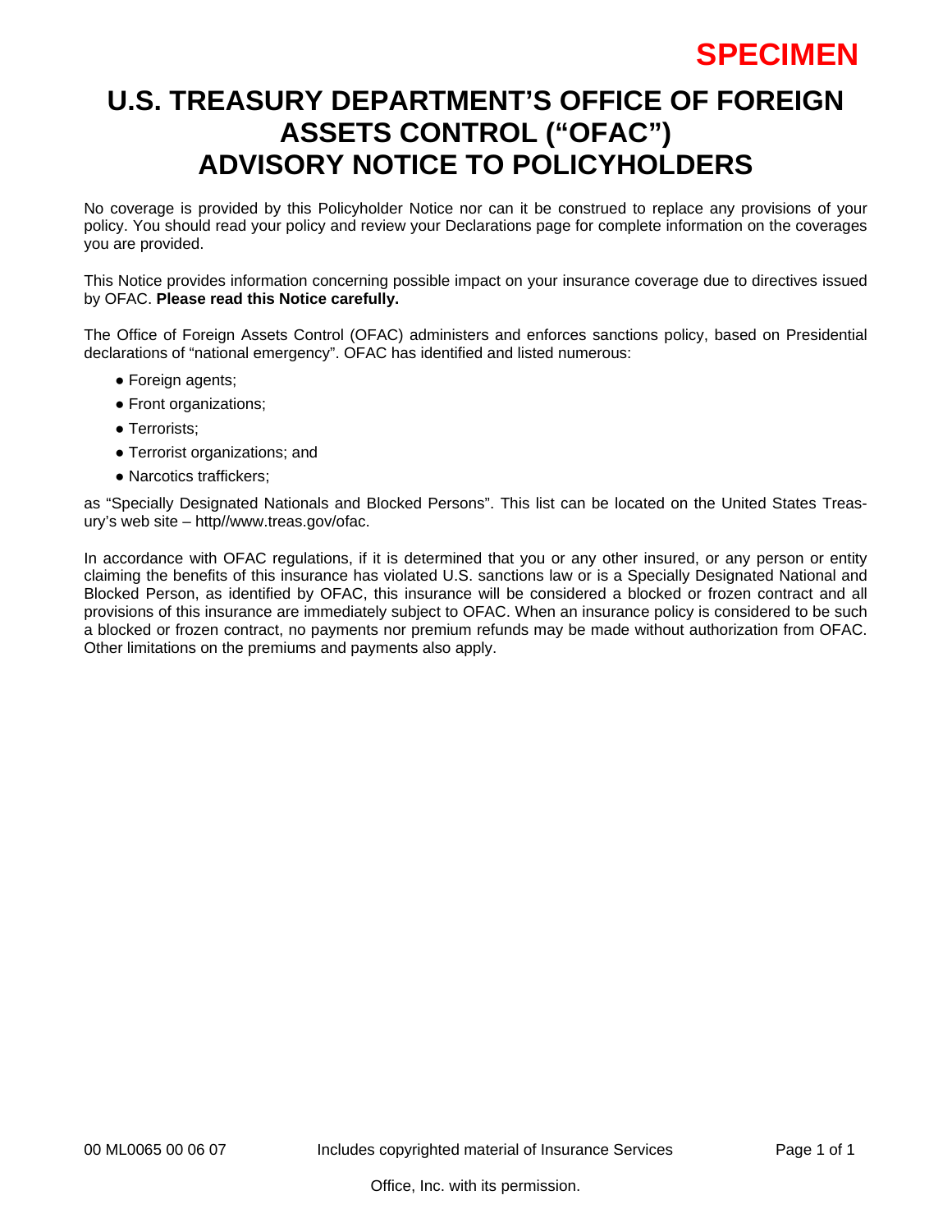SPECIMEN

# U.S. TREASURY DEPARTMENT'S OFFICE OF FOREIGN ASSETS CONTROL ("OFAC") ADVISORY NOTICE TO POLICYHOLDERS

No coverage is provided by this Policyholder Notice nor can it be construed to replace any provisions of your policy. You should read your policy and review your Declarations page for complete information on the coverages you are provided.

This Notice provides information concerning possible impact on your insurance coverage due to directives issued by OFAC. **Please read this Notice carefully.**

The Office of Foreign Assets Control (OFAC) administers and enforces sanctions policy, based on Presidential declarations of "national emergency". OFAC has identified and listed numerous:

- Foreign agents;
- Front organizations;
- Terrorists;
- Terrorist organizations; and
- Narcotics traffickers;

as "Specially Designated Nationals and Blocked Persons". This list can be located on the United States Treasury's web site – http//www.treas.gov/ofac.

In accordance with OFAC regulations, if it is determined that you or any other insured, or any person or entity claiming the benefits of this insurance has violated U.S. sanctions law or is a Specially Designated National and Blocked Person, as identified by OFAC, this insurance will be considered a blocked or frozen contract and all provisions of this insurance are immediately subject to OFAC. When an insurance policy is considered to be such a blocked or frozen contract, no payments nor premium refunds may be made without authorization from OFAC. Other limitations on the premiums and payments also apply.

00 ML0065 00 06 07 Includes copyrighted material of Insurance Services Office, Inc. with its permission.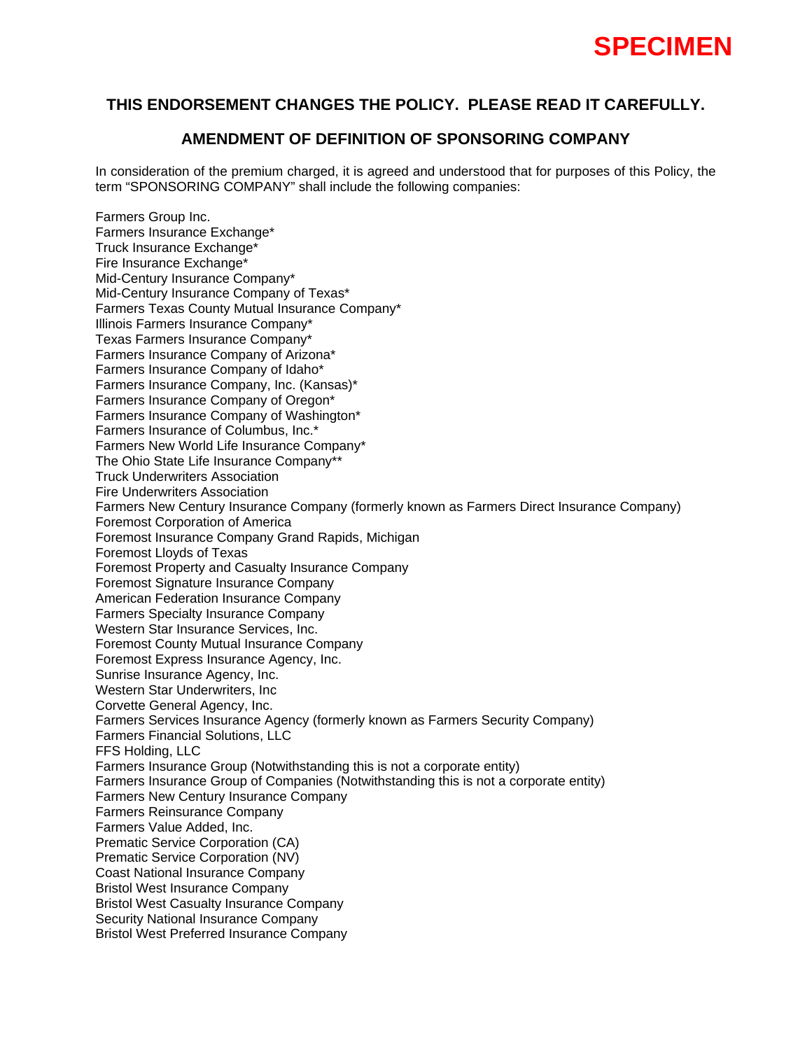**SPECIMEN**

## THIS ENDORSEMENT CHANGES THE POLICY. PLEASE READ IT CAREFULLY.

## AMENDMENT OF DEFINITION OF SPONSORING COMPANY

In consideration of the premium charged, it is agreed and understood that for purposes of this Policy, the term "SPONSORING COMPANY" shall include the following companies:

Farmers Group Inc.
Farmers Insurance Exchange*
Truck Insurance Exchange*
Fire Insurance Exchange*
Mid-Century Insurance Company*
Mid-Century Insurance Company of Texas*
Farmers Texas County Mutual Insurance Company*
Illinois Farmers Insurance Company*
Texas Farmers Insurance Company*
Farmers Insurance Company of Arizona*
Farmers Insurance Company of Idaho*
Farmers Insurance Company, Inc. (Kansas)*
Farmers Insurance Company of Oregon*
Farmers Insurance Company of Washington*
Farmers Insurance of Columbus, Inc.*
Farmers New World Life Insurance Company*
The Ohio State Life Insurance Company**
Truck Underwriters Association
Fire Underwriters Association
Farmers New Century Insurance Company (formerly known as Farmers Direct Insurance Company)
Foremost Corporation of America
Foremost Insurance Company Grand Rapids, Michigan
Foremost Lloyds of Texas
Foremost Property and Casualty Insurance Company
Foremost Signature Insurance Company
American Federation Insurance Company
Farmers Specialty Insurance Company
Western Star Insurance Services, Inc.
Foremost County Mutual Insurance Company
Foremost Express Insurance Agency, Inc.
Sunrise Insurance Agency, Inc.
Western Star Underwriters, Inc
Corvette General Agency, Inc.
Farmers Services Insurance Agency (formerly known as Farmers Security Company)
Farmers Financial Solutions, LLC
FFS Holding, LLC
Farmers Insurance Group (Notwithstanding this is not a corporate entity)
Farmers Insurance Group of Companies (Notwithstanding this is not a corporate entity)
Farmers New Century Insurance Company
Farmers Reinsurance Company
Farmers Value Added, Inc.
Prematic Service Corporation (CA)
Prematic Service Corporation (NV)
Coast National Insurance Company
Bristol West Insurance Company
Bristol West Casualty Insurance Company
Security National Insurance Company
Bristol West Preferred Insurance Company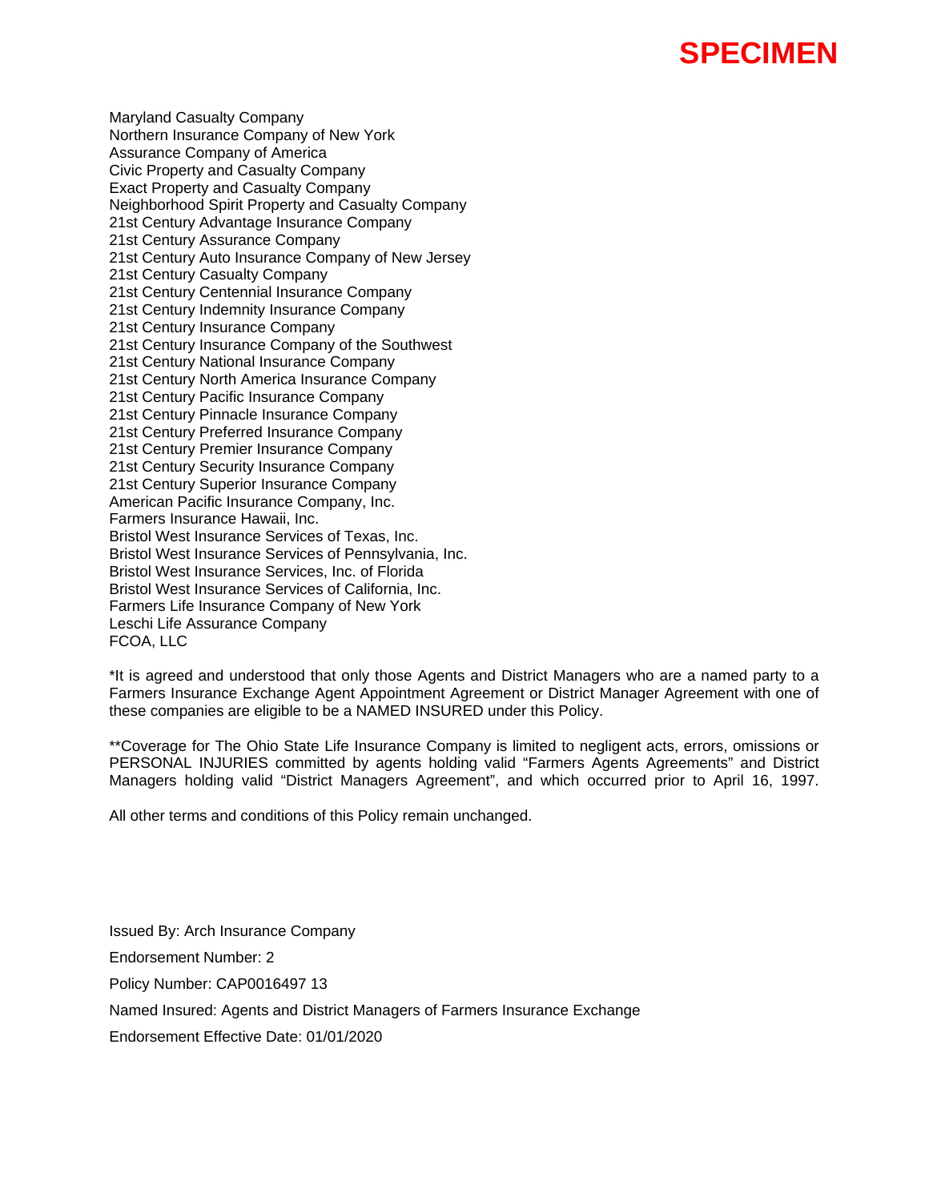**SPECIMEN**

Maryland Casualty Company
Northern Insurance Company of New York
Assurance Company of America
Civic Property and Casualty Company
Exact Property and Casualty Company
Neighborhood Spirit Property and Casualty Company
21st Century Advantage Insurance Company
21st Century Assurance Company
21st Century Auto Insurance Company of New Jersey
21st Century Casualty Company
21st Century Centennial Insurance Company
21st Century Indemnity Insurance Company
21st Century Insurance Company
21st Century Insurance Company of the Southwest
21st Century National Insurance Company
21st Century North America Insurance Company
21st Century Pacific Insurance Company
21st Century Pinnacle Insurance Company
21st Century Preferred Insurance Company
21st Century Premier Insurance Company
21st Century Security Insurance Company
21st Century Superior Insurance Company
American Pacific Insurance Company, Inc.
Farmers Insurance Hawaii, Inc.
Bristol West Insurance Services of Texas, Inc.
Bristol West Insurance Services of Pennsylvania, Inc.
Bristol West Insurance Services, Inc. of Florida
Bristol West Insurance Services of California, Inc.
Farmers Life Insurance Company of New York
Leschi Life Assurance Company
FCOA, LLC

*It is agreed and understood that only those Agents and District Managers who are a named party to a Farmers Insurance Exchange Agent Appointment Agreement or District Manager Agreement with one of these companies are eligible to be a NAMED INSURED under this Policy.

**Coverage for The Ohio State Life Insurance Company is limited to negligent acts, errors, omissions or PERSONAL INJURIES committed by agents holding valid "Farmers Agents Agreements" and District Managers holding valid "District Managers Agreement", and which occurred prior to April 16, 1997.

All other terms and conditions of this Policy remain unchanged.

Issued By: Arch Insurance Company

Endorsement Number: 2

Policy Number: CAP0016497 13

Named Insured: Agents and District Managers of Farmers Insurance Exchange

Endorsement Effective Date: 01/01/2020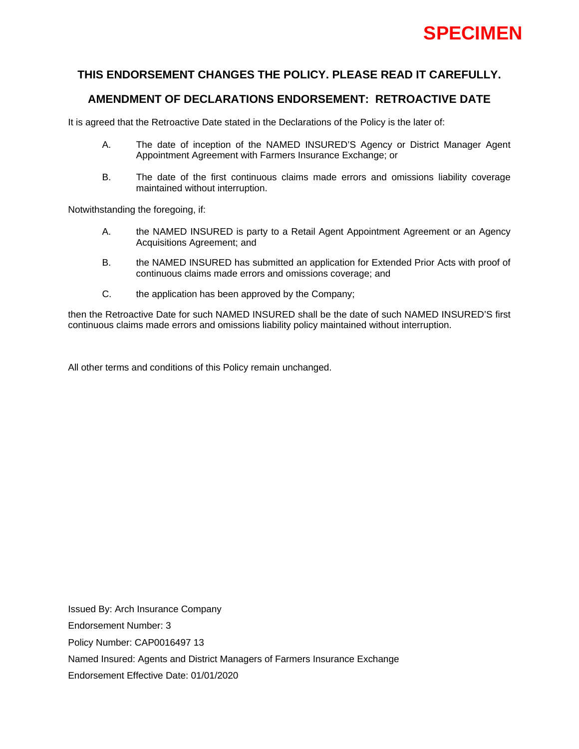**SPECIMEN**

## THIS ENDORSEMENT CHANGES THE POLICY. PLEASE READ IT CAREFULLY.

## AMENDMENT OF DECLARATIONS ENDORSEMENT: RETROACTIVE DATE

It is agreed that the Retroactive Date stated in the Declarations of the Policy is the later of:

A. The date of inception of the NAMED INSURED'S Agency or District Manager Agent Appointment Agreement with Farmers Insurance Exchange; or

B. The date of the first continuous claims made errors and omissions liability coverage maintained without interruption.

Notwithstanding the foregoing, if:

A. the NAMED INSURED is party to a Retail Agent Appointment Agreement or an Agency Acquisitions Agreement; and

B. the NAMED INSURED has submitted an application for Extended Prior Acts with proof of continuous claims made errors and omissions coverage; and

C. the application has been approved by the Company;

then the Retroactive Date for such NAMED INSURED shall be the date of such NAMED INSURED'S first continuous claims made errors and omissions liability policy maintained without interruption.

All other terms and conditions of this Policy remain unchanged.

Issued By: Arch Insurance Company

Endorsement Number: 3

Policy Number: CAP0016497 13

Named Insured: Agents and District Managers of Farmers Insurance Exchange

Endorsement Effective Date: 01/01/2020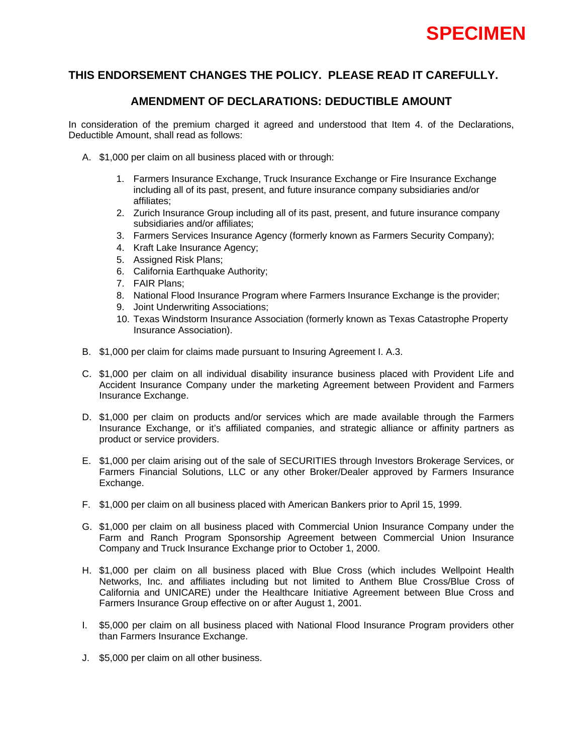**SPECIMEN**

## THIS ENDORSEMENT CHANGES THE POLICY. PLEASE READ IT CAREFULLY.

## AMENDMENT OF DECLARATIONS: DEDUCTIBLE AMOUNT

In consideration of the premium charged it agreed and understood that Item 4. of the Declarations, Deductible Amount, shall read as follows:

A. $1,000 per claim on all business placed with or through:

   1. Farmers Insurance Exchange, Truck Insurance Exchange or Fire Insurance Exchange including all of its past, present, and future insurance company subsidiaries and/or affiliates;
   2. Zurich Insurance Group including all of its past, present, and future insurance company subsidiaries and/or affiliates;
   3. Farmers Services Insurance Agency (formerly known as Farmers Security Company);
   4. Kraft Lake Insurance Agency;
   5. Assigned Risk Plans;
   6. California Earthquake Authority;
   7. FAIR Plans;
   8. National Flood Insurance Program where Farmers Insurance Exchange is the provider;
   9. Joint Underwriting Associations;
   10. Texas Windstorm Insurance Association (formerly known as Texas Catastrophe Property Insurance Association).

B. $1,000 per claim for claims made pursuant to Insuring Agreement I. A.3.

C. $1,000 per claim on all individual disability insurance business placed with Provident Life and Accident Insurance Company under the marketing Agreement between Provident and Farmers Insurance Exchange.

D. $1,000 per claim on products and/or services which are made available through the Farmers Insurance Exchange, or it's affiliated companies, and strategic alliance or affinity partners as product or service providers.

E. $1,000 per claim arising out of the sale of SECURITIES through Investors Brokerage Services, or Farmers Financial Solutions, LLC or any other Broker/Dealer approved by Farmers Insurance Exchange.

F. $1,000 per claim on all business placed with American Bankers prior to April 15, 1999.

G. $1,000 per claim on all business placed with Commercial Union Insurance Company under the Farm and Ranch Program Sponsorship Agreement between Commercial Union Insurance Company and Truck Insurance Exchange prior to October 1, 2000.

H. $1,000 per claim on all business placed with Blue Cross (which includes Wellpoint Health Networks, Inc. and affiliates including but not limited to Anthem Blue Cross/Blue Cross of California and UNICARE) under the Healthcare Initiative Agreement between Blue Cross and Farmers Insurance Group effective on or after August 1, 2001.

I. $5,000 per claim on all business placed with National Flood Insurance Program providers other than Farmers Insurance Exchange.

J. $5,000 per claim on all other business.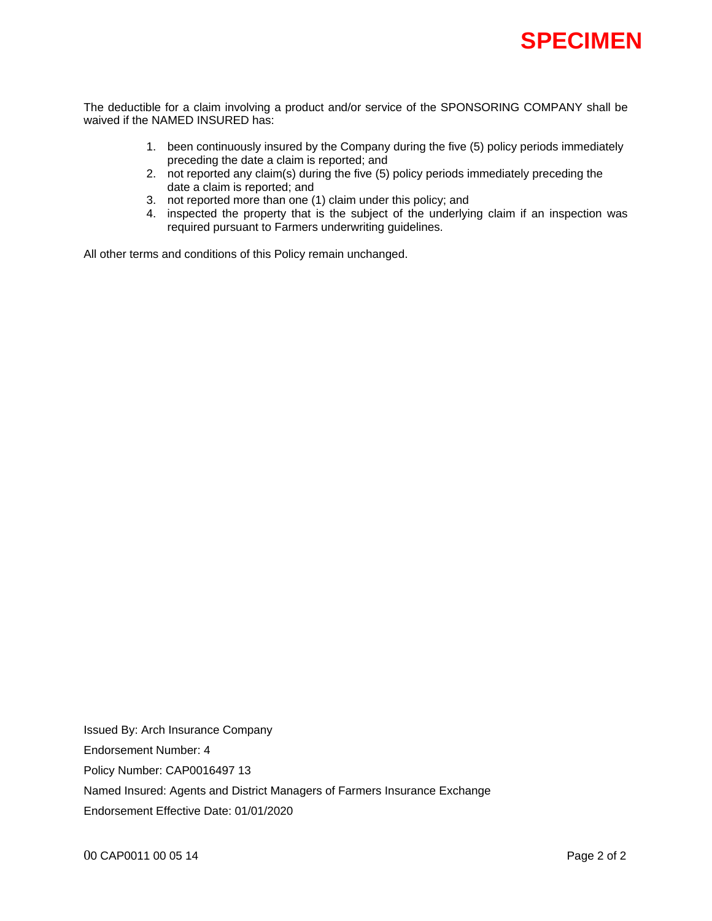**SPECIMEN**

The deductible for a claim involving a product and/or service of the SPONSORING COMPANY shall be waived if the NAMED INSURED has:

1. been continuously insured by the Company during the five (5) policy periods immediately preceding the date a claim is reported; and
2. not reported any claim(s) during the five (5) policy periods immediately preceding the date a claim is reported; and
3. not reported more than one (1) claim under this policy; and
4. inspected the property that is the subject of the underlying claim if an inspection was required pursuant to Farmers underwriting guidelines.

All other terms and conditions of this Policy remain unchanged.

Issued By: Arch Insurance Company

Endorsement Number: 4

Policy Number: CAP0016497 13

Named Insured: Agents and District Managers of Farmers Insurance Exchange

Endorsement Effective Date: 01/01/2020

00 CAP0011 00 05 14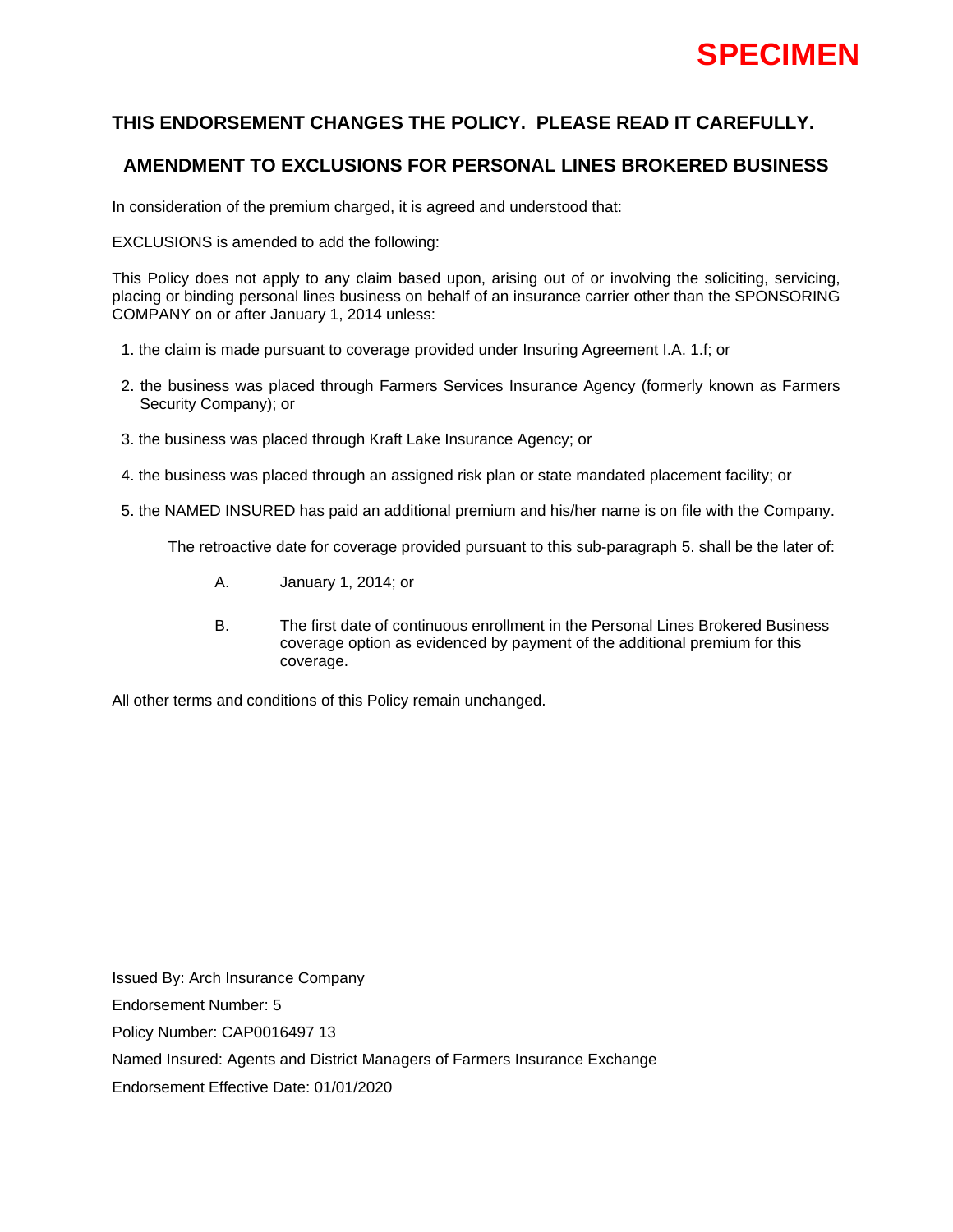SPECIMEN

## THIS ENDORSEMENT CHANGES THE POLICY. PLEASE READ IT CAREFULLY.

## AMENDMENT TO EXCLUSIONS FOR PERSONAL LINES BROKERED BUSINESS

In consideration of the premium charged, it is agreed and understood that:

EXCLUSIONS is amended to add the following:

This Policy does not apply to any claim based upon, arising out of or involving the soliciting, servicing, placing or binding personal lines business on behalf of an insurance carrier other than the SPONSORING COMPANY on or after January 1, 2014 unless:

1. the claim is made pursuant to coverage provided under Insuring Agreement I.A. 1.f; or
2. the business was placed through Farmers Services Insurance Agency (formerly known as Farmers Security Company); or
3. the business was placed through Kraft Lake Insurance Agency; or
4. the business was placed through an assigned risk plan or state mandated placement facility; or
5. the NAMED INSURED has paid an additional premium and his/her name is on file with the Company.

   The retroactive date for coverage provided pursuant to this sub-paragraph 5. shall be the later of:

   A. January 1, 2014; or

   B. The first date of continuous enrollment in the Personal Lines Brokered Business coverage option as evidenced by payment of the additional premium for this coverage.

All other terms and conditions of this Policy remain unchanged.

Issued By: Arch Insurance Company

Endorsement Number: 5

Policy Number: CAP0016497 13

Named Insured: Agents and District Managers of Farmers Insurance Exchange

Endorsement Effective Date: 01/01/2020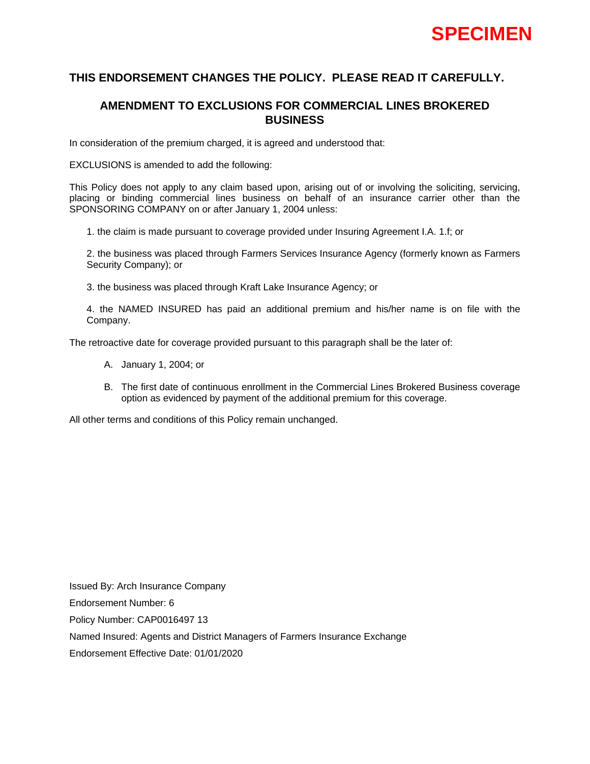**SPECIMEN**

## THIS ENDORSEMENT CHANGES THE POLICY. PLEASE READ IT CAREFULLY.

### AMENDMENT TO EXCLUSIONS FOR COMMERCIAL LINES BROKERED BUSINESS

In consideration of the premium charged, it is agreed and understood that:

EXCLUSIONS is amended to add the following:

This Policy does not apply to any claim based upon, arising out of or involving the soliciting, servicing, placing or binding commercial lines business on behalf of an insurance carrier other than the SPONSORING COMPANY on or after January 1, 2004 unless:

1. the claim is made pursuant to coverage provided under Insuring Agreement I.A. 1.f; or

2. the business was placed through Farmers Services Insurance Agency (formerly known as Farmers Security Company); or

3. the business was placed through Kraft Lake Insurance Agency; or

4. the NAMED INSURED has paid an additional premium and his/her name is on file with the Company.

The retroactive date for coverage provided pursuant to this paragraph shall be the later of:

A. January 1, 2004; or

B. The first date of continuous enrollment in the Commercial Lines Brokered Business coverage option as evidenced by payment of the additional premium for this coverage.

All other terms and conditions of this Policy remain unchanged.

Issued By: Arch Insurance Company

Endorsement Number: 6

Policy Number: CAP0016497 13

Named Insured: Agents and District Managers of Farmers Insurance Exchange

Endorsement Effective Date: 01/01/2020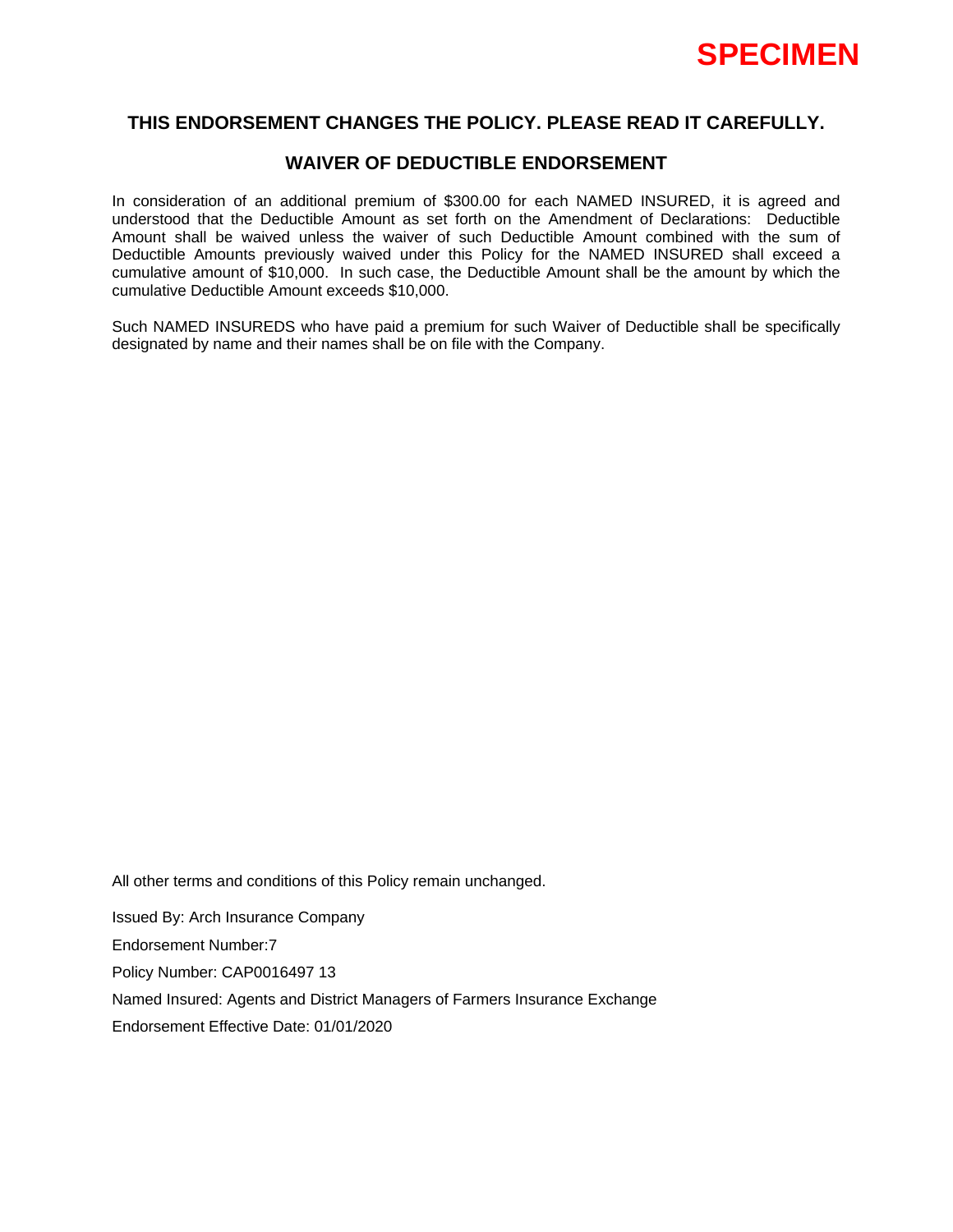**SPECIMEN**

## THIS ENDORSEMENT CHANGES THE POLICY. PLEASE READ IT CAREFULLY.

## WAIVER OF DEDUCTIBLE ENDORSEMENT

In consideration of an additional premium of $300.00 for each NAMED INSURED, it is agreed and understood that the Deductible Amount as set forth on the Amendment of Declarations: Deductible Amount shall be waived unless the waiver of such Deductible Amount combined with the sum of Deductible Amounts previously waived under this Policy for the NAMED INSURED shall exceed a cumulative amount of $10,000. In such case, the Deductible Amount shall be the amount by which the cumulative Deductible Amount exceeds $10,000.

Such NAMED INSUREDS who have paid a premium for such Waiver of Deductible shall be specifically designated by name and their names shall be on file with the Company.

All other terms and conditions of this Policy remain unchanged.

Issued By: Arch Insurance Company

Endorsement Number:7

Policy Number: CAP0016497 13

Named Insured: Agents and District Managers of Farmers Insurance Exchange

Endorsement Effective Date: 01/01/2020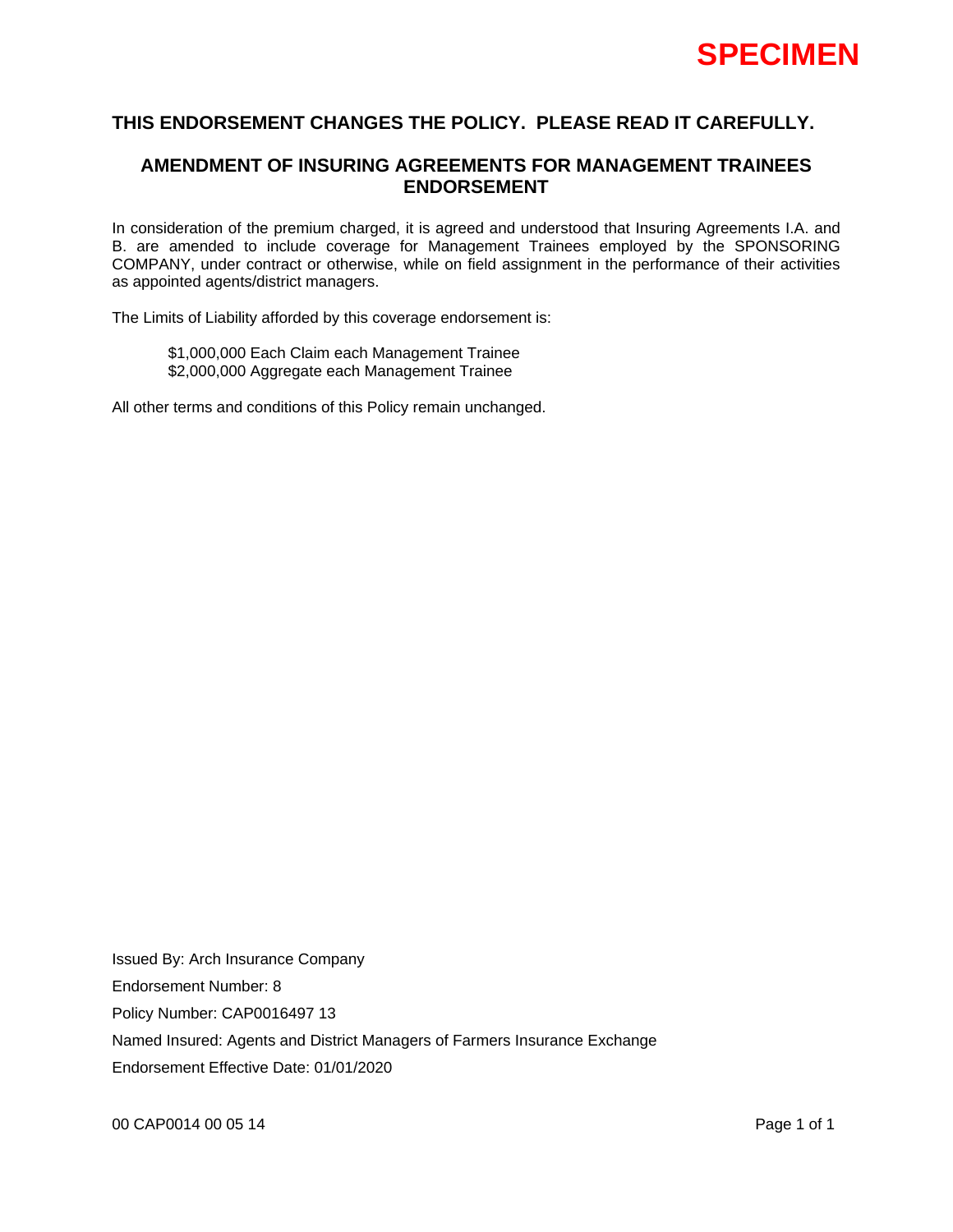**SPECIMEN**

## THIS ENDORSEMENT CHANGES THE POLICY. PLEASE READ IT CAREFULLY.

## AMENDMENT OF INSURING AGREEMENTS FOR MANAGEMENT TRAINEES ENDORSEMENT

In consideration of the premium charged, it is agreed and understood that Insuring Agreements I.A. and B. are amended to include coverage for Management Trainees employed by the SPONSORING COMPANY, under contract or otherwise, while on field assignment in the performance of their activities as appointed agents/district managers.

The Limits of Liability afforded by this coverage endorsement is:

$1,000,000 Each Claim each Management Trainee
$2,000,000 Aggregate each Management Trainee

All other terms and conditions of this Policy remain unchanged.

Issued By: Arch Insurance Company

Endorsement Number: 8

Policy Number: CAP0016497 13

Named Insured: Agents and District Managers of Farmers Insurance Exchange

Endorsement Effective Date: 01/01/2020

00 CAP0014 00 05 14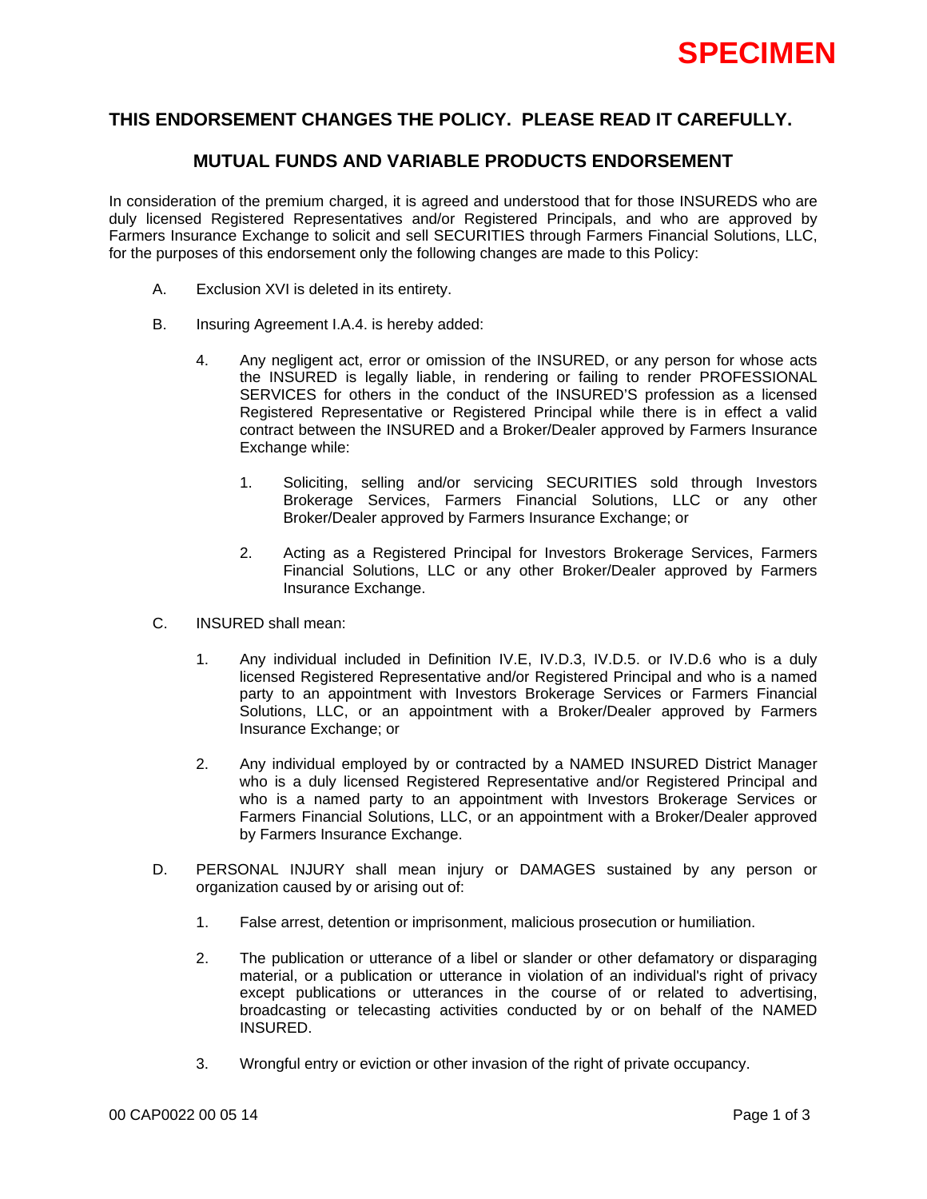**SPECIMEN**

## THIS ENDORSEMENT CHANGES THE POLICY. PLEASE READ IT CAREFULLY.

## MUTUAL FUNDS AND VARIABLE PRODUCTS ENDORSEMENT

In consideration of the premium charged, it is agreed and understood that for those INSUREDS who are duly licensed Registered Representatives and/or Registered Principals, and who are approved by Farmers Insurance Exchange to solicit and sell SECURITIES through Farmers Financial Solutions, LLC, for the purposes of this endorsement only the following changes are made to this Policy:

A. Exclusion XVI is deleted in its entirety.

B. Insuring Agreement I.A.4. is hereby added:

   4. Any negligent act, error or omission of the INSURED, or any person for whose acts the INSURED is legally liable, in rendering or failing to render PROFESSIONAL SERVICES for others in the conduct of the INSURED'S profession as a licensed Registered Representative or Registered Principal while there is in effect a valid contract between the INSURED and a Broker/Dealer approved by Farmers Insurance Exchange while:

      1. Soliciting, selling and/or servicing SECURITIES sold through Investors Brokerage Services, Farmers Financial Solutions, LLC or any other Broker/Dealer approved by Farmers Insurance Exchange; or

      2. Acting as a Registered Principal for Investors Brokerage Services, Farmers Financial Solutions, LLC or any other Broker/Dealer approved by Farmers Insurance Exchange.

C. INSURED shall mean:

   1. Any individual included in Definition IV.E, IV.D.3, IV.D.5. or IV.D.6 who is a duly licensed Registered Representative and/or Registered Principal and who is a named party to an appointment with Investors Brokerage Services or Farmers Financial Solutions, LLC, or an appointment with a Broker/Dealer approved by Farmers Insurance Exchange; or

   2. Any individual employed by or contracted by a NAMED INSURED District Manager who is a duly licensed Registered Representative and/or Registered Principal and who is a named party to an appointment with Investors Brokerage Services or Farmers Financial Solutions, LLC, or an appointment with a Broker/Dealer approved by Farmers Insurance Exchange.

D. PERSONAL INJURY shall mean injury or DAMAGES sustained by any person or organization caused by or arising out of:

   1. False arrest, detention or imprisonment, malicious prosecution or humiliation.

   2. The publication or utterance of a libel or slander or other defamatory or disparaging material, or a publication or utterance in violation of an individual's right of privacy except publications or utterances in the course of or related to advertising, broadcasting or telecasting activities conducted by or on behalf of the NAMED INSURED.

   3. Wrongful entry or eviction or other invasion of the right of private occupancy.

00 CAP0022 00 05 14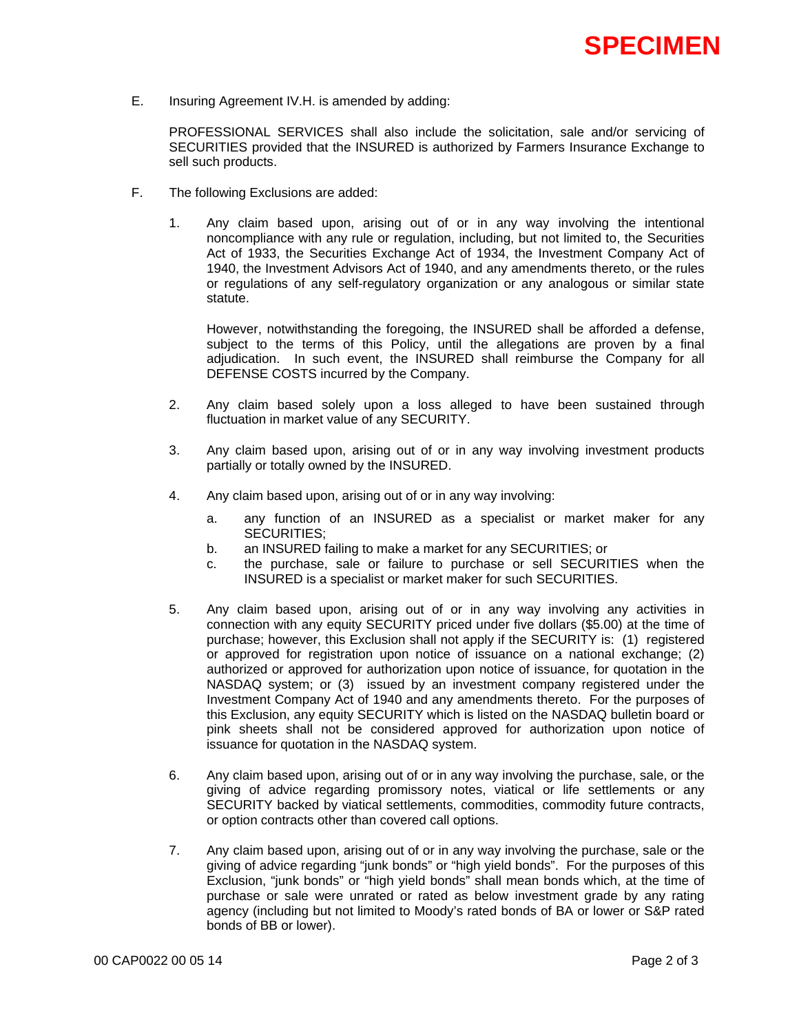**SPECIMEN**

E. Insuring Agreement IV.H. is amended by adding:

PROFESSIONAL SERVICES shall also include the solicitation, sale and/or servicing of SECURITIES provided that the INSURED is authorized by Farmers Insurance Exchange to sell such products.

F. The following Exclusions are added:

1. Any claim based upon, arising out of or in any way involving the intentional noncompliance with any rule or regulation, including, but not limited to, the Securities Act of 1933, the Securities Exchange Act of 1934, the Investment Company Act of 1940, the Investment Advisors Act of 1940, and any amendments thereto, or the rules or regulations of any self-regulatory organization or any analogous or similar state statute.

   However, notwithstanding the foregoing, the INSURED shall be afforded a defense, subject to the terms of this Policy, until the allegations are proven by a final adjudication. In such event, the INSURED shall reimburse the Company for all DEFENSE COSTS incurred by the Company.

2. Any claim based solely upon a loss alleged to have been sustained through fluctuation in market value of any SECURITY.

3. Any claim based upon, arising out of or in any way involving investment products partially or totally owned by the INSURED.

4. Any claim based upon, arising out of or in any way involving:

   a. any function of an INSURED as a specialist or market maker for any SECURITIES;
   b. an INSURED failing to make a market for any SECURITIES; or
   c. the purchase, sale or failure to purchase or sell SECURITIES when the INSURED is a specialist or market maker for such SECURITIES.

5. Any claim based upon, arising out of or in any way involving any activities in connection with any equity SECURITY priced under five dollars ($5.00) at the time of purchase; however, this Exclusion shall not apply if the SECURITY is: (1) registered or approved for registration upon notice of issuance on a national exchange; (2) authorized or approved for authorization upon notice of issuance, for quotation in the NASDAQ system; or (3) issued by an investment company registered under the Investment Company Act of 1940 and any amendments thereto. For the purposes of this Exclusion, any equity SECURITY which is listed on the NASDAQ bulletin board or pink sheets shall not be considered approved for authorization upon notice of issuance for quotation in the NASDAQ system.

6. Any claim based upon, arising out of or in any way involving the purchase, sale, or the giving of advice regarding promissory notes, viatical or life settlements or any SECURITY backed by viatical settlements, commodities, commodity future contracts, or option contracts other than covered call options.

7. Any claim based upon, arising out of or in any way involving the purchase, sale or the giving of advice regarding "junk bonds" or "high yield bonds". For the purposes of this Exclusion, "junk bonds" or "high yield bonds" shall mean bonds which, at the time of purchase or sale were unrated or rated as below investment grade by any rating agency (including but not limited to Moody's rated bonds of BA or lower or S&P rated bonds of BB or lower).

00 CAP0022 00 05 14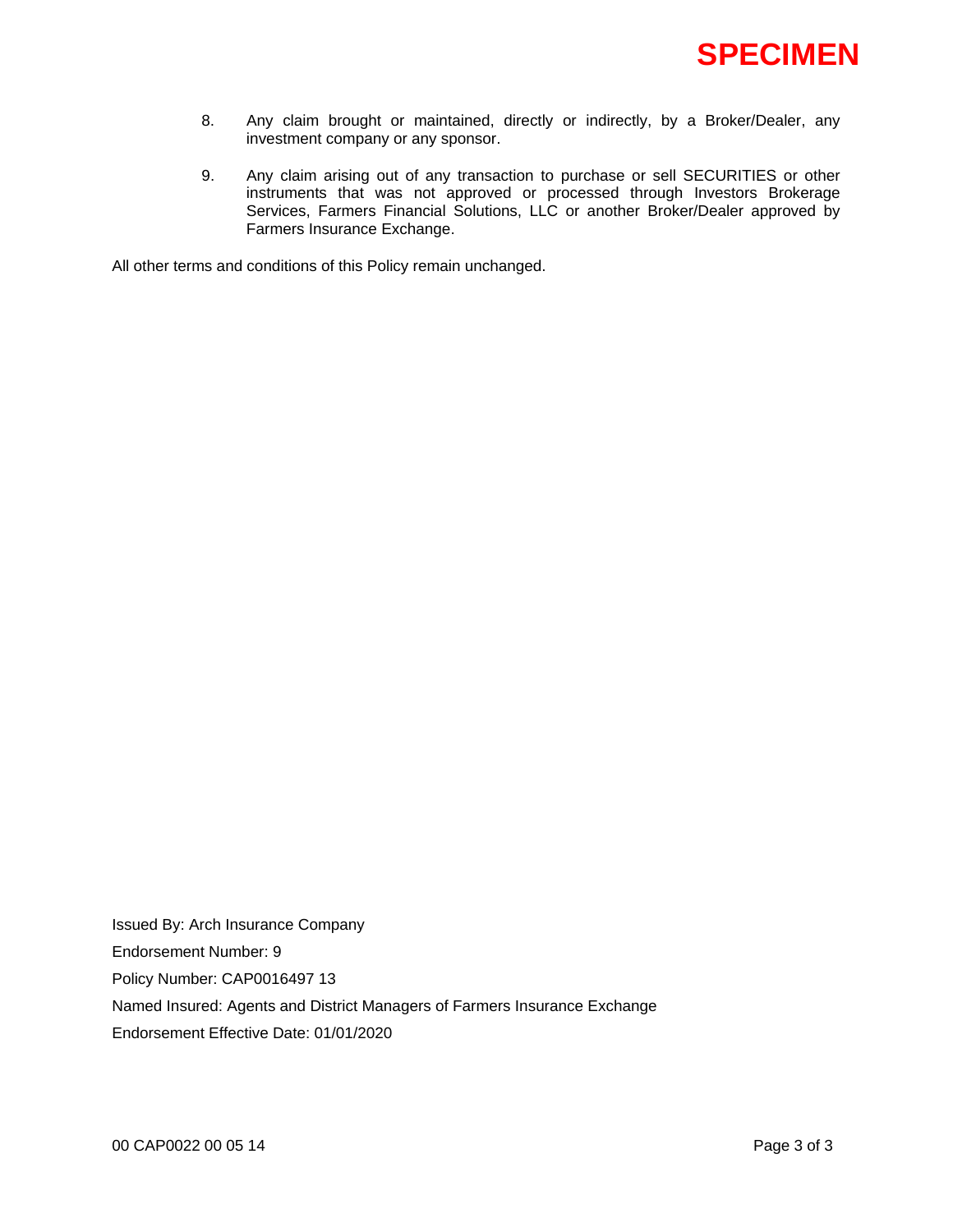**SPECIMEN**

8. Any claim brought or maintained, directly or indirectly, by a Broker/Dealer, any investment company or any sponsor.

9. Any claim arising out of any transaction to purchase or sell SECURITIES or other instruments that was not approved or processed through Investors Brokerage Services, Farmers Financial Solutions, LLC or another Broker/Dealer approved by Farmers Insurance Exchange.

All other terms and conditions of this Policy remain unchanged.

Issued By: Arch Insurance Company

Endorsement Number: 9

Policy Number: CAP0016497 13

Named Insured: Agents and District Managers of Farmers Insurance Exchange

Endorsement Effective Date: 01/01/2020

00 CAP0022 00 05 14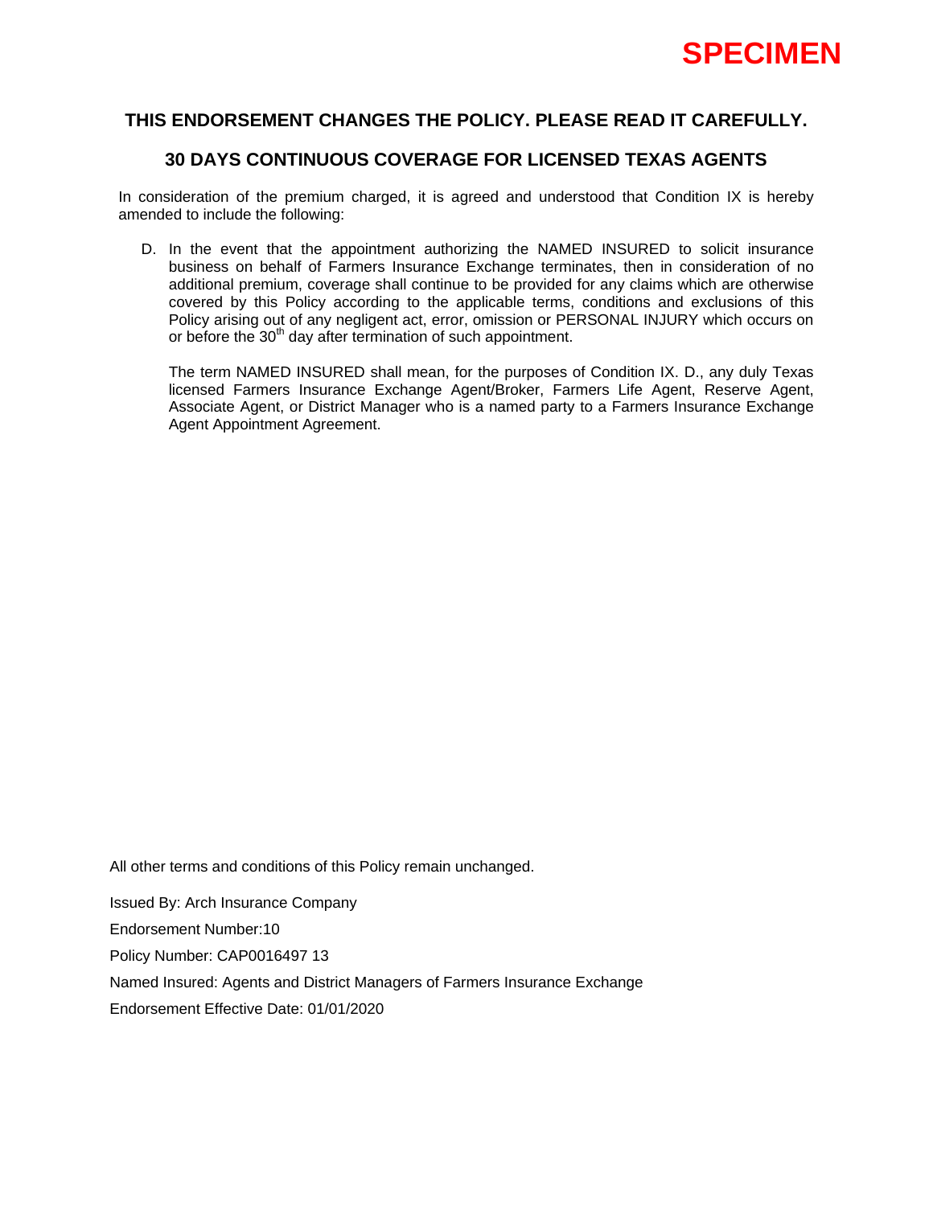**SPECIMEN**

## THIS ENDORSEMENT CHANGES THE POLICY. PLEASE READ IT CAREFULLY.

## 30 DAYS CONTINUOUS COVERAGE FOR LICENSED TEXAS AGENTS

In consideration of the premium charged, it is agreed and understood that Condition IX is hereby amended to include the following:

D. In the event that the appointment authorizing the NAMED INSURED to solicit insurance business on behalf of Farmers Insurance Exchange terminates, then in consideration of no additional premium, coverage shall continue to be provided for any claims which are otherwise covered by this Policy according to the applicable terms, conditions and exclusions of this Policy arising out of any negligent act, error, omission or PERSONAL INJURY which occurs on or before the 30th day after termination of such appointment.

   The term NAMED INSURED shall mean, for the purposes of Condition IX. D., any duly Texas licensed Farmers Insurance Exchange Agent/Broker, Farmers Life Agent, Reserve Agent, Associate Agent, or District Manager who is a named party to a Farmers Insurance Exchange Agent Appointment Agreement.

All other terms and conditions of this Policy remain unchanged.

Issued By: Arch Insurance Company

Endorsement Number:10

Policy Number: CAP0016497 13

Named Insured: Agents and District Managers of Farmers Insurance Exchange

Endorsement Effective Date: 01/01/2020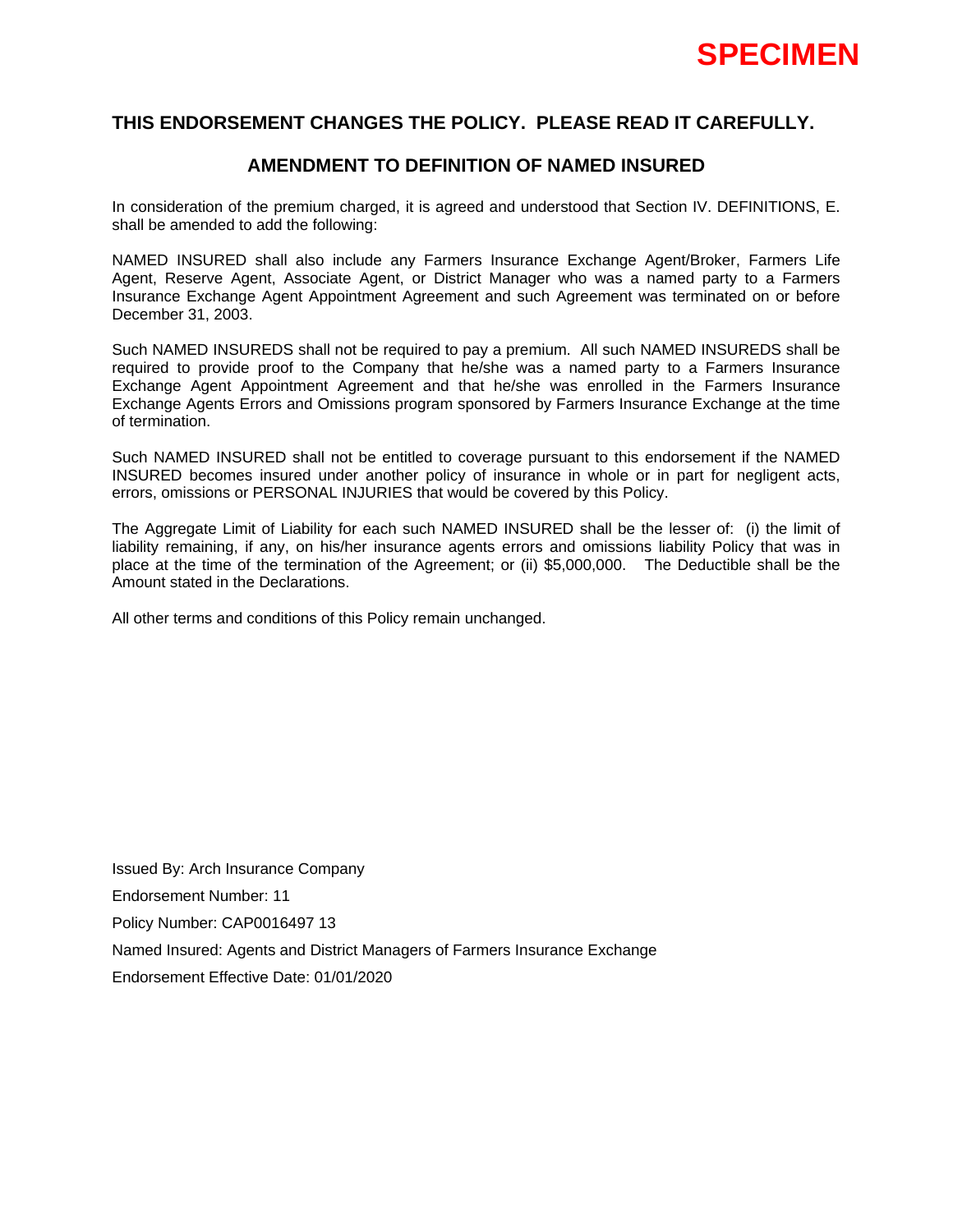**SPECIMEN**

## THIS ENDORSEMENT CHANGES THE POLICY. PLEASE READ IT CAREFULLY.

### AMENDMENT TO DEFINITION OF NAMED INSURED

In consideration of the premium charged, it is agreed and understood that Section IV. DEFINITIONS, E. shall be amended to add the following:

NAMED INSURED shall also include any Farmers Insurance Exchange Agent/Broker, Farmers Life Agent, Reserve Agent, Associate Agent, or District Manager who was a named party to a Farmers Insurance Exchange Agent Appointment Agreement and such Agreement was terminated on or before December 31, 2003.

Such NAMED INSUREDS shall not be required to pay a premium. All such NAMED INSUREDS shall be required to provide proof to the Company that he/she was a named party to a Farmers Insurance Exchange Agent Appointment Agreement and that he/she was enrolled in the Farmers Insurance Exchange Agents Errors and Omissions program sponsored by Farmers Insurance Exchange at the time of termination.

Such NAMED INSURED shall not be entitled to coverage pursuant to this endorsement if the NAMED INSURED becomes insured under another policy of insurance in whole or in part for negligent acts, errors, omissions or PERSONAL INJURIES that would be covered by this Policy.

The Aggregate Limit of Liability for each such NAMED INSURED shall be the lesser of: (i) the limit of liability remaining, if any, on his/her insurance agents errors and omissions liability Policy that was in place at the time of the termination of the Agreement; or (ii) $5,000,000. The Deductible shall be the Amount stated in the Declarations.

All other terms and conditions of this Policy remain unchanged.

Issued By: Arch Insurance Company

Endorsement Number: 11

Policy Number: CAP0016497 13

Named Insured: Agents and District Managers of Farmers Insurance Exchange

Endorsement Effective Date: 01/01/2020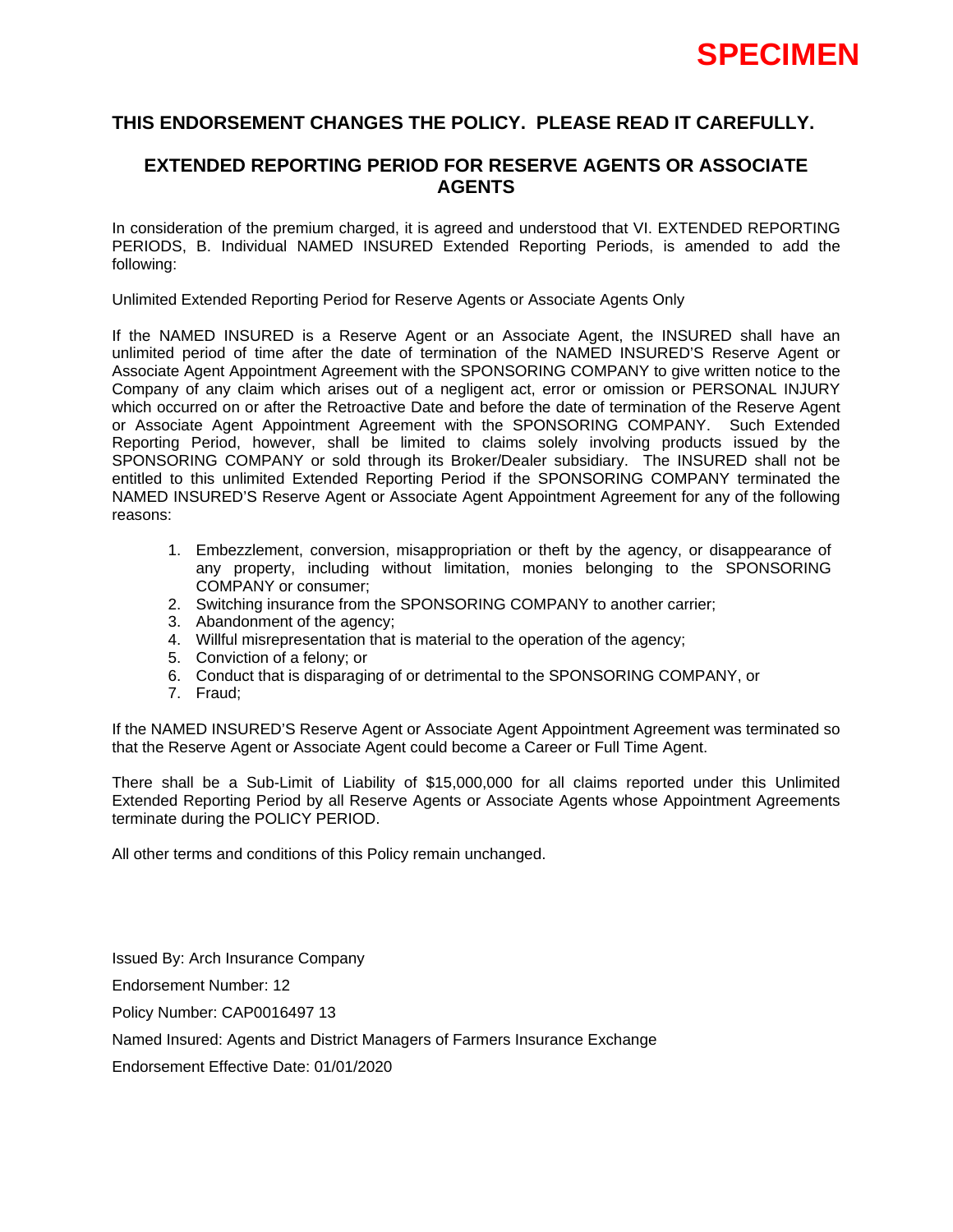**SPECIMEN**

**THIS ENDORSEMENT CHANGES THE POLICY. PLEASE READ IT CAREFULLY.**

## EXTENDED REPORTING PERIOD FOR RESERVE AGENTS OR ASSOCIATE AGENTS

In consideration of the premium charged, it is agreed and understood that VI. EXTENDED REPORTING PERIODS, B. Individual NAMED INSURED Extended Reporting Periods, is amended to add the following:

Unlimited Extended Reporting Period for Reserve Agents or Associate Agents Only

If the NAMED INSURED is a Reserve Agent or an Associate Agent, the INSURED shall have an unlimited period of time after the date of termination of the NAMED INSURED'S Reserve Agent or Associate Agent Appointment Agreement with the SPONSORING COMPANY to give written notice to the Company of any claim which arises out of a negligent act, error or omission or PERSONAL INJURY which occurred on or after the Retroactive Date and before the date of termination of the Reserve Agent or Associate Agent Appointment Agreement with the SPONSORING COMPANY. Such Extended Reporting Period, however, shall be limited to claims solely involving products issued by the SPONSORING COMPANY or sold through its Broker/Dealer subsidiary. The INSURED shall not be entitled to this unlimited Extended Reporting Period if the SPONSORING COMPANY terminated the NAMED INSURED'S Reserve Agent or Associate Agent Appointment Agreement for any of the following reasons:

1. Embezzlement, conversion, misappropriation or theft by the agency, or disappearance of any property, including without limitation, monies belonging to the SPONSORING COMPANY or consumer;
2. Switching insurance from the SPONSORING COMPANY to another carrier;
3. Abandonment of the agency;
4. Willful misrepresentation that is material to the operation of the agency;
5. Conviction of a felony; or
6. Conduct that is disparaging of or detrimental to the SPONSORING COMPANY, or
7. Fraud;

If the NAMED INSURED'S Reserve Agent or Associate Agent Appointment Agreement was terminated so that the Reserve Agent or Associate Agent could become a Career or Full Time Agent.

There shall be a Sub-Limit of Liability of $15,000,000 for all claims reported under this Unlimited Extended Reporting Period by all Reserve Agents or Associate Agents whose Appointment Agreements terminate during the POLICY PERIOD.

All other terms and conditions of this Policy remain unchanged.

Issued By: Arch Insurance Company

Endorsement Number: 12

Policy Number: CAP0016497 13

Named Insured: Agents and District Managers of Farmers Insurance Exchange

Endorsement Effective Date: 01/01/2020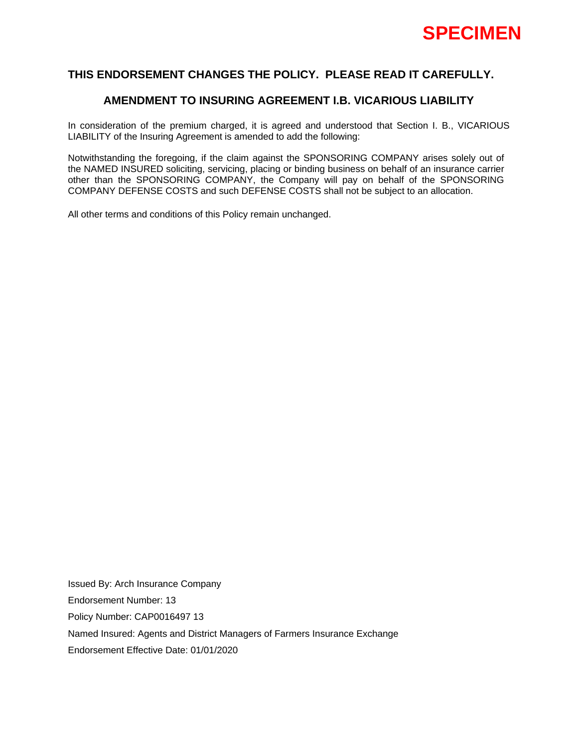**SPECIMEN**

## THIS ENDORSEMENT CHANGES THE POLICY. PLEASE READ IT CAREFULLY.

## AMENDMENT TO INSURING AGREEMENT I.B. VICARIOUS LIABILITY

In consideration of the premium charged, it is agreed and understood that Section I. B., VICARIOUS LIABILITY of the Insuring Agreement is amended to add the following:

Notwithstanding the foregoing, if the claim against the SPONSORING COMPANY arises solely out of the NAMED INSURED soliciting, servicing, placing or binding business on behalf of an insurance carrier other than the SPONSORING COMPANY, the Company will pay on behalf of the SPONSORING COMPANY DEFENSE COSTS and such DEFENSE COSTS shall not be subject to an allocation.

All other terms and conditions of this Policy remain unchanged.

Issued By: Arch Insurance Company

Endorsement Number: 13

Policy Number: CAP0016497 13

Named Insured: Agents and District Managers of Farmers Insurance Exchange

Endorsement Effective Date: 01/01/2020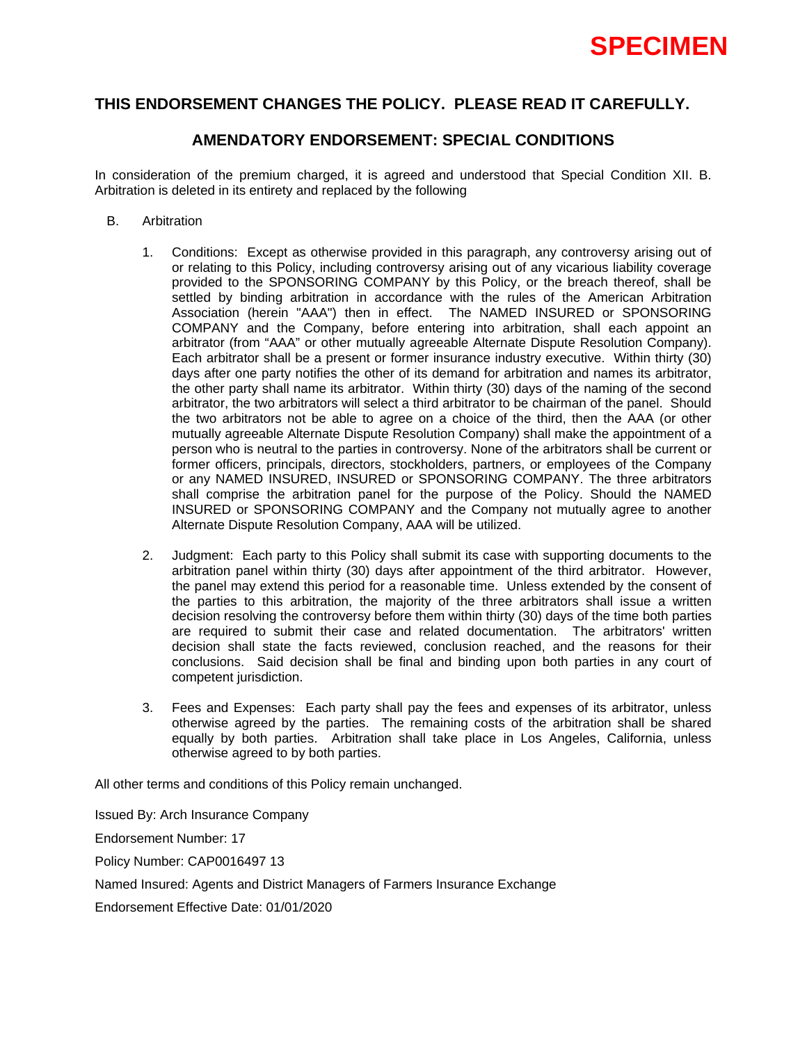**SPECIMEN**

## THIS ENDORSEMENT CHANGES THE POLICY. PLEASE READ IT CAREFULLY.

## AMENDATORY ENDORSEMENT: SPECIAL CONDITIONS

In consideration of the premium charged, it is agreed and understood that Special Condition XII. B. Arbitration is deleted in its entirety and replaced by the following

B. Arbitration

1. Conditions: Except as otherwise provided in this paragraph, any controversy arising out of or relating to this Policy, including controversy arising out of any vicarious liability coverage provided to the SPONSORING COMPANY by this Policy, or the breach thereof, shall be settled by binding arbitration in accordance with the rules of the American Arbitration Association (herein "AAA") then in effect. The NAMED INSURED or SPONSORING COMPANY and the Company, before entering into arbitration, shall each appoint an arbitrator (from "AAA" or other mutually agreeable Alternate Dispute Resolution Company). Each arbitrator shall be a present or former insurance industry executive. Within thirty (30) days after one party notifies the other of its demand for arbitration and names its arbitrator, the other party shall name its arbitrator. Within thirty (30) days of the naming of the second arbitrator, the two arbitrators will select a third arbitrator to be chairman of the panel. Should the two arbitrators not be able to agree on a choice of the third, then the AAA (or other mutually agreeable Alternate Dispute Resolution Company) shall make the appointment of a person who is neutral to the parties in controversy. None of the arbitrators shall be current or former officers, principals, directors, stockholders, partners, or employees of the Company or any NAMED INSURED, INSURED or SPONSORING COMPANY. The three arbitrators shall comprise the arbitration panel for the purpose of the Policy. Should the NAMED INSURED or SPONSORING COMPANY and the Company not mutually agree to another Alternate Dispute Resolution Company, AAA will be utilized.

2. Judgment: Each party to this Policy shall submit its case with supporting documents to the arbitration panel within thirty (30) days after appointment of the third arbitrator. However, the panel may extend this period for a reasonable time. Unless extended by the consent of the parties to this arbitration, the majority of the three arbitrators shall issue a written decision resolving the controversy before them within thirty (30) days of the time both parties are required to submit their case and related documentation. The arbitrators' written decision shall state the facts reviewed, conclusion reached, and the reasons for their conclusions. Said decision shall be final and binding upon both parties in any court of competent jurisdiction.

3. Fees and Expenses: Each party shall pay the fees and expenses of its arbitrator, unless otherwise agreed by the parties. The remaining costs of the arbitration shall be shared equally by both parties. Arbitration shall take place in Los Angeles, California, unless otherwise agreed to by both parties.

All other terms and conditions of this Policy remain unchanged.

Issued By: Arch Insurance Company

Endorsement Number: 17

Policy Number: CAP0016497 13

Named Insured: Agents and District Managers of Farmers Insurance Exchange

Endorsement Effective Date: 01/01/2020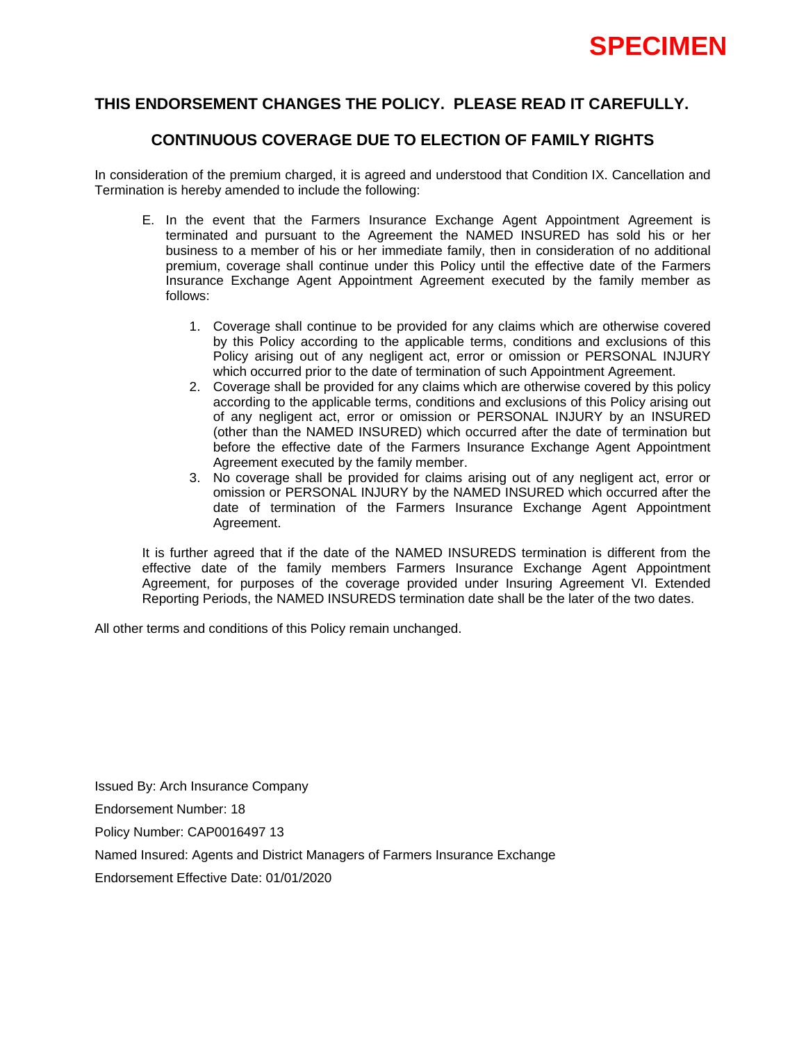**SPECIMEN**

## THIS ENDORSEMENT CHANGES THE POLICY. PLEASE READ IT CAREFULLY.

## CONTINUOUS COVERAGE DUE TO ELECTION OF FAMILY RIGHTS

In consideration of the premium charged, it is agreed and understood that Condition IX. Cancellation and Termination is hereby amended to include the following:

E. In the event that the Farmers Insurance Exchange Agent Appointment Agreement is terminated and pursuant to the Agreement the NAMED INSURED has sold his or her business to a member of his or her immediate family, then in consideration of no additional premium, coverage shall continue under this Policy until the effective date of the Farmers Insurance Exchange Agent Appointment Agreement executed by the family member as follows:

1. Coverage shall continue to be provided for any claims which are otherwise covered by this Policy according to the applicable terms, conditions and exclusions of this Policy arising out of any negligent act, error or omission or PERSONAL INJURY which occurred prior to the date of termination of such Appointment Agreement.
2. Coverage shall be provided for any claims which are otherwise covered by this policy according to the applicable terms, conditions and exclusions of this Policy arising out of any negligent act, error or omission or PERSONAL INJURY by an INSURED (other than the NAMED INSURED) which occurred after the date of termination but before the effective date of the Farmers Insurance Exchange Agent Appointment Agreement executed by the family member.
3. No coverage shall be provided for claims arising out of any negligent act, error or omission or PERSONAL INJURY by the NAMED INSURED which occurred after the date of termination of the Farmers Insurance Exchange Agent Appointment Agreement.

It is further agreed that if the date of the NAMED INSUREDS termination is different from the effective date of the family members Farmers Insurance Exchange Agent Appointment Agreement, for purposes of the coverage provided under Insuring Agreement VI. Extended Reporting Periods, the NAMED INSUREDS termination date shall be the later of the two dates.

All other terms and conditions of this Policy remain unchanged.

Issued By: Arch Insurance Company

Endorsement Number: 18

Policy Number: CAP0016497 13

Named Insured: Agents and District Managers of Farmers Insurance Exchange

Endorsement Effective Date: 01/01/2020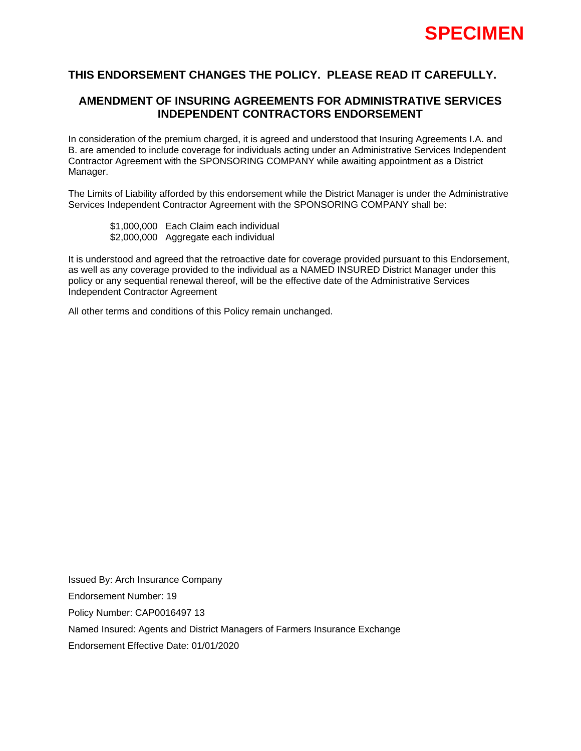**SPECIMEN**

## THIS ENDORSEMENT CHANGES THE POLICY. PLEASE READ IT CAREFULLY.

## AMENDMENT OF INSURING AGREEMENTS FOR ADMINISTRATIVE SERVICES INDEPENDENT CONTRACTORS ENDORSEMENT

In consideration of the premium charged, it is agreed and understood that Insuring Agreements I.A. and B. are amended to include coverage for individuals acting under an Administrative Services Independent Contractor Agreement with the SPONSORING COMPANY while awaiting appointment as a District Manager.

The Limits of Liability afforded by this endorsement while the District Manager is under the Administrative Services Independent Contractor Agreement with the SPONSORING COMPANY shall be:

$1,000,000 Each Claim each individual
$2,000,000 Aggregate each individual

It is understood and agreed that the retroactive date for coverage provided pursuant to this Endorsement, as well as any coverage provided to the individual as a NAMED INSURED District Manager under this policy or any sequential renewal thereof, will be the effective date of the Administrative Services Independent Contractor Agreement

All other terms and conditions of this Policy remain unchanged.

Issued By: Arch Insurance Company

Endorsement Number: 19

Policy Number: CAP0016497 13

Named Insured: Agents and District Managers of Farmers Insurance Exchange

Endorsement Effective Date: 01/01/2020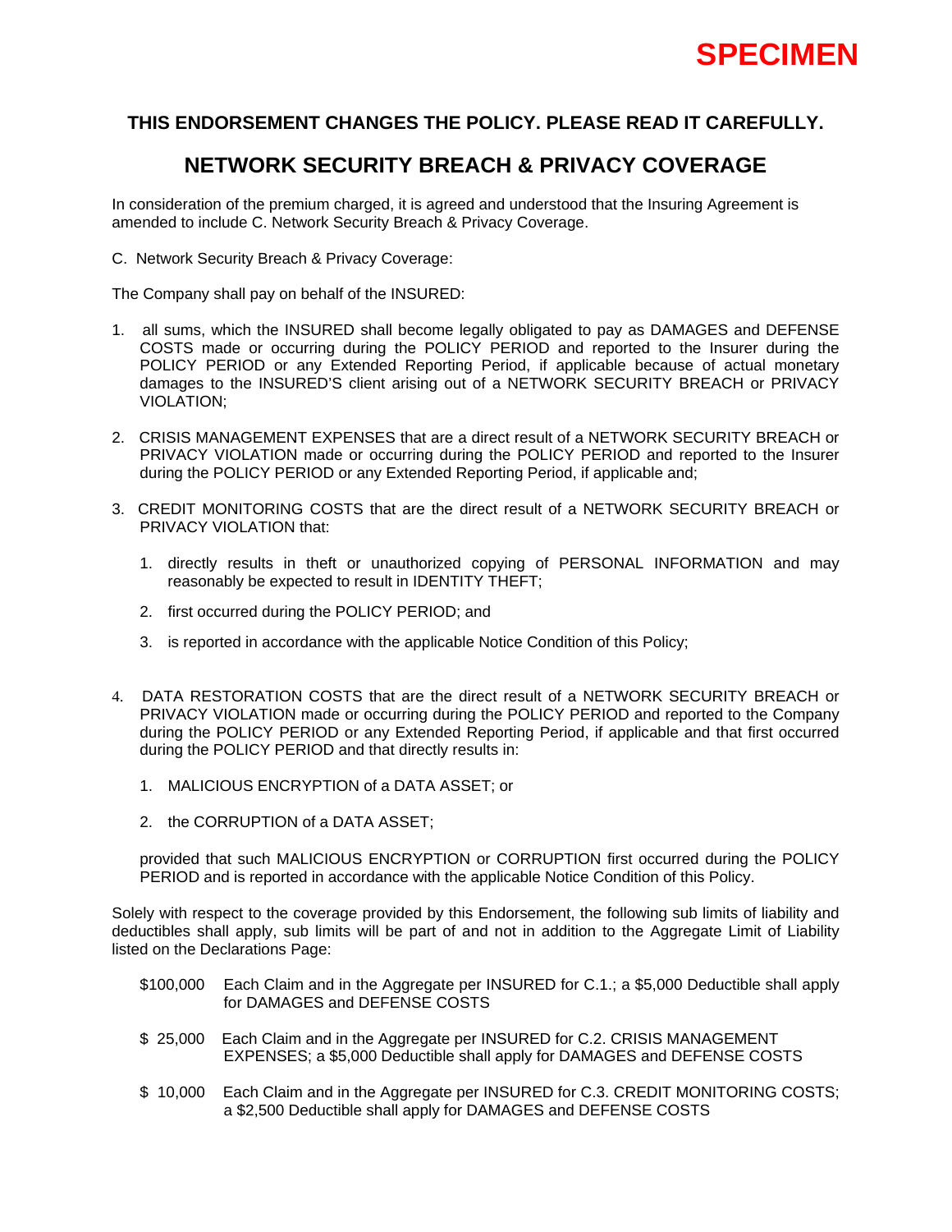**SPECIMEN**

**THIS ENDORSEMENT CHANGES THE POLICY. PLEASE READ IT CAREFULLY.**

## NETWORK SECURITY BREACH & PRIVACY COVERAGE

In consideration of the premium charged, it is agreed and understood that the Insuring Agreement is amended to include C. Network Security Breach & Privacy Coverage.

C. Network Security Breach & Privacy Coverage:

The Company shall pay on behalf of the INSURED:

1. all sums, which the INSURED shall become legally obligated to pay as DAMAGES and DEFENSE COSTS made or occurring during the POLICY PERIOD and reported to the Insurer during the POLICY PERIOD or any Extended Reporting Period, if applicable because of actual monetary damages to the INSURED'S client arising out of a NETWORK SECURITY BREACH or PRIVACY VIOLATION;

2. CRISIS MANAGEMENT EXPENSES that are a direct result of a NETWORK SECURITY BREACH or PRIVACY VIOLATION made or occurring during the POLICY PERIOD and reported to the Insurer during the POLICY PERIOD or any Extended Reporting Period, if applicable and;

3. CREDIT MONITORING COSTS that are the direct result of a NETWORK SECURITY BREACH or PRIVACY VIOLATION that:

    1. directly results in theft or unauthorized copying of PERSONAL INFORMATION and may reasonably be expected to result in IDENTITY THEFT;

    2. first occurred during the POLICY PERIOD; and

    3. is reported in accordance with the applicable Notice Condition of this Policy;

4. DATA RESTORATION COSTS that are the direct result of a NETWORK SECURITY BREACH or PRIVACY VIOLATION made or occurring during the POLICY PERIOD and reported to the Company during the POLICY PERIOD or any Extended Reporting Period, if applicable and that first occurred during the POLICY PERIOD and that directly results in:

    1. MALICIOUS ENCRYPTION of a DATA ASSET; or

    2. the CORRUPTION of a DATA ASSET;

    provided that such MALICIOUS ENCRYPTION or CORRUPTION first occurred during the POLICY PERIOD and is reported in accordance with the applicable Notice Condition of this Policy.

Solely with respect to the coverage provided by this Endorsement, the following sub limits of liability and deductibles shall apply, sub limits will be part of and not in addition to the Aggregate Limit of Liability listed on the Declarations Page:

$100,000 Each Claim and in the Aggregate per INSURED for C.1.; a $5,000 Deductible shall apply for DAMAGES and DEFENSE COSTS

$ 25,000 Each Claim and in the Aggregate per INSURED for C.2. CRISIS MANAGEMENT EXPENSES; a $5,000 Deductible shall apply for DAMAGES and DEFENSE COSTS

$ 10,000 Each Claim and in the Aggregate per INSURED for C.3. CREDIT MONITORING COSTS; a $2,500 Deductible shall apply for DAMAGES and DEFENSE COSTS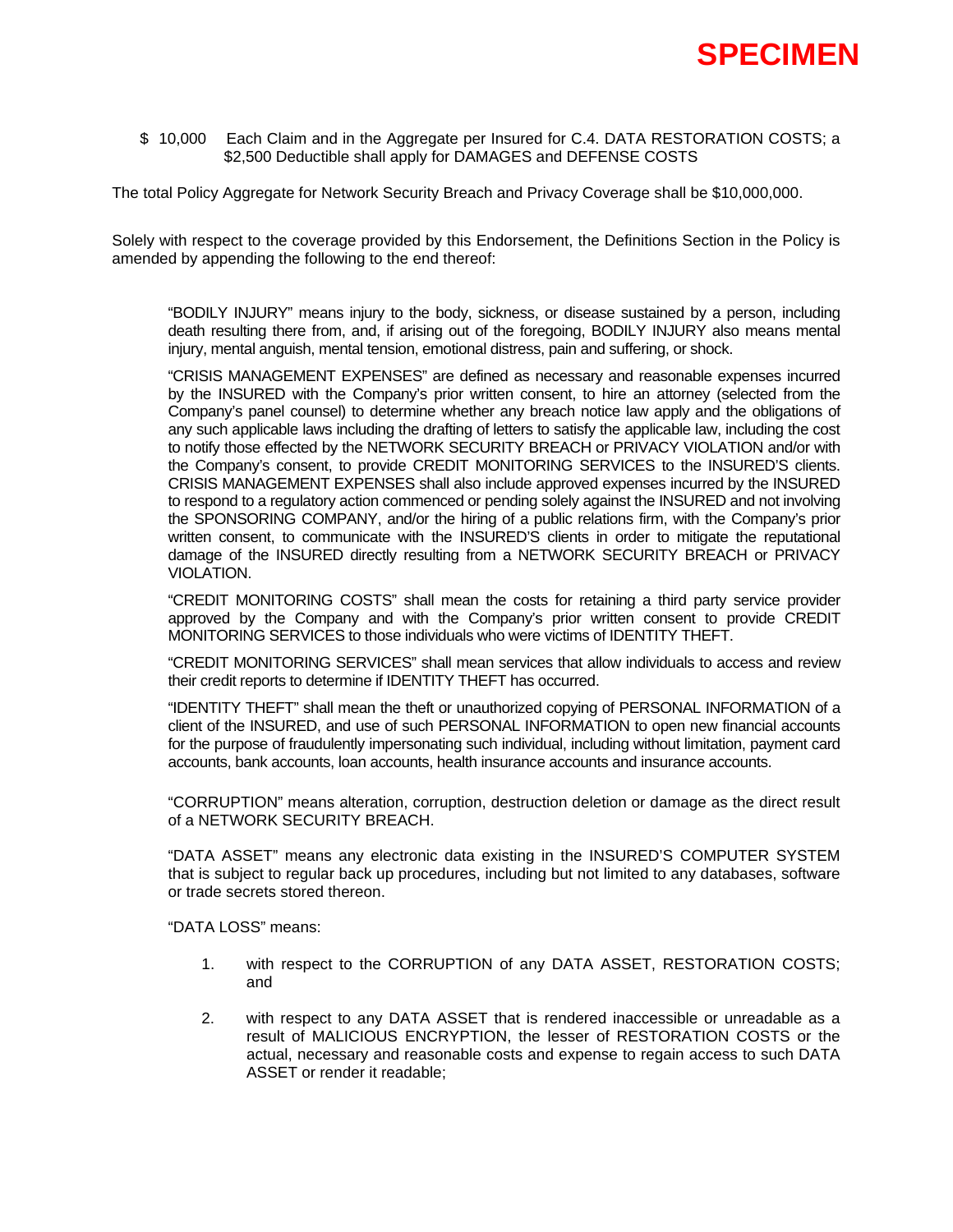**SPECIMEN**

$ 10,000 Each Claim and in the Aggregate per Insured for C.4. DATA RESTORATION COSTS; a $2,500 Deductible shall apply for DAMAGES and DEFENSE COSTS

The total Policy Aggregate for Network Security Breach and Privacy Coverage shall be $10,000,000.

Solely with respect to the coverage provided by this Endorsement, the Definitions Section in the Policy is amended by appending the following to the end thereof:

"BODILY INJURY" means injury to the body, sickness, or disease sustained by a person, including death resulting there from, and, if arising out of the foregoing, BODILY INJURY also means mental injury, mental anguish, mental tension, emotional distress, pain and suffering, or shock.

"CRISIS MANAGEMENT EXPENSES" are defined as necessary and reasonable expenses incurred by the INSURED with the Company's prior written consent, to hire an attorney (selected from the Company's panel counsel) to determine whether any breach notice law apply and the obligations of any such applicable laws including the drafting of letters to satisfy the applicable law, including the cost to notify those effected by the NETWORK SECURITY BREACH or PRIVACY VIOLATION and/or with the Company's consent, to provide CREDIT MONITORING SERVICES to the INSURED'S clients. CRISIS MANAGEMENT EXPENSES shall also include approved expenses incurred by the INSURED to respond to a regulatory action commenced or pending solely against the INSURED and not involving the SPONSORING COMPANY, and/or the hiring of a public relations firm, with the Company's prior written consent, to communicate with the INSURED'S clients in order to mitigate the reputational damage of the INSURED directly resulting from a NETWORK SECURITY BREACH or PRIVACY VIOLATION.

"CREDIT MONITORING COSTS" shall mean the costs for retaining a third party service provider approved by the Company and with the Company's prior written consent to provide CREDIT MONITORING SERVICES to those individuals who were victims of IDENTITY THEFT.

"CREDIT MONITORING SERVICES" shall mean services that allow individuals to access and review their credit reports to determine if IDENTITY THEFT has occurred.

"IDENTITY THEFT" shall mean the theft or unauthorized copying of PERSONAL INFORMATION of a client of the INSURED, and use of such PERSONAL INFORMATION to open new financial accounts for the purpose of fraudulently impersonating such individual, including without limitation, payment card accounts, bank accounts, loan accounts, health insurance accounts and insurance accounts.

"CORRUPTION" means alteration, corruption, destruction deletion or damage as the direct result of a NETWORK SECURITY BREACH.

"DATA ASSET" means any electronic data existing in the INSURED'S COMPUTER SYSTEM that is subject to regular back up procedures, including but not limited to any databases, software or trade secrets stored thereon.

"DATA LOSS" means:

1. with respect to the CORRUPTION of any DATA ASSET, RESTORATION COSTS; and

2. with respect to any DATA ASSET that is rendered inaccessible or unreadable as a result of MALICIOUS ENCRYPTION, the lesser of RESTORATION COSTS or the actual, necessary and reasonable costs and expense to regain access to such DATA ASSET or render it readable;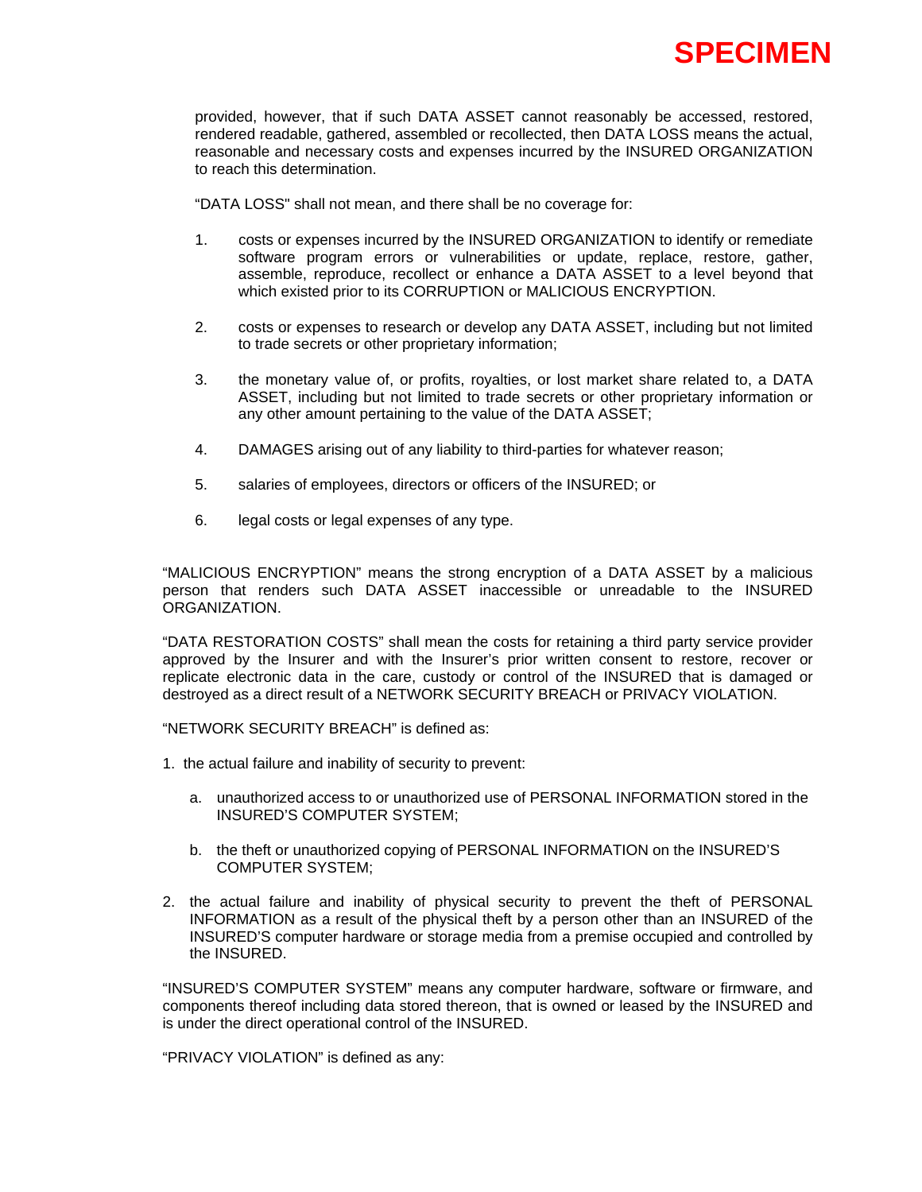**SPECIMEN**

provided, however, that if such DATA ASSET cannot reasonably be accessed, restored, rendered readable, gathered, assembled or recollected, then DATA LOSS means the actual, reasonable and necessary costs and expenses incurred by the INSURED ORGANIZATION to reach this determination.

"DATA LOSS" shall not mean, and there shall be no coverage for:

1. costs or expenses incurred by the INSURED ORGANIZATION to identify or remediate software program errors or vulnerabilities or update, replace, restore, gather, assemble, reproduce, recollect or enhance a DATA ASSET to a level beyond that which existed prior to its CORRUPTION or MALICIOUS ENCRYPTION.

2. costs or expenses to research or develop any DATA ASSET, including but not limited to trade secrets or other proprietary information;

3. the monetary value of, or profits, royalties, or lost market share related to, a DATA ASSET, including but not limited to trade secrets or other proprietary information or any other amount pertaining to the value of the DATA ASSET;

4. DAMAGES arising out of any liability to third-parties for whatever reason;

5. salaries of employees, directors or officers of the INSURED; or

6. legal costs or legal expenses of any type.

"MALICIOUS ENCRYPTION" means the strong encryption of a DATA ASSET by a malicious person that renders such DATA ASSET inaccessible or unreadable to the INSURED ORGANIZATION.

"DATA RESTORATION COSTS" shall mean the costs for retaining a third party service provider approved by the Insurer and with the Insurer's prior written consent to restore, recover or replicate electronic data in the care, custody or control of the INSURED that is damaged or destroyed as a direct result of a NETWORK SECURITY BREACH or PRIVACY VIOLATION.

"NETWORK SECURITY BREACH" is defined as:

1. the actual failure and inability of security to prevent:

   a. unauthorized access to or unauthorized use of PERSONAL INFORMATION stored in the INSURED'S COMPUTER SYSTEM;

   b. the theft or unauthorized copying of PERSONAL INFORMATION on the INSURED'S COMPUTER SYSTEM;

2. the actual failure and inability of physical security to prevent the theft of PERSONAL INFORMATION as a result of the physical theft by a person other than an INSURED of the INSURED'S computer hardware or storage media from a premise occupied and controlled by the INSURED.

"INSURED'S COMPUTER SYSTEM" means any computer hardware, software or firmware, and components thereof including data stored thereon, that is owned or leased by the INSURED and is under the direct operational control of the INSURED.

"PRIVACY VIOLATION" is defined as any: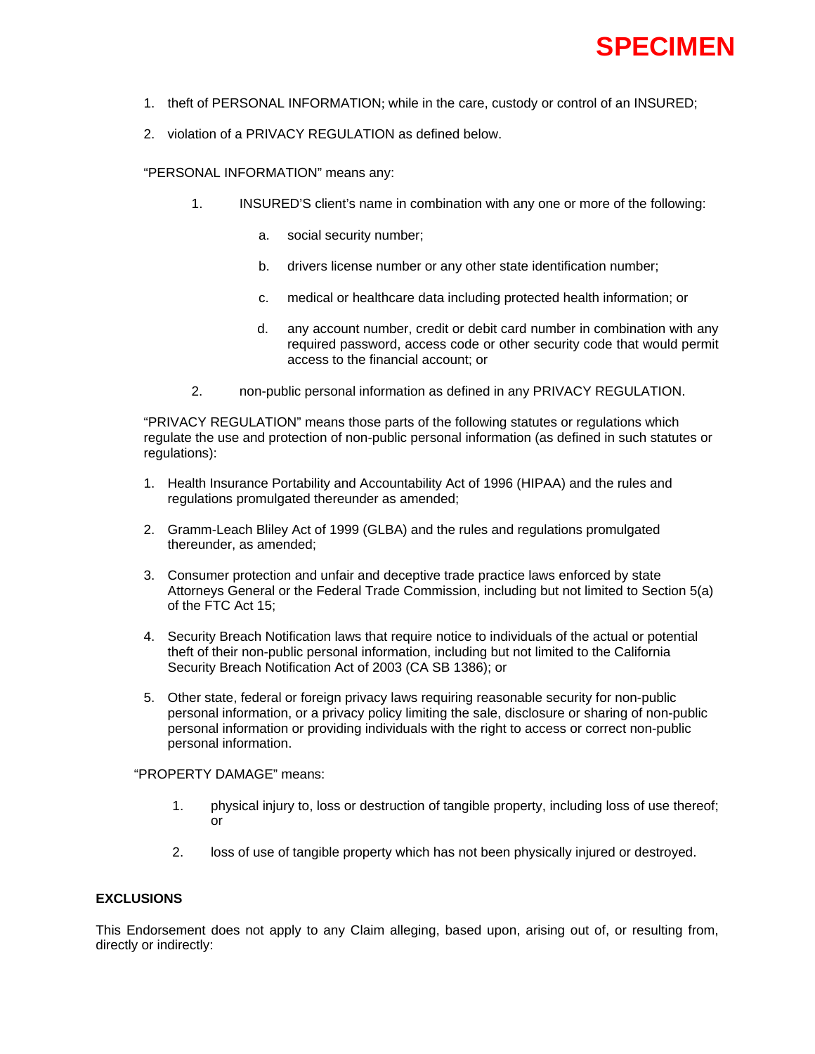**SPECIMEN**

1. theft of PERSONAL INFORMATION; while in the care, custody or control of an INSURED;
2. violation of a PRIVACY REGULATION as defined below.

"PERSONAL INFORMATION" means any:

1. INSURED'S client's name in combination with any one or more of the following:
    a. social security number;
    b. drivers license number or any other state identification number;
    c. medical or healthcare data including protected health information; or
    d. any account number, credit or debit card number in combination with any required password, access code or other security code that would permit access to the financial account; or
2. non-public personal information as defined in any PRIVACY REGULATION.

"PRIVACY REGULATION" means those parts of the following statutes or regulations which regulate the use and protection of non-public personal information (as defined in such statutes or regulations):

1. Health Insurance Portability and Accountability Act of 1996 (HIPAA) and the rules and regulations promulgated thereunder as amended;
2. Gramm-Leach Bliley Act of 1999 (GLBA) and the rules and regulations promulgated thereunder, as amended;
3. Consumer protection and unfair and deceptive trade practice laws enforced by state Attorneys General or the Federal Trade Commission, including but not limited to Section 5(a) of the FTC Act 15;
4. Security Breach Notification laws that require notice to individuals of the actual or potential theft of their non-public personal information, including but not limited to the California Security Breach Notification Act of 2003 (CA SB 1386); or
5. Other state, federal or foreign privacy laws requiring reasonable security for non-public personal information, or a privacy policy limiting the sale, disclosure or sharing of non-public personal information or providing individuals with the right to access or correct non-public personal information.

"PROPERTY DAMAGE" means:

1. physical injury to, loss or destruction of tangible property, including loss of use thereof; or
2. loss of use of tangible property which has not been physically injured or destroyed.

**EXCLUSIONS**

This Endorsement does not apply to any Claim alleging, based upon, arising out of, or resulting from, directly or indirectly: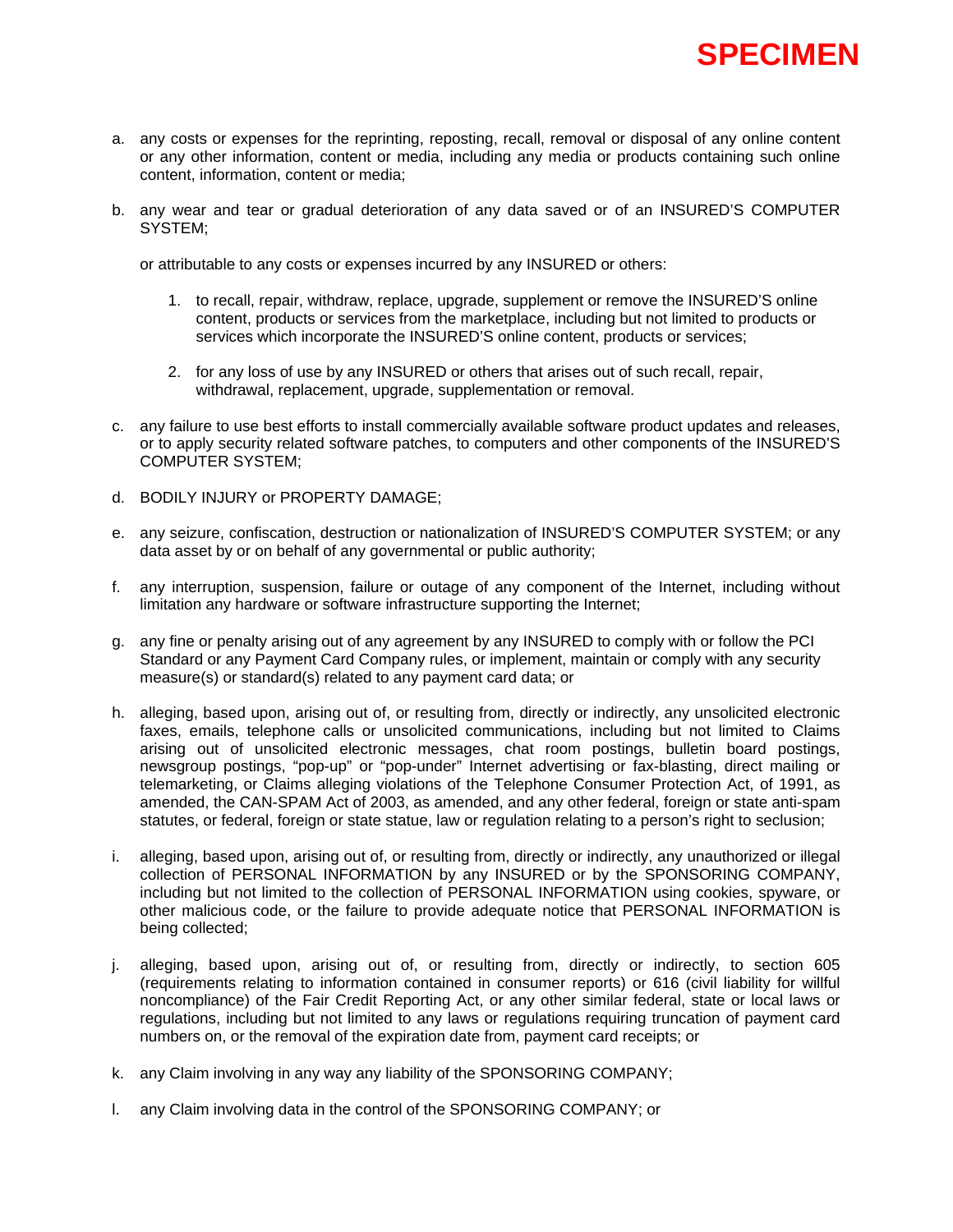**SPECIMEN**

a. any costs or expenses for the reprinting, reposting, recall, removal or disposal of any online content or any other information, content or media, including any media or products containing such online content, information, content or media;

b. any wear and tear or gradual deterioration of any data saved or of an INSURED'S COMPUTER SYSTEM;

   or attributable to any costs or expenses incurred by any INSURED or others:

   1. to recall, repair, withdraw, replace, upgrade, supplement or remove the INSURED'S online content, products or services from the marketplace, including but not limited to products or services which incorporate the INSURED'S online content, products or services;

   2. for any loss of use by any INSURED or others that arises out of such recall, repair, withdrawal, replacement, upgrade, supplementation or removal.

c. any failure to use best efforts to install commercially available software product updates and releases, or to apply security related software patches, to computers and other components of the INSURED'S COMPUTER SYSTEM;

d. BODILY INJURY or PROPERTY DAMAGE;

e. any seizure, confiscation, destruction or nationalization of INSURED'S COMPUTER SYSTEM; or any data asset by or on behalf of any governmental or public authority;

f. any interruption, suspension, failure or outage of any component of the Internet, including without limitation any hardware or software infrastructure supporting the Internet;

g. any fine or penalty arising out of any agreement by any INSURED to comply with or follow the PCI Standard or any Payment Card Company rules, or implement, maintain or comply with any security measure(s) or standard(s) related to any payment card data; or

h. alleging, based upon, arising out of, or resulting from, directly or indirectly, any unsolicited electronic faxes, emails, telephone calls or unsolicited communications, including but not limited to Claims arising out of unsolicited electronic messages, chat room postings, bulletin board postings, newsgroup postings, "pop-up" or "pop-under" Internet advertising or fax-blasting, direct mailing or telemarketing, or Claims alleging violations of the Telephone Consumer Protection Act, of 1991, as amended, the CAN-SPAM Act of 2003, as amended, and any other federal, foreign or state anti-spam statutes, or federal, foreign or state statue, law or regulation relating to a person's right to seclusion;

i. alleging, based upon, arising out of, or resulting from, directly or indirectly, any unauthorized or illegal collection of PERSONAL INFORMATION by any INSURED or by the SPONSORING COMPANY, including but not limited to the collection of PERSONAL INFORMATION using cookies, spyware, or other malicious code, or the failure to provide adequate notice that PERSONAL INFORMATION is being collected;

j. alleging, based upon, arising out of, or resulting from, directly or indirectly, to section 605 (requirements relating to information contained in consumer reports) or 616 (civil liability for willful noncompliance) of the Fair Credit Reporting Act, or any other similar federal, state or local laws or regulations, including but not limited to any laws or regulations requiring truncation of payment card numbers on, or the removal of the expiration date from, payment card receipts; or

k. any Claim involving in any way any liability of the SPONSORING COMPANY;

l. any Claim involving data in the control of the SPONSORING COMPANY; or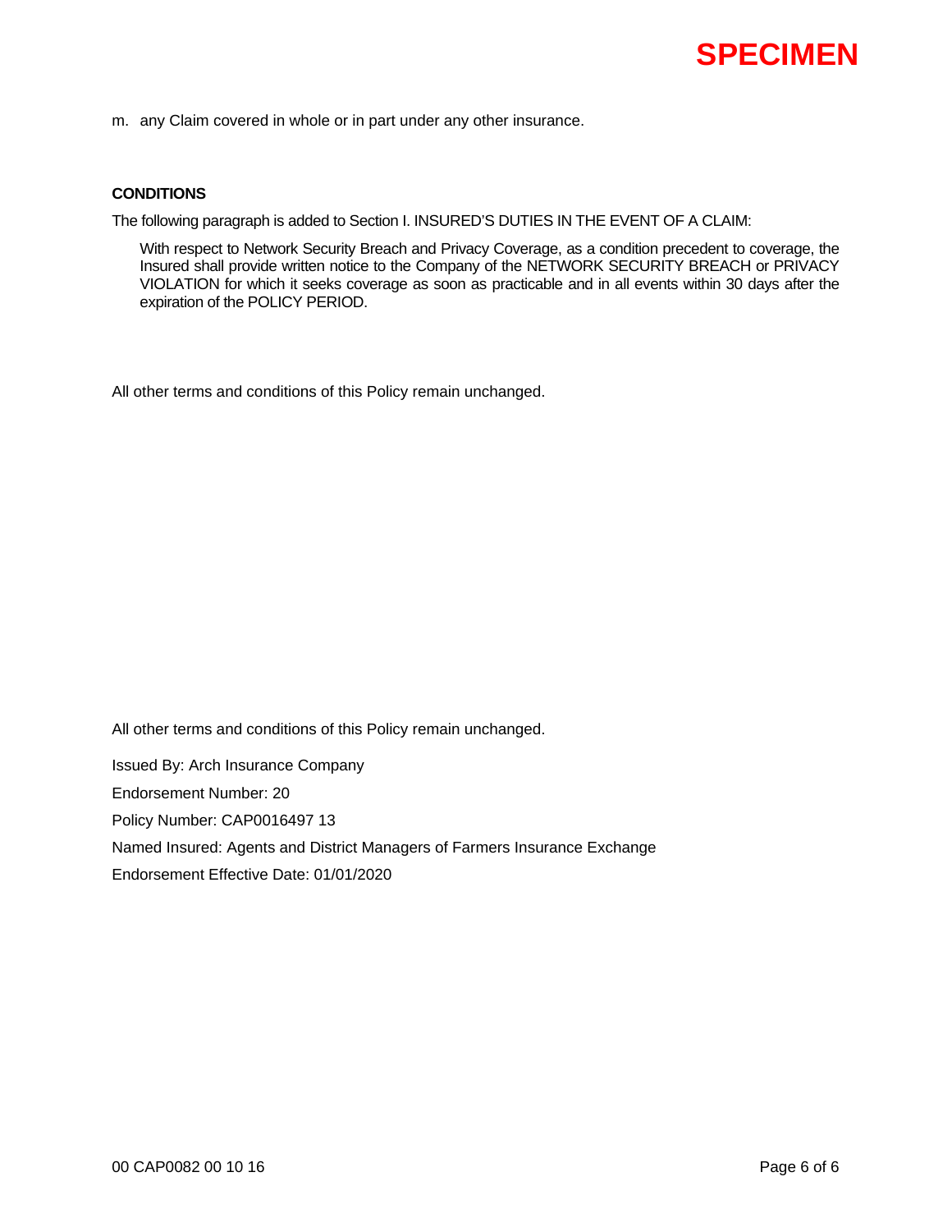**SPECIMEN**

m. any Claim covered in whole or in part under any other insurance.

**CONDITIONS**

The following paragraph is added to Section I. INSURED'S DUTIES IN THE EVENT OF A CLAIM:

> With respect to Network Security Breach and Privacy Coverage, as a condition precedent to coverage, the Insured shall provide written notice to the Company of the NETWORK SECURITY BREACH or PRIVACY VIOLATION for which it seeks coverage as soon as practicable and in all events within 30 days after the expiration of the POLICY PERIOD.

All other terms and conditions of this Policy remain unchanged.

All other terms and conditions of this Policy remain unchanged.

Issued By: Arch Insurance Company

Endorsement Number: 20

Policy Number: CAP0016497 13

Named Insured: Agents and District Managers of Farmers Insurance Exchange

Endorsement Effective Date: 01/01/2020

00 CAP0082 00 10 16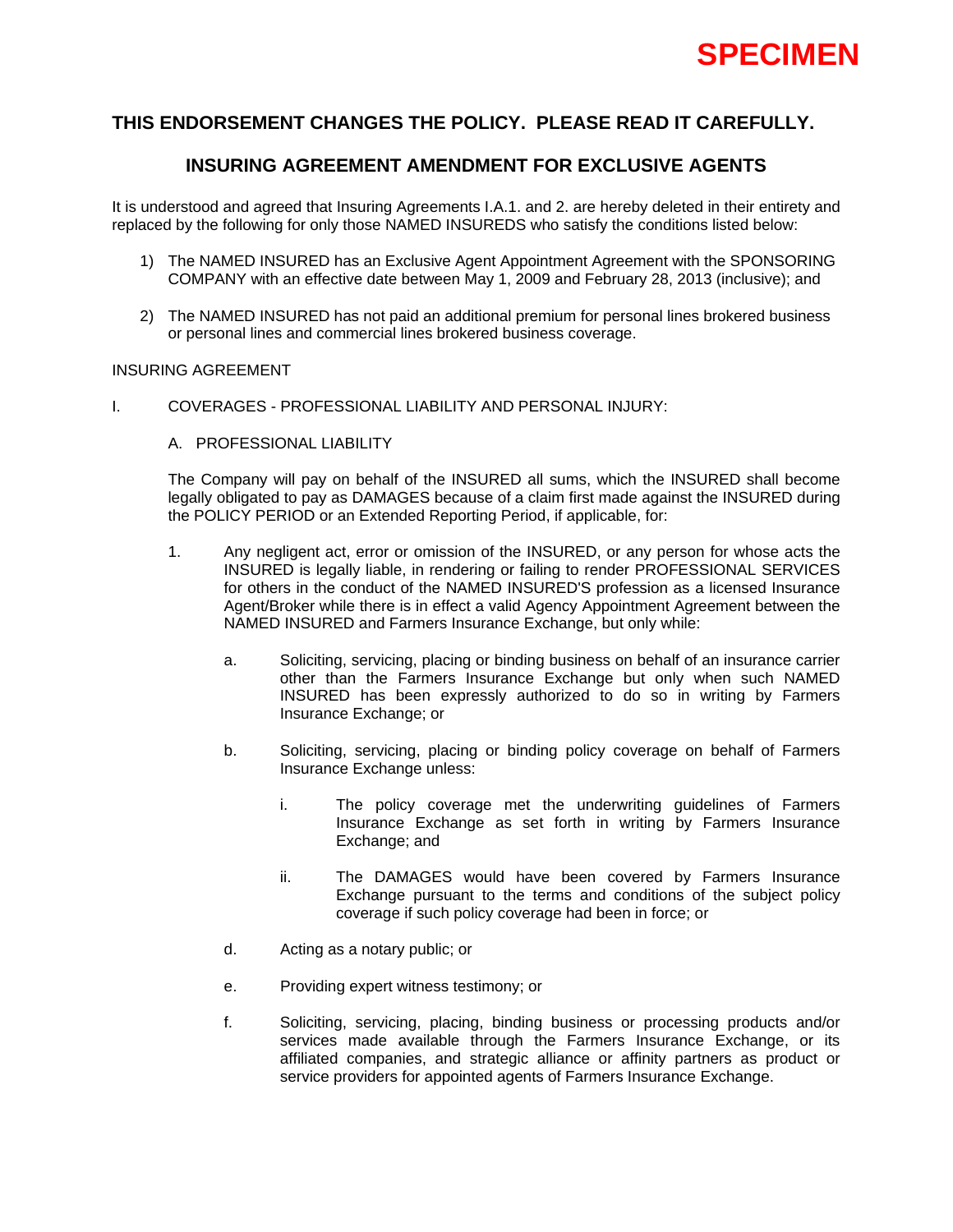**SPECIMEN**

## THIS ENDORSEMENT CHANGES THE POLICY. PLEASE READ IT CAREFULLY.

### INSURING AGREEMENT AMENDMENT FOR EXCLUSIVE AGENTS

It is understood and agreed that Insuring Agreements I.A.1. and 2. are hereby deleted in their entirety and replaced by the following for only those NAMED INSUREDS who satisfy the conditions listed below:

1) The NAMED INSURED has an Exclusive Agent Appointment Agreement with the SPONSORING COMPANY with an effective date between May 1, 2009 and February 28, 2013 (inclusive); and

2) The NAMED INSURED has not paid an additional premium for personal lines brokered business or personal lines and commercial lines brokered business coverage.

INSURING AGREEMENT

I. COVERAGES - PROFESSIONAL LIABILITY AND PERSONAL INJURY:

A. PROFESSIONAL LIABILITY

The Company will pay on behalf of the INSURED all sums, which the INSURED shall become legally obligated to pay as DAMAGES because of a claim first made against the INSURED during the POLICY PERIOD or an Extended Reporting Period, if applicable, for:

1. Any negligent act, error or omission of the INSURED, or any person for whose acts the INSURED is legally liable, in rendering or failing to render PROFESSIONAL SERVICES for others in the conduct of the NAMED INSURED'S profession as a licensed Insurance Agent/Broker while there is in effect a valid Agency Appointment Agreement between the NAMED INSURED and Farmers Insurance Exchange, but only while:

   a. Soliciting, servicing, placing or binding business on behalf of an insurance carrier other than the Farmers Insurance Exchange but only when such NAMED INSURED has been expressly authorized to do so in writing by Farmers Insurance Exchange; or

   b. Soliciting, servicing, placing or binding policy coverage on behalf of Farmers Insurance Exchange unless:

      i. The policy coverage met the underwriting guidelines of Farmers Insurance Exchange as set forth in writing by Farmers Insurance Exchange; and

      ii. The DAMAGES would have been covered by Farmers Insurance Exchange pursuant to the terms and conditions of the subject policy coverage if such policy coverage had been in force; or

   d. Acting as a notary public; or

   e. Providing expert witness testimony; or

   f. Soliciting, servicing, placing, binding business or processing products and/or services made available through the Farmers Insurance Exchange, or its affiliated companies, and strategic alliance or affinity partners as product or service providers for appointed agents of Farmers Insurance Exchange.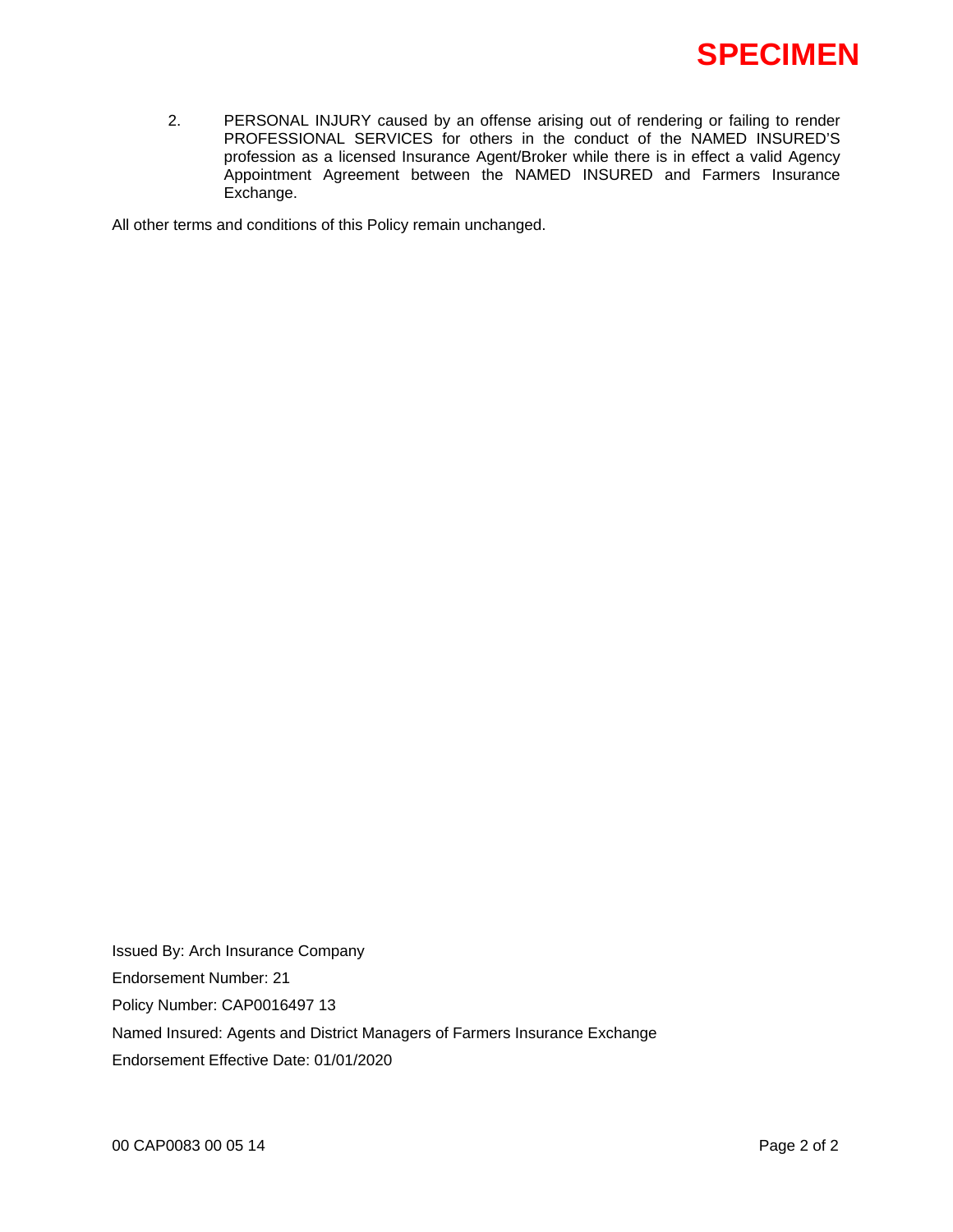SPECIMEN

2. PERSONAL INJURY caused by an offense arising out of rendering or failing to render PROFESSIONAL SERVICES for others in the conduct of the NAMED INSURED'S profession as a licensed Insurance Agent/Broker while there is in effect a valid Agency Appointment Agreement between the NAMED INSURED and Farmers Insurance Exchange.

All other terms and conditions of this Policy remain unchanged.

Issued By: Arch Insurance Company

Endorsement Number: 21

Policy Number: CAP0016497 13

Named Insured: Agents and District Managers of Farmers Insurance Exchange

Endorsement Effective Date: 01/01/2020

00 CAP0083 00 05 14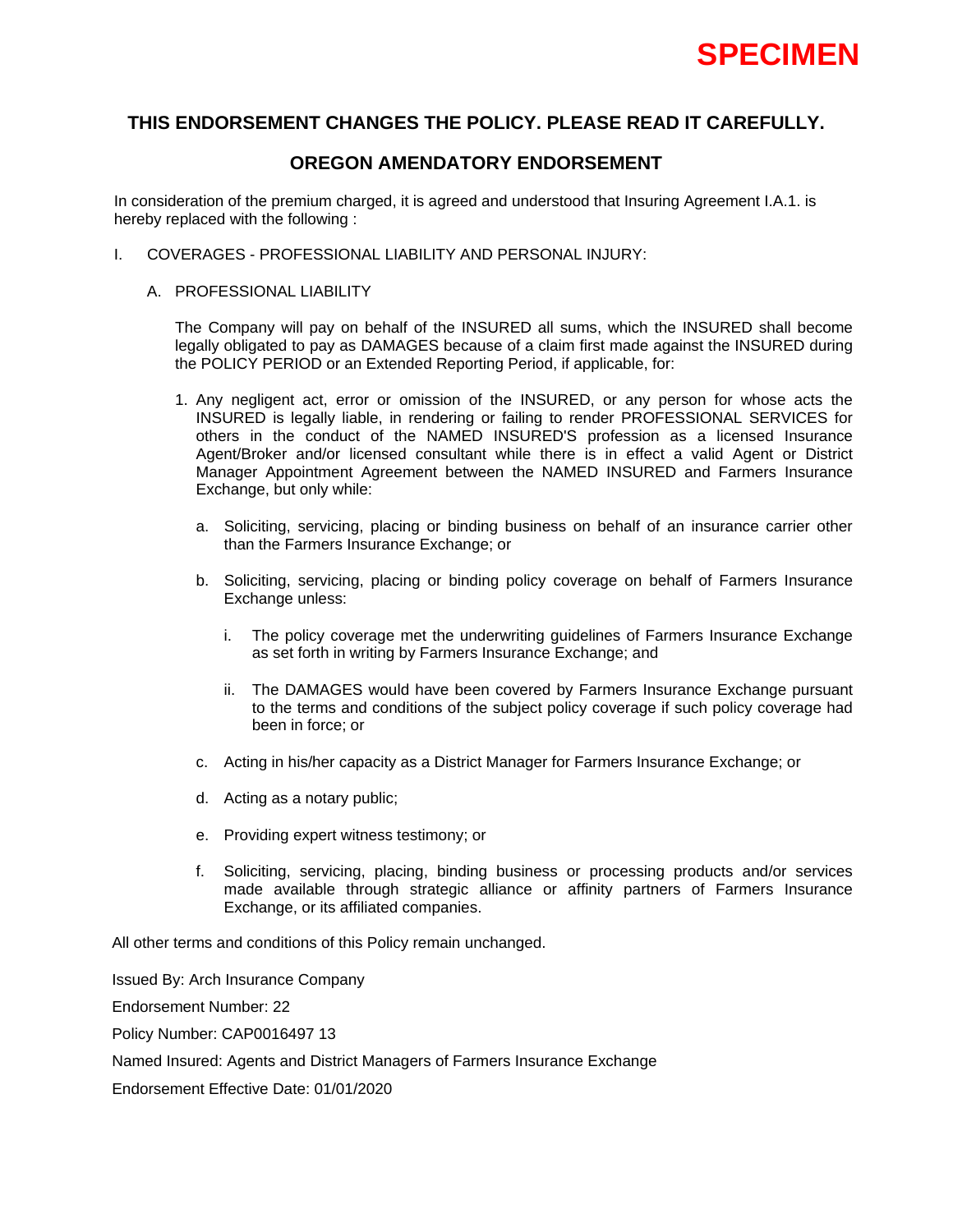**SPECIMEN**

## THIS ENDORSEMENT CHANGES THE POLICY. PLEASE READ IT CAREFULLY.

## OREGON AMENDATORY ENDORSEMENT

In consideration of the premium charged, it is agreed and understood that Insuring Agreement I.A.1. is hereby replaced with the following :

I. COVERAGES - PROFESSIONAL LIABILITY AND PERSONAL INJURY:

   A. PROFESSIONAL LIABILITY

      The Company will pay on behalf of the INSURED all sums, which the INSURED shall become legally obligated to pay as DAMAGES because of a claim first made against the INSURED during the POLICY PERIOD or an Extended Reporting Period, if applicable, for:

      1. Any negligent act, error or omission of the INSURED, or any person for whose acts the INSURED is legally liable, in rendering or failing to render PROFESSIONAL SERVICES for others in the conduct of the NAMED INSURED'S profession as a licensed Insurance Agent/Broker and/or licensed consultant while there is in effect a valid Agent or District Manager Appointment Agreement between the NAMED INSURED and Farmers Insurance Exchange, but only while:

         a. Soliciting, servicing, placing or binding business on behalf of an insurance carrier other than the Farmers Insurance Exchange; or

         b. Soliciting, servicing, placing or binding policy coverage on behalf of Farmers Insurance Exchange unless:

            i. The policy coverage met the underwriting guidelines of Farmers Insurance Exchange as set forth in writing by Farmers Insurance Exchange; and

            ii. The DAMAGES would have been covered by Farmers Insurance Exchange pursuant to the terms and conditions of the subject policy coverage if such policy coverage had been in force; or

         c. Acting in his/her capacity as a District Manager for Farmers Insurance Exchange; or

         d. Acting as a notary public;

         e. Providing expert witness testimony; or

         f. Soliciting, servicing, placing, binding business or processing products and/or services made available through strategic alliance or affinity partners of Farmers Insurance Exchange, or its affiliated companies.

All other terms and conditions of this Policy remain unchanged.

Issued By: Arch Insurance Company

Endorsement Number: 22

Policy Number: CAP0016497 13

Named Insured: Agents and District Managers of Farmers Insurance Exchange

Endorsement Effective Date: 01/01/2020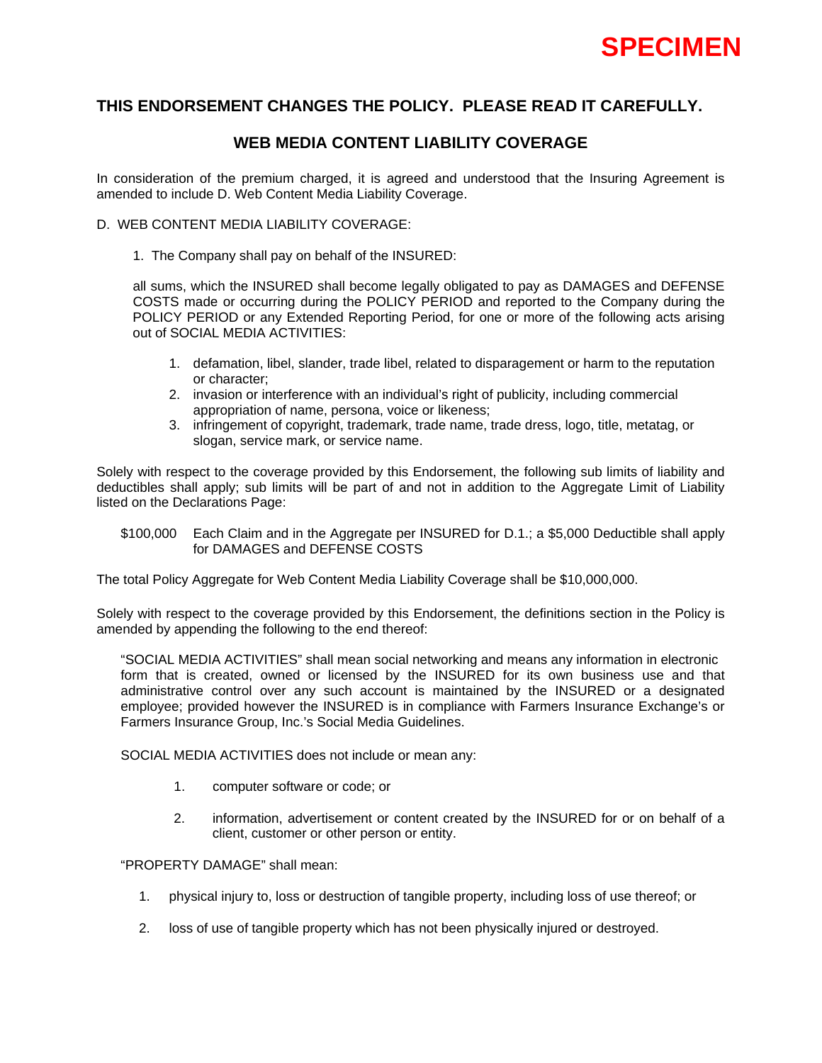**SPECIMEN**

## THIS ENDORSEMENT CHANGES THE POLICY. PLEASE READ IT CAREFULLY.

## WEB MEDIA CONTENT LIABILITY COVERAGE

In consideration of the premium charged, it is agreed and understood that the Insuring Agreement is amended to include D. Web Content Media Liability Coverage.

D. WEB CONTENT MEDIA LIABILITY COVERAGE:

1. The Company shall pay on behalf of the INSURED:

   all sums, which the INSURED shall become legally obligated to pay as DAMAGES and DEFENSE COSTS made or occurring during the POLICY PERIOD and reported to the Company during the POLICY PERIOD or any Extended Reporting Period, for one or more of the following acts arising out of SOCIAL MEDIA ACTIVITIES:

   1. defamation, libel, slander, trade libel, related to disparagement or harm to the reputation or character;
   2. invasion or interference with an individual's right of publicity, including commercial appropriation of name, persona, voice or likeness;
   3. infringement of copyright, trademark, trade name, trade dress, logo, title, metatag, or slogan, service mark, or service name.

Solely with respect to the coverage provided by this Endorsement, the following sub limits of liability and deductibles shall apply; sub limits will be part of and not in addition to the Aggregate Limit of Liability listed on the Declarations Page:

$100,000 Each Claim and in the Aggregate per INSURED for D.1.; a $5,000 Deductible shall apply for DAMAGES and DEFENSE COSTS

The total Policy Aggregate for Web Content Media Liability Coverage shall be $10,000,000.

Solely with respect to the coverage provided by this Endorsement, the definitions section in the Policy is amended by appending the following to the end thereof:

"SOCIAL MEDIA ACTIVITIES" shall mean social networking and means any information in electronic form that is created, owned or licensed by the INSURED for its own business use and that administrative control over any such account is maintained by the INSURED or a designated employee; provided however the INSURED is in compliance with Farmers Insurance Exchange's or Farmers Insurance Group, Inc.'s Social Media Guidelines.

SOCIAL MEDIA ACTIVITIES does not include or mean any:

1. computer software or code; or
2. information, advertisement or content created by the INSURED for or on behalf of a client, customer or other person or entity.

"PROPERTY DAMAGE" shall mean:

1. physical injury to, loss or destruction of tangible property, including loss of use thereof; or
2. loss of use of tangible property which has not been physically injured or destroyed.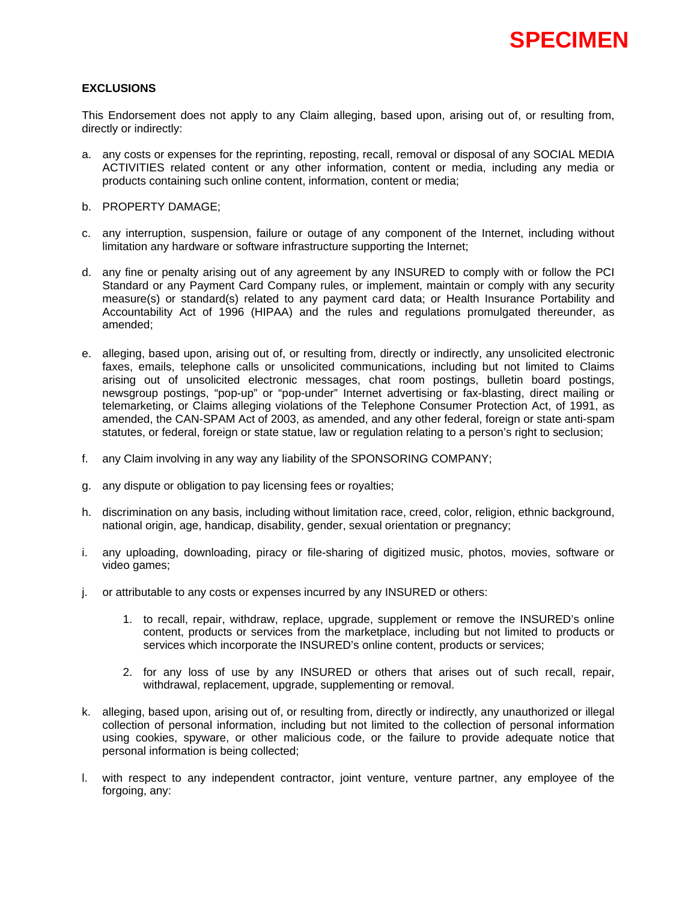**SPECIMEN**

**EXCLUSIONS**

This Endorsement does not apply to any Claim alleging, based upon, arising out of, or resulting from, directly or indirectly:

a. any costs or expenses for the reprinting, reposting, recall, removal or disposal of any SOCIAL MEDIA ACTIVITIES related content or any other information, content or media, including any media or products containing such online content, information, content or media;

b. PROPERTY DAMAGE;

c. any interruption, suspension, failure or outage of any component of the Internet, including without limitation any hardware or software infrastructure supporting the Internet;

d. any fine or penalty arising out of any agreement by any INSURED to comply with or follow the PCI Standard or any Payment Card Company rules, or implement, maintain or comply with any security measure(s) or standard(s) related to any payment card data; or Health Insurance Portability and Accountability Act of 1996 (HIPAA) and the rules and regulations promulgated thereunder, as amended;

e. alleging, based upon, arising out of, or resulting from, directly or indirectly, any unsolicited electronic faxes, emails, telephone calls or unsolicited communications, including but not limited to Claims arising out of unsolicited electronic messages, chat room postings, bulletin board postings, newsgroup postings, “pop-up” or “pop-under” Internet advertising or fax-blasting, direct mailing or telemarketing, or Claims alleging violations of the Telephone Consumer Protection Act, of 1991, as amended, the CAN-SPAM Act of 2003, as amended, and any other federal, foreign or state anti-spam statutes, or federal, foreign or state statue, law or regulation relating to a person’s right to seclusion;

f. any Claim involving in any way any liability of the SPONSORING COMPANY;

g. any dispute or obligation to pay licensing fees or royalties;

h. discrimination on any basis, including without limitation race, creed, color, religion, ethnic background, national origin, age, handicap, disability, gender, sexual orientation or pregnancy;

i. any uploading, downloading, piracy or file-sharing of digitized music, photos, movies, software or video games;

j. or attributable to any costs or expenses incurred by any INSURED or others:

    1. to recall, repair, withdraw, replace, upgrade, supplement or remove the INSURED’s online content, products or services from the marketplace, including but not limited to products or services which incorporate the INSURED’s online content, products or services;

    2. for any loss of use by any INSURED or others that arises out of such recall, repair, withdrawal, replacement, upgrade, supplementing or removal.

k. alleging, based upon, arising out of, or resulting from, directly or indirectly, any unauthorized or illegal collection of personal information, including but not limited to the collection of personal information using cookies, spyware, or other malicious code, or the failure to provide adequate notice that personal information is being collected;

l. with respect to any independent contractor, joint venture, venture partner, any employee of the forgoing, any: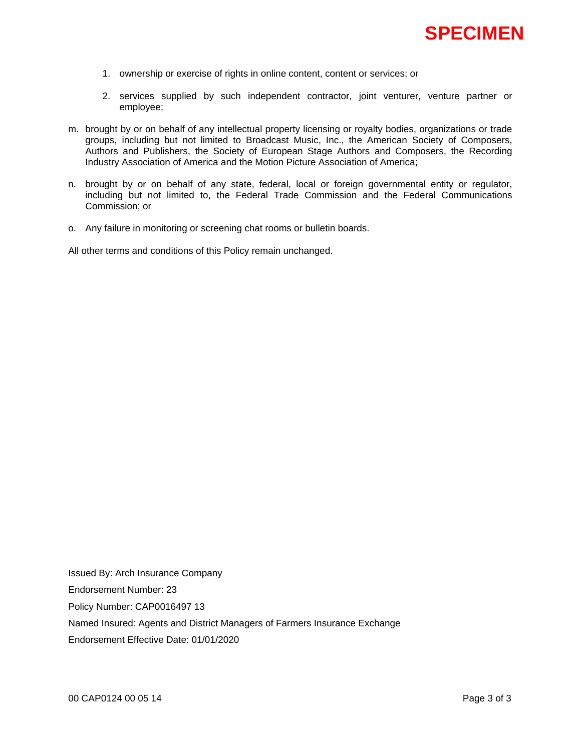**SPECIMEN**

1. ownership or exercise of rights in online content, content or services; or

2. services supplied by such independent contractor, joint venturer, venture partner or employee;

m. brought by or on behalf of any intellectual property licensing or royalty bodies, organizations or trade groups, including but not limited to Broadcast Music, Inc., the American Society of Composers, Authors and Publishers, the Society of European Stage Authors and Composers, the Recording Industry Association of America and the Motion Picture Association of America;

n. brought by or on behalf of any state, federal, local or foreign governmental entity or regulator, including but not limited to, the Federal Trade Commission and the Federal Communications Commission; or

o. Any failure in monitoring or screening chat rooms or bulletin boards.

All other terms and conditions of this Policy remain unchanged.

Issued By: Arch Insurance Company

Endorsement Number: 23

Policy Number: CAP0016497 13

Named Insured: Agents and District Managers of Farmers Insurance Exchange

Endorsement Effective Date: 01/01/2020

00 CAP0124 00 05 14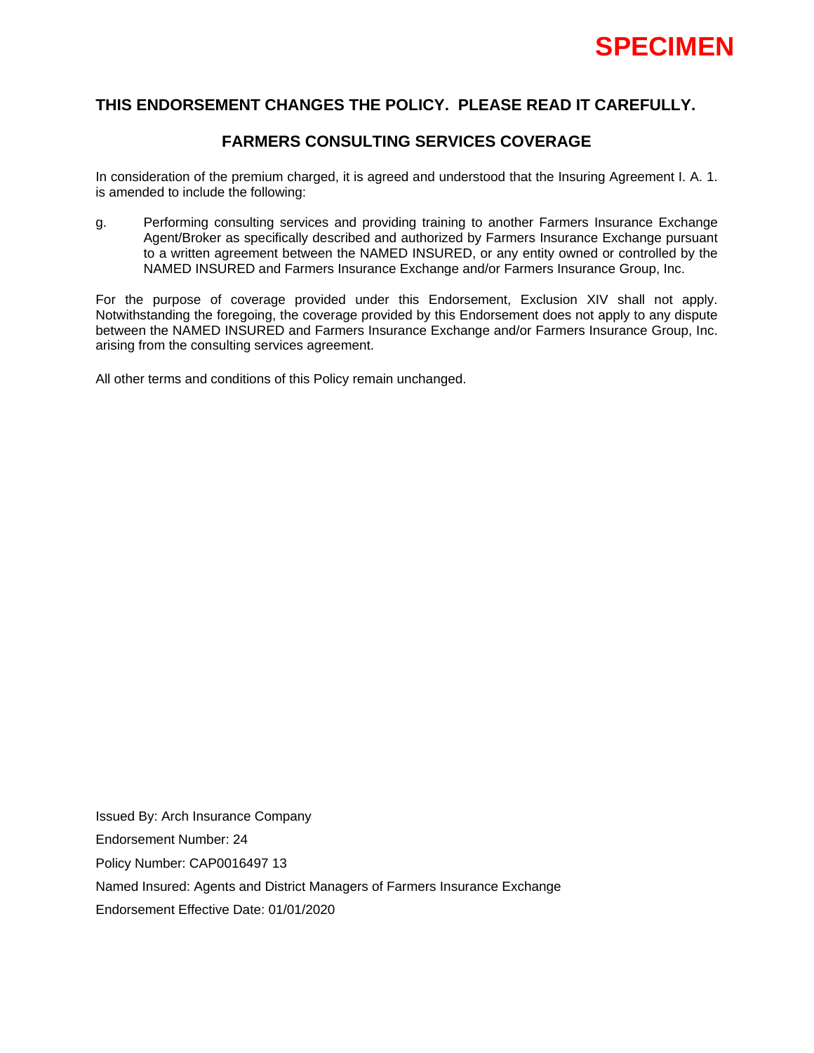**SPECIMEN**

## THIS ENDORSEMENT CHANGES THE POLICY. PLEASE READ IT CAREFULLY.

## FARMERS CONSULTING SERVICES COVERAGE

In consideration of the premium charged, it is agreed and understood that the Insuring Agreement I. A. 1. is amended to include the following:

g. Performing consulting services and providing training to another Farmers Insurance Exchange Agent/Broker as specifically described and authorized by Farmers Insurance Exchange pursuant to a written agreement between the NAMED INSURED, or any entity owned or controlled by the NAMED INSURED and Farmers Insurance Exchange and/or Farmers Insurance Group, Inc.

For the purpose of coverage provided under this Endorsement, Exclusion XIV shall not apply. Notwithstanding the foregoing, the coverage provided by this Endorsement does not apply to any dispute between the NAMED INSURED and Farmers Insurance Exchange and/or Farmers Insurance Group, Inc. arising from the consulting services agreement.

All other terms and conditions of this Policy remain unchanged.

Issued By: Arch Insurance Company

Endorsement Number: 24

Policy Number: CAP0016497 13

Named Insured: Agents and District Managers of Farmers Insurance Exchange

Endorsement Effective Date: 01/01/2020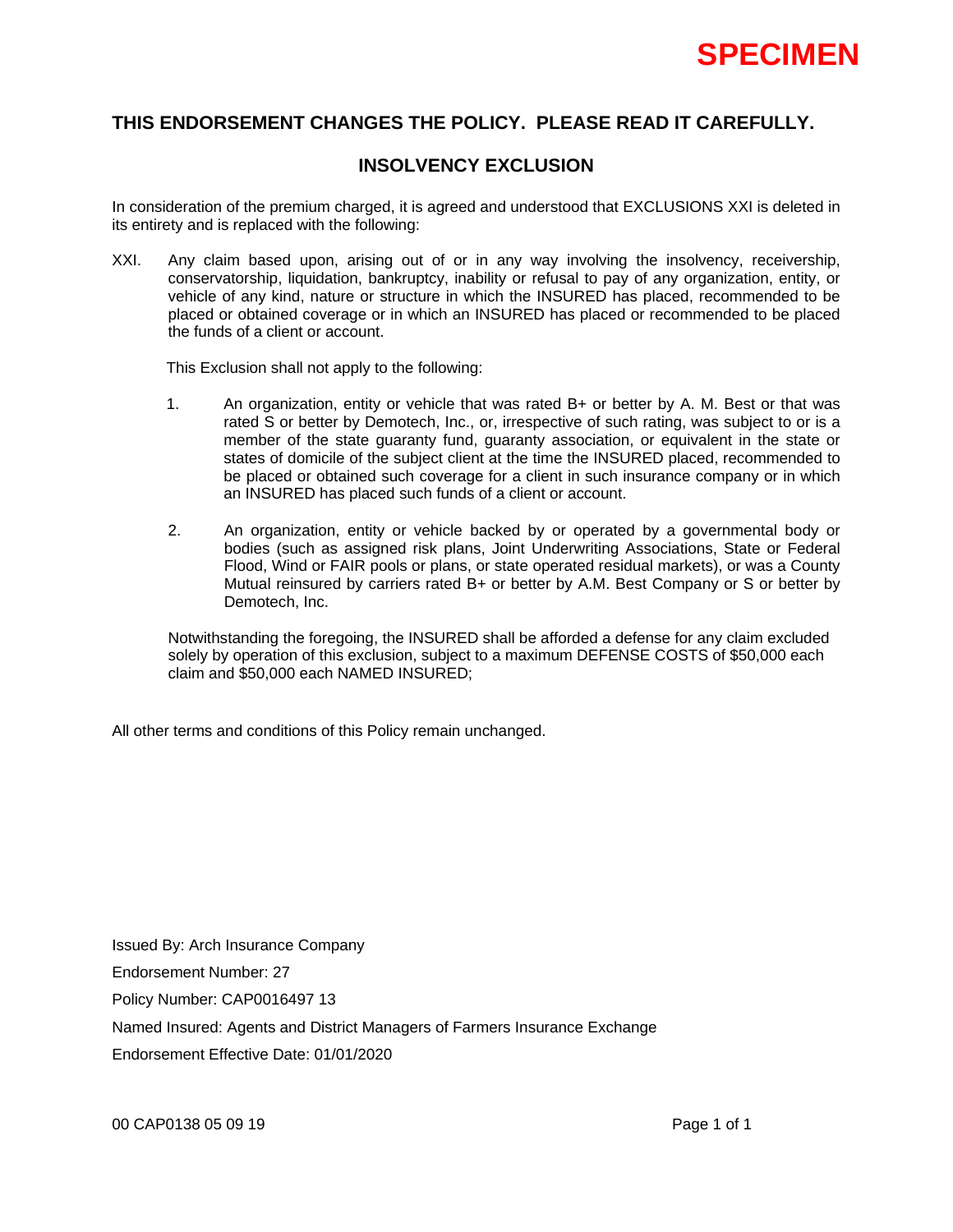**SPECIMEN**

## THIS ENDORSEMENT CHANGES THE POLICY. PLEASE READ IT CAREFULLY.

## INSOLVENCY EXCLUSION

In consideration of the premium charged, it is agreed and understood that EXCLUSIONS XXI is deleted in its entirety and is replaced with the following:

XXI. Any claim based upon, arising out of or in any way involving the insolvency, receivership, conservatorship, liquidation, bankruptcy, inability or refusal to pay of any organization, entity, or vehicle of any kind, nature or structure in which the INSURED has placed, recommended to be placed or obtained coverage or in which an INSURED has placed or recommended to be placed the funds of a client or account.

This Exclusion shall not apply to the following:

1. An organization, entity or vehicle that was rated B+ or better by A. M. Best or that was rated S or better by Demotech, Inc., or, irrespective of such rating, was subject to or is a member of the state guaranty fund, guaranty association, or equivalent in the state or states of domicile of the subject client at the time the INSURED placed, recommended to be placed or obtained such coverage for a client in such insurance company or in which an INSURED has placed such funds of a client or account.

2. An organization, entity or vehicle backed by or operated by a governmental body or bodies (such as assigned risk plans, Joint Underwriting Associations, State or Federal Flood, Wind or FAIR pools or plans, or state operated residual markets), or was a County Mutual reinsured by carriers rated B+ or better by A.M. Best Company or S or better by Demotech, Inc.

Notwithstanding the foregoing, the INSURED shall be afforded a defense for any claim excluded solely by operation of this exclusion, subject to a maximum DEFENSE COSTS of $50,000 each claim and $50,000 each NAMED INSURED;

All other terms and conditions of this Policy remain unchanged.

Issued By: Arch Insurance Company

Endorsement Number: 27

Policy Number: CAP0016497 13

Named Insured: Agents and District Managers of Farmers Insurance Exchange

Endorsement Effective Date: 01/01/2020

00 CAP0138 05 09 19